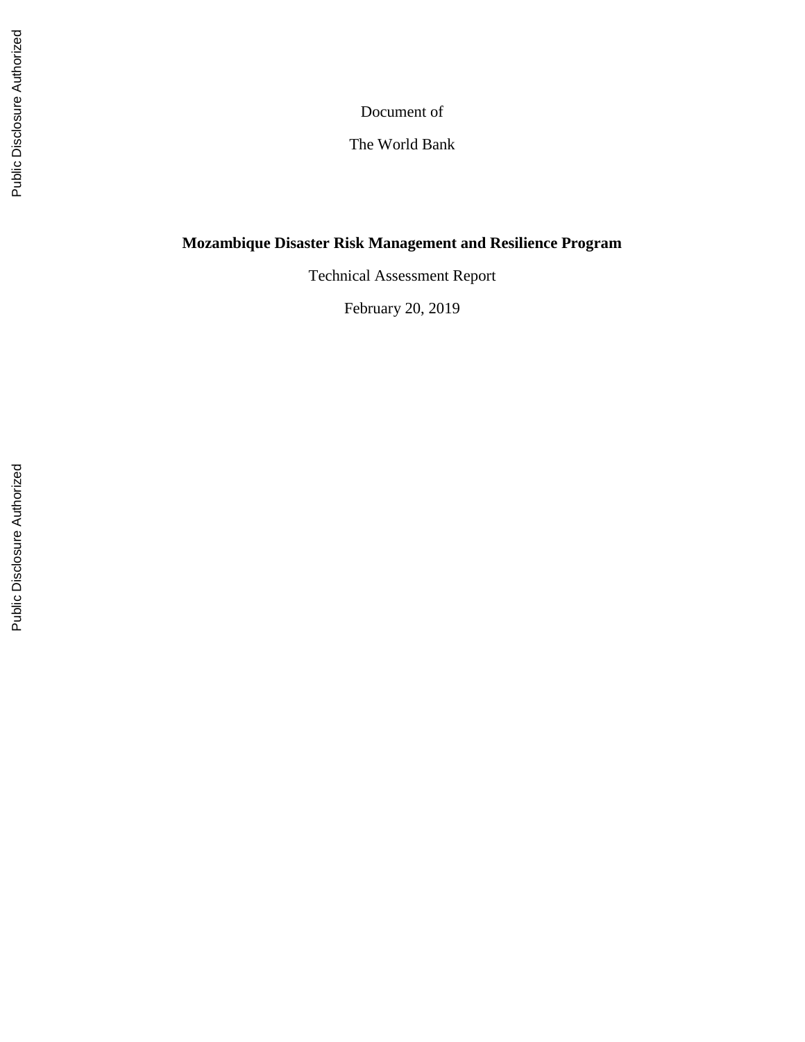Document of

The World Bank

**Mozambique Disaster Risk Management and Resilience Program**

Technical Assessment Report

February 20, 2019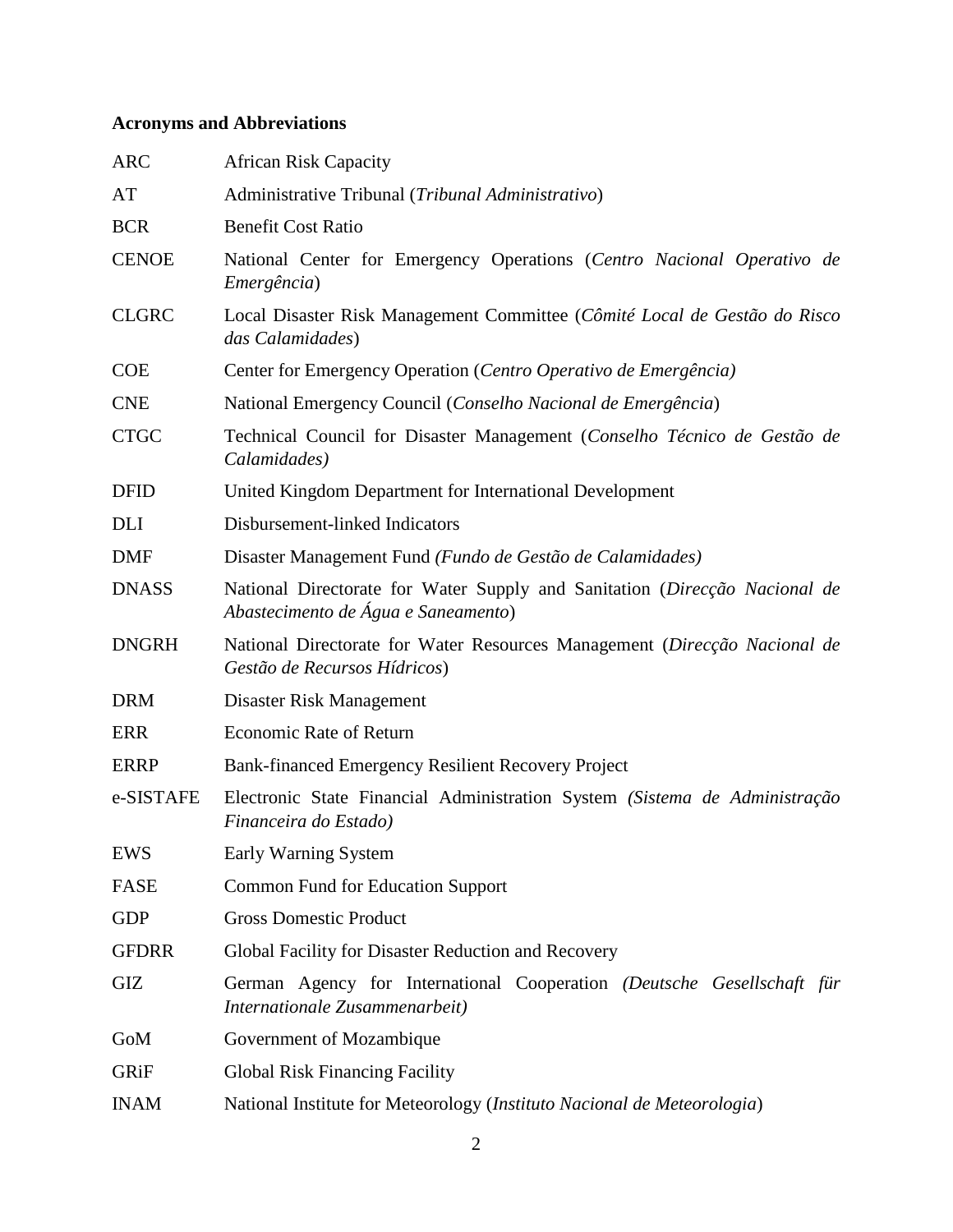**Acronyms and Abbreviations**

| | |
|---|---|
| ARC | African Risk Capacity |
| AT | Administrative Tribunal (*Tribunal Administrativo*) |
| BCR | Benefit Cost Ratio |
| CENOE | National Center for Emergency Operations (*Centro Nacional Operativo de Emergência*) |
| CLGRC | Local Disaster Risk Management Committee (*Cômité Local de Gestão do Risco das Calamidades*) |
| COE | Center for Emergency Operation (*Centro Operativo de Emergência)* |
| CNE | National Emergency Council (*Conselho Nacional de Emergência*) |
| CTGC | Technical Council for Disaster Management (*Conselho Técnico de Gestão de Calamidades)* |
| DFID | United Kingdom Department for International Development |
| DLI | Disbursement-linked Indicators |
| DMF | Disaster Management Fund *(Fundo de Gestão de Calamidades)* |
| DNASS | National Directorate for Water Supply and Sanitation (*Direcção Nacional de Abastecimento de Água e Saneamento*) |
| DNGRH | National Directorate for Water Resources Management (*Direcção Nacional de Gestão de Recursos Hídricos*) |
| DRM | Disaster Risk Management |
| ERR | Economic Rate of Return |
| ERRP | Bank-financed Emergency Resilient Recovery Project |
| e-SISTAFE | Electronic State Financial Administration System *(Sistema de Administração Financeira do Estado)* |
| EWS | Early Warning System |
| FASE | Common Fund for Education Support |
| GDP | Gross Domestic Product |
| GFDRR | Global Facility for Disaster Reduction and Recovery |
| GIZ | German Agency for International Cooperation *(Deutsche Gesellschaft für Internationale Zusammenarbeit)* |
| GoM | Government of Mozambique |
| GRiF | Global Risk Financing Facility |
| INAM | National Institute for Meteorology (*Instituto Nacional de Meteorologia*) |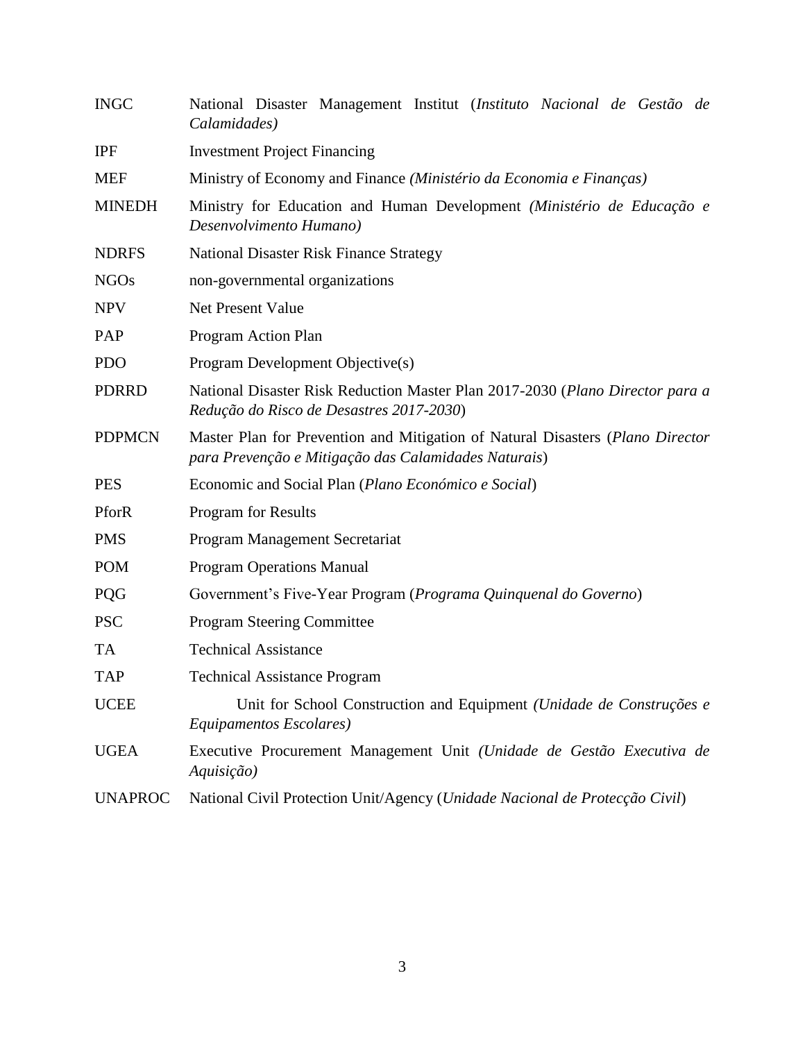| | |
|---|---|
| INGC | National Disaster Management Institut (*Instituto Nacional de Gestão de Calamidades)* |
| IPF | Investment Project Financing |
| MEF | Ministry of Economy and Finance *(Ministério da Economia e Finanças)* |
| MINEDH | Ministry for Education and Human Development *(Ministério de Educação e Desenvolvimento Humano)* |
| NDRFS | National Disaster Risk Finance Strategy |
| NGOs | non-governmental organizations |
| NPV | Net Present Value |
| PAP | Program Action Plan |
| PDO | Program Development Objective(s) |
| PDRRD | National Disaster Risk Reduction Master Plan 2017-2030 (*Plano Director para a Redução do Risco de Desastres 2017-2030*) |
| PDPMCN | Master Plan for Prevention and Mitigation of Natural Disasters (*Plano Director para Prevenção e Mitigação das Calamidades Naturais*) |
| PES | Economic and Social Plan (*Plano Económico e Social*) |
| PforR | Program for Results |
| PMS | Program Management Secretariat |
| POM | Program Operations Manual |
| PQG | Government's Five-Year Program (*Programa Quinquenal do Governo*) |
| PSC | Program Steering Committee |
| TA | Technical Assistance |
| TAP | Technical Assistance Program |
| UCEE | Unit for School Construction and Equipment *(Unidade de Construções e Equipamentos Escolares)* |
| UGEA | Executive Procurement Management Unit *(Unidade de Gestão Executiva de Aquisição)* |
| UNAPROC | National Civil Protection Unit/Agency (*Unidade Nacional de Protecção Civil*) |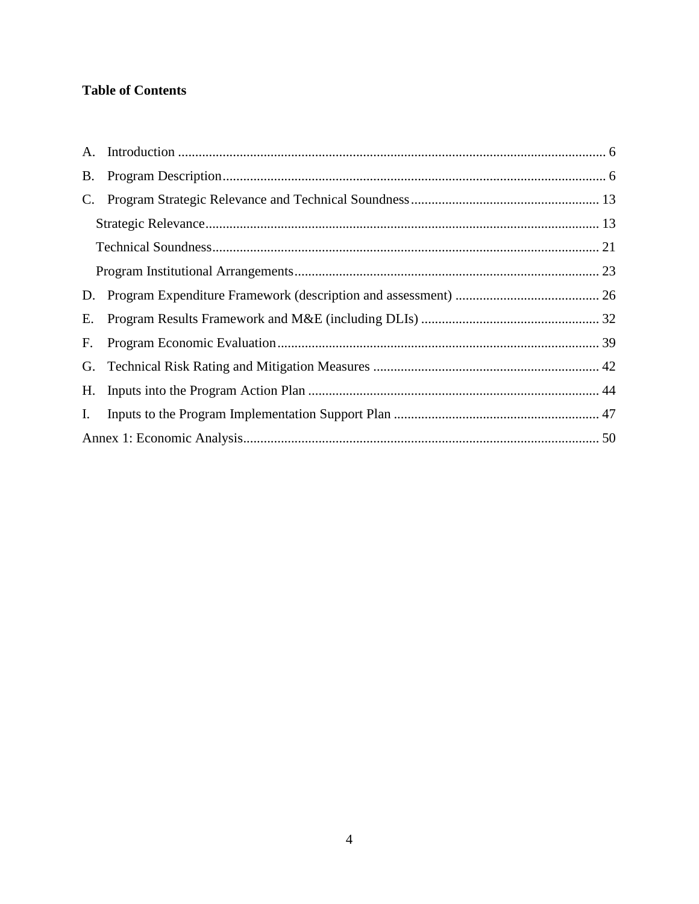**Table of Contents**

A. Introduction ........................................................................................................................ 6

B. Program Description ............................................................................................................ 6

C. Program Strategic Relevance and Technical Soundness ....................................................... 13

- Strategic Relevance ................................................................................................................ 13
- Technical Soundness ............................................................................................................... 21
- Program Institutional Arrangements ....................................................................................... 23

D. Program Expenditure Framework (description and assessment) .......................................... 26

E. Program Results Framework and M&E (including DLIs) .................................................... 32

F. Program Economic Evaluation ............................................................................................. 39

G. Technical Risk Rating and Mitigation Measures .................................................................. 42

H. Inputs into the Program Action Plan ..................................................................................... 44

I. Inputs to the Program Implementation Support Plan ............................................................ 47

Annex 1: Economic Analysis ...................................................................................................... 50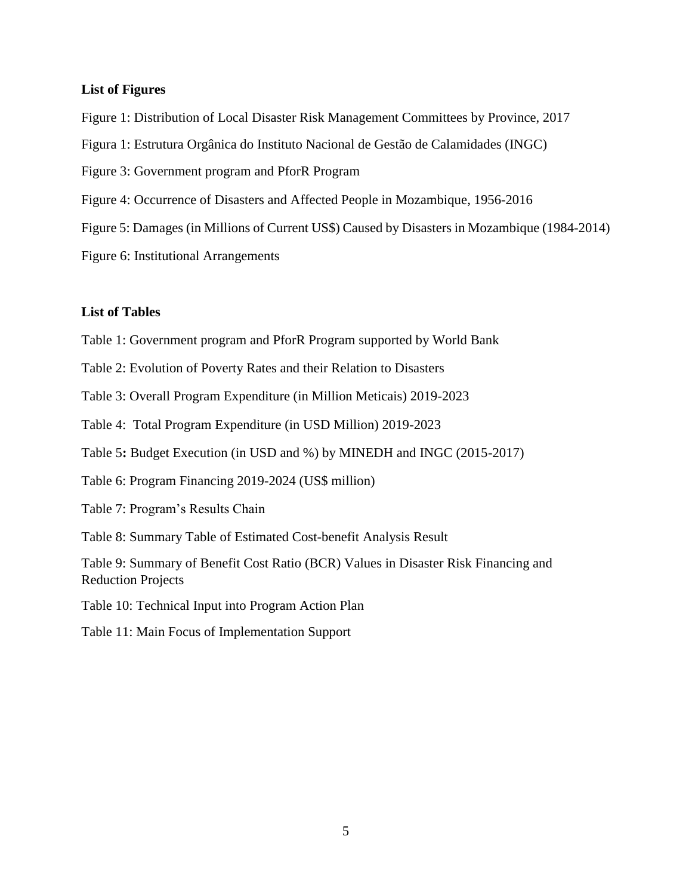**List of Figures**

Figure 1: Distribution of Local Disaster Risk Management Committees by Province, 2017

Figura 1: Estrutura Orgânica do Instituto Nacional de Gestão de Calamidades (INGC)

Figure 3: Government program and PforR Program

Figure 4: Occurrence of Disasters and Affected People in Mozambique, 1956-2016

Figure 5: Damages (in Millions of Current US$) Caused by Disasters in Mozambique (1984-2014)

Figure 6: Institutional Arrangements

**List of Tables**

Table 1: Government program and PforR Program supported by World Bank

Table 2: Evolution of Poverty Rates and their Relation to Disasters

Table 3: Overall Program Expenditure (in Million Meticais) 2019-2023

Table 4: Total Program Expenditure (in USD Million) 2019-2023

Table 5**:** Budget Execution (in USD and %) by MINEDH and INGC (2015-2017)

Table 6: Program Financing 2019-2024 (US$ million)

Table 7: Program's Results Chain

Table 8: Summary Table of Estimated Cost-benefit Analysis Result

Table 9: Summary of Benefit Cost Ratio (BCR) Values in Disaster Risk Financing and Reduction Projects

Table 10: Technical Input into Program Action Plan

Table 11: Main Focus of Implementation Support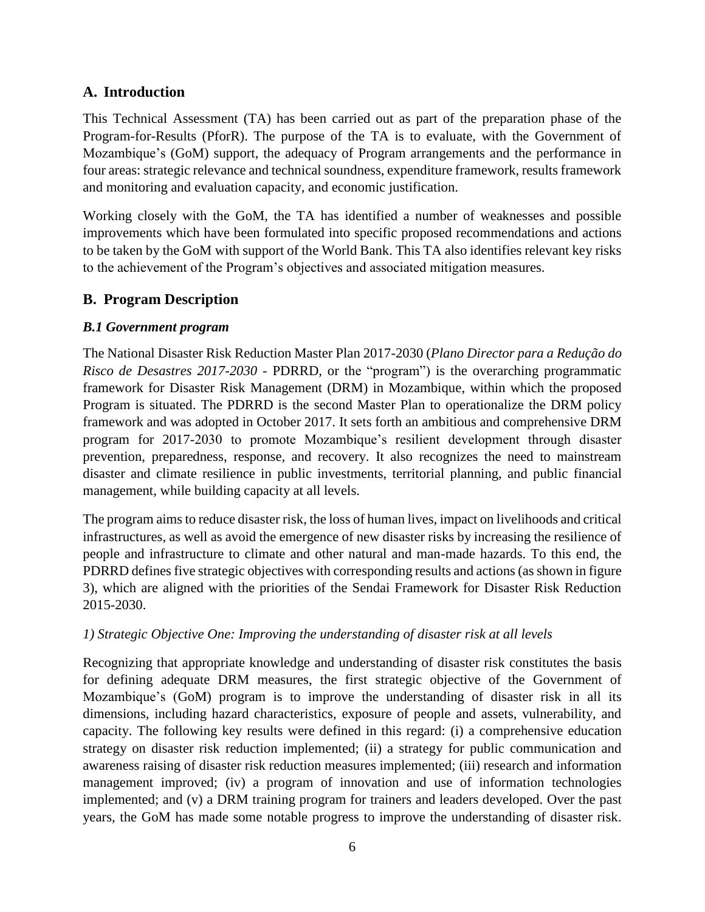## A. Introduction

This Technical Assessment (TA) has been carried out as part of the preparation phase of the Program-for-Results (PforR). The purpose of the TA is to evaluate, with the Government of Mozambique's (GoM) support, the adequacy of Program arrangements and the performance in four areas: strategic relevance and technical soundness, expenditure framework, results framework and monitoring and evaluation capacity, and economic justification.

Working closely with the GoM, the TA has identified a number of weaknesses and possible improvements which have been formulated into specific proposed recommendations and actions to be taken by the GoM with support of the World Bank. This TA also identifies relevant key risks to the achievement of the Program's objectives and associated mitigation measures.

## B. Program Description

### *B.1 Government program*

The National Disaster Risk Reduction Master Plan 2017-2030 (*Plano Director para a Redução do Risco de Desastres 2017-2030* - PDRRD, or the "program") is the overarching programmatic framework for Disaster Risk Management (DRM) in Mozambique, within which the proposed Program is situated. The PDRRD is the second Master Plan to operationalize the DRM policy framework and was adopted in October 2017. It sets forth an ambitious and comprehensive DRM program for 2017-2030 to promote Mozambique's resilient development through disaster prevention, preparedness, response, and recovery. It also recognizes the need to mainstream disaster and climate resilience in public investments, territorial planning, and public financial management, while building capacity at all levels.

The program aims to reduce disaster risk, the loss of human lives, impact on livelihoods and critical infrastructures, as well as avoid the emergence of new disaster risks by increasing the resilience of people and infrastructure to climate and other natural and man-made hazards. To this end, the PDRRD defines five strategic objectives with corresponding results and actions (as shown in figure 3), which are aligned with the priorities of the Sendai Framework for Disaster Risk Reduction 2015-2030.

*1) Strategic Objective One: Improving the understanding of disaster risk at all levels*

Recognizing that appropriate knowledge and understanding of disaster risk constitutes the basis for defining adequate DRM measures, the first strategic objective of the Government of Mozambique's (GoM) program is to improve the understanding of disaster risk in all its dimensions, including hazard characteristics, exposure of people and assets, vulnerability, and capacity. The following key results were defined in this regard: (i) a comprehensive education strategy on disaster risk reduction implemented; (ii) a strategy for public communication and awareness raising of disaster risk reduction measures implemented; (iii) research and information management improved; (iv) a program of innovation and use of information technologies implemented; and (v) a DRM training program for trainers and leaders developed. Over the past years, the GoM has made some notable progress to improve the understanding of disaster risk.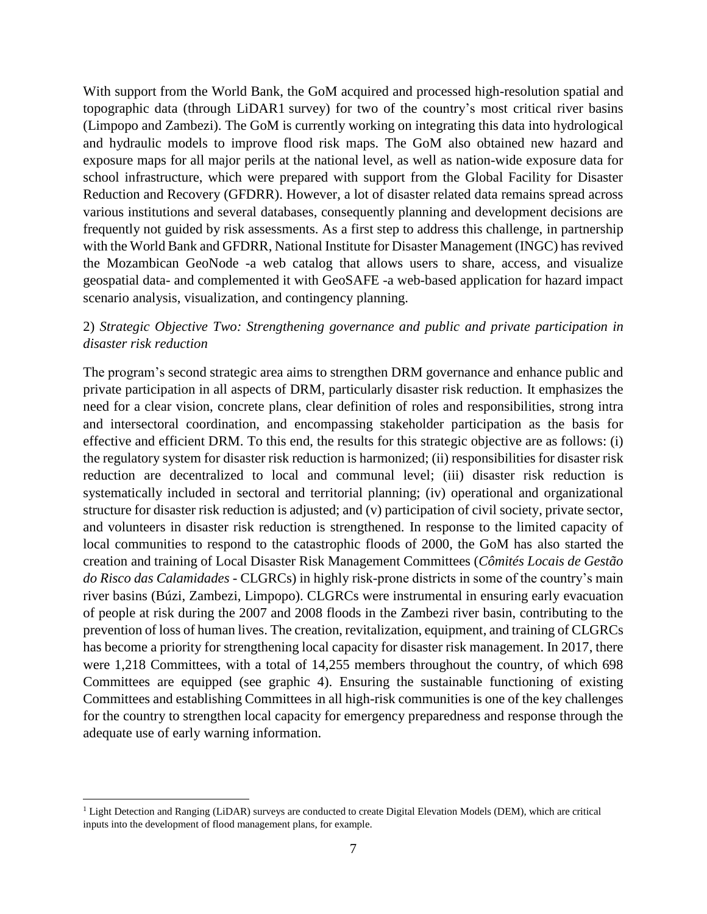With support from the World Bank, the GoM acquired and processed high-resolution spatial and topographic data (through LiDAR[1] survey) for two of the country's most critical river basins (Limpopo and Zambezi). The GoM is currently working on integrating this data into hydrological and hydraulic models to improve flood risk maps. The GoM also obtained new hazard and exposure maps for all major perils at the national level, as well as nation-wide exposure data for school infrastructure, which were prepared with support from the Global Facility for Disaster Reduction and Recovery (GFDRR). However, a lot of disaster related data remains spread across various institutions and several databases, consequently planning and development decisions are frequently not guided by risk assessments. As a first step to address this challenge, in partnership with the World Bank and GFDRR, National Institute for Disaster Management (INGC) has revived the Mozambican GeoNode -a web catalog that allows users to share, access, and visualize geospatial data- and complemented it with GeoSAFE -a web-based application for hazard impact scenario analysis, visualization, and contingency planning.

2) *Strategic Objective Two: Strengthening governance and public and private participation in disaster risk reduction*

The program's second strategic area aims to strengthen DRM governance and enhance public and private participation in all aspects of DRM, particularly disaster risk reduction. It emphasizes the need for a clear vision, concrete plans, clear definition of roles and responsibilities, strong intra and intersectoral coordination, and encompassing stakeholder participation as the basis for effective and efficient DRM. To this end, the results for this strategic objective are as follows: (i) the regulatory system for disaster risk reduction is harmonized; (ii) responsibilities for disaster risk reduction are decentralized to local and communal level; (iii) disaster risk reduction is systematically included in sectoral and territorial planning; (iv) operational and organizational structure for disaster risk reduction is adjusted; and (v) participation of civil society, private sector, and volunteers in disaster risk reduction is strengthened. In response to the limited capacity of local communities to respond to the catastrophic floods of 2000, the GoM has also started the creation and training of Local Disaster Risk Management Committees (*Cômités Locais de Gestão do Risco das Calamidades* - CLGRCs) in highly risk-prone districts in some of the country's main river basins (Búzi, Zambezi, Limpopo). CLGRCs were instrumental in ensuring early evacuation of people at risk during the 2007 and 2008 floods in the Zambezi river basin, contributing to the prevention of loss of human lives. The creation, revitalization, equipment, and training of CLGRCs has become a priority for strengthening local capacity for disaster risk management. In 2017, there were 1,218 Committees, with a total of 14,255 members throughout the country, of which 698 Committees are equipped (see graphic 4). Ensuring the sustainable functioning of existing Committees and establishing Committees in all high-risk communities is one of the key challenges for the country to strengthen local capacity for emergency preparedness and response through the adequate use of early warning information.

---

[1] Light Detection and Ranging (LiDAR) surveys are conducted to create Digital Elevation Models (DEM), which are critical inputs into the development of flood management plans, for example.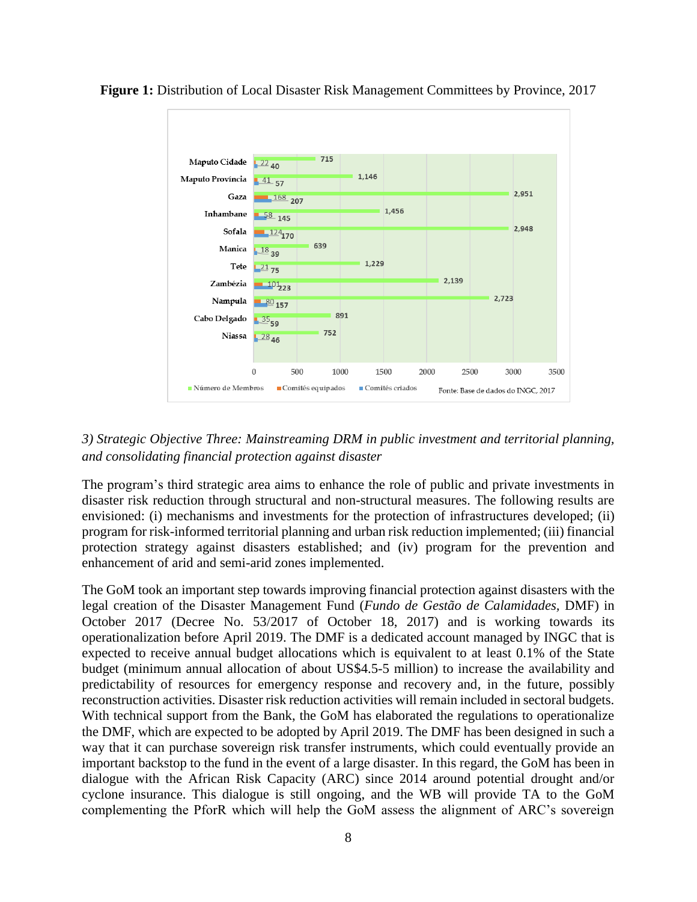**Figure 1:** Distribution of Local Disaster Risk Management Committees by Province, 2017

| Province | Número de Membros | Comités equipados | Comités criados |
|---|---|---|---|
| Maputo Cidade | 715 | 22 | 40 |
| Maputo Província | 1,146 | 41 | 57 |
| Gaza | 2,951 | 168 | 207 |
| Inhambane | 1,456 | 58 | 145 |
| Sofala | 2,948 | 124 | 170 |
| Manica | 639 | 18 | 39 |
| Tete | 1,229 | 21 | 75 |
| Zambézia | 2,139 | 101 | 223 |
| Nampula | 2,723 | 80 | 157 |
| Cabo Delgado | 891 | 35 | 59 |
| Niassa | 752 | 28 | 46 |

Fonte: Base de dados do INGC, 2017

*3) Strategic Objective Three: Mainstreaming DRM in public investment and territorial planning, and consolidating financial protection against disaster*

The program's third strategic area aims to enhance the role of public and private investments in disaster risk reduction through structural and non-structural measures. The following results are envisioned: (i) mechanisms and investments for the protection of infrastructures developed; (ii) program for risk-informed territorial planning and urban risk reduction implemented; (iii) financial protection strategy against disasters established; and (iv) program for the prevention and enhancement of arid and semi-arid zones implemented.

The GoM took an important step towards improving financial protection against disasters with the legal creation of the Disaster Management Fund (*Fundo de Gestão de Calamidades*, DMF) in October 2017 (Decree No. 53/2017 of October 18, 2017) and is working towards its operationalization before April 2019. The DMF is a dedicated account managed by INGC that is expected to receive annual budget allocations which is equivalent to at least 0.1% of the State budget (minimum annual allocation of about US$4.5-5 million) to increase the availability and predictability of resources for emergency response and recovery and, in the future, possibly reconstruction activities. Disaster risk reduction activities will remain included in sectoral budgets. With technical support from the Bank, the GoM has elaborated the regulations to operationalize the DMF, which are expected to be adopted by April 2019. The DMF has been designed in such a way that it can purchase sovereign risk transfer instruments, which could eventually provide an important backstop to the fund in the event of a large disaster. In this regard, the GoM has been in dialogue with the African Risk Capacity (ARC) since 2014 around potential drought and/or cyclone insurance. This dialogue is still ongoing, and the WB will provide TA to the GoM complementing the PforR which will help the GoM assess the alignment of ARC's sovereign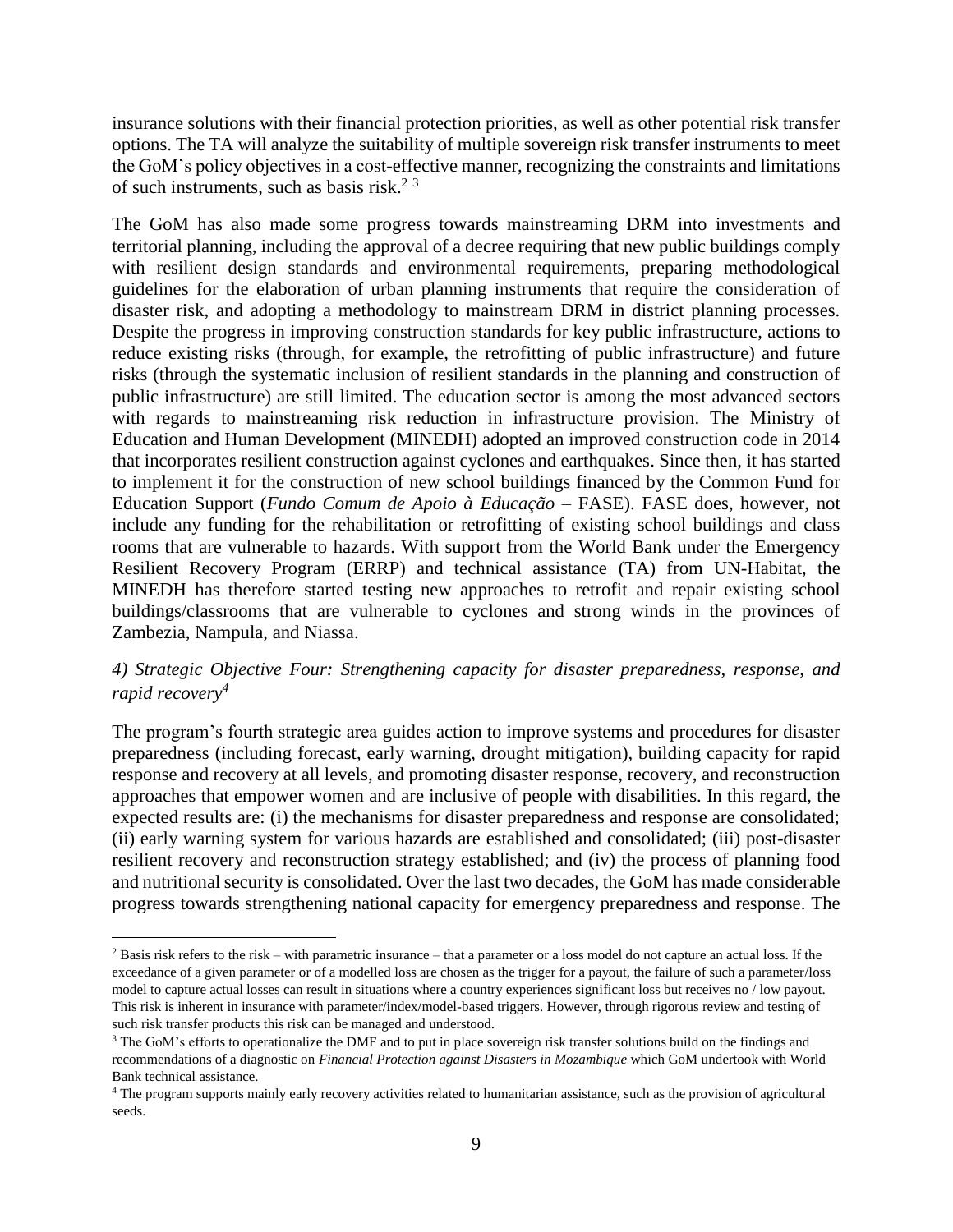insurance solutions with their financial protection priorities, as well as other potential risk transfer options. The TA will analyze the suitability of multiple sovereign risk transfer instruments to meet the GoM's policy objectives in a cost-effective manner, recognizing the constraints and limitations of such instruments, such as basis risk.[2] [3]

The GoM has also made some progress towards mainstreaming DRM into investments and territorial planning, including the approval of a decree requiring that new public buildings comply with resilient design standards and environmental requirements, preparing methodological guidelines for the elaboration of urban planning instruments that require the consideration of disaster risk, and adopting a methodology to mainstream DRM in district planning processes. Despite the progress in improving construction standards for key public infrastructure, actions to reduce existing risks (through, for example, the retrofitting of public infrastructure) and future risks (through the systematic inclusion of resilient standards in the planning and construction of public infrastructure) are still limited. The education sector is among the most advanced sectors with regards to mainstreaming risk reduction in infrastructure provision. The Ministry of Education and Human Development (MINEDH) adopted an improved construction code in 2014 that incorporates resilient construction against cyclones and earthquakes. Since then, it has started to implement it for the construction of new school buildings financed by the Common Fund for Education Support (*Fundo Comum de Apoio à Educação* – FASE). FASE does, however, not include any funding for the rehabilitation or retrofitting of existing school buildings and class rooms that are vulnerable to hazards. With support from the World Bank under the Emergency Resilient Recovery Program (ERRP) and technical assistance (TA) from UN-Habitat, the MINEDH has therefore started testing new approaches to retrofit and repair existing school buildings/classrooms that are vulnerable to cyclones and strong winds in the provinces of Zambezia, Nampula, and Niassa.

*4) Strategic Objective Four: Strengthening capacity for disaster preparedness, response, and rapid recovery*[4]

The program's fourth strategic area guides action to improve systems and procedures for disaster preparedness (including forecast, early warning, drought mitigation), building capacity for rapid response and recovery at all levels, and promoting disaster response, recovery, and reconstruction approaches that empower women and are inclusive of people with disabilities. In this regard, the expected results are: (i) the mechanisms for disaster preparedness and response are consolidated; (ii) early warning system for various hazards are established and consolidated; (iii) post-disaster resilient recovery and reconstruction strategy established; and (iv) the process of planning food and nutritional security is consolidated. Over the last two decades, the GoM has made considerable progress towards strengthening national capacity for emergency preparedness and response. The

[2] Basis risk refers to the risk – with parametric insurance – that a parameter or a loss model do not capture an actual loss. If the exceedance of a given parameter or of a modelled loss are chosen as the trigger for a payout, the failure of such a parameter/loss model to capture actual losses can result in situations where a country experiences significant loss but receives no / low payout. This risk is inherent in insurance with parameter/index/model-based triggers. However, through rigorous review and testing of such risk transfer products this risk can be managed and understood.

[3] The GoM's efforts to operationalize the DMF and to put in place sovereign risk transfer solutions build on the findings and recommendations of a diagnostic on *Financial Protection against Disasters in Mozambique* which GoM undertook with World Bank technical assistance.

[4] The program supports mainly early recovery activities related to humanitarian assistance, such as the provision of agricultural seeds.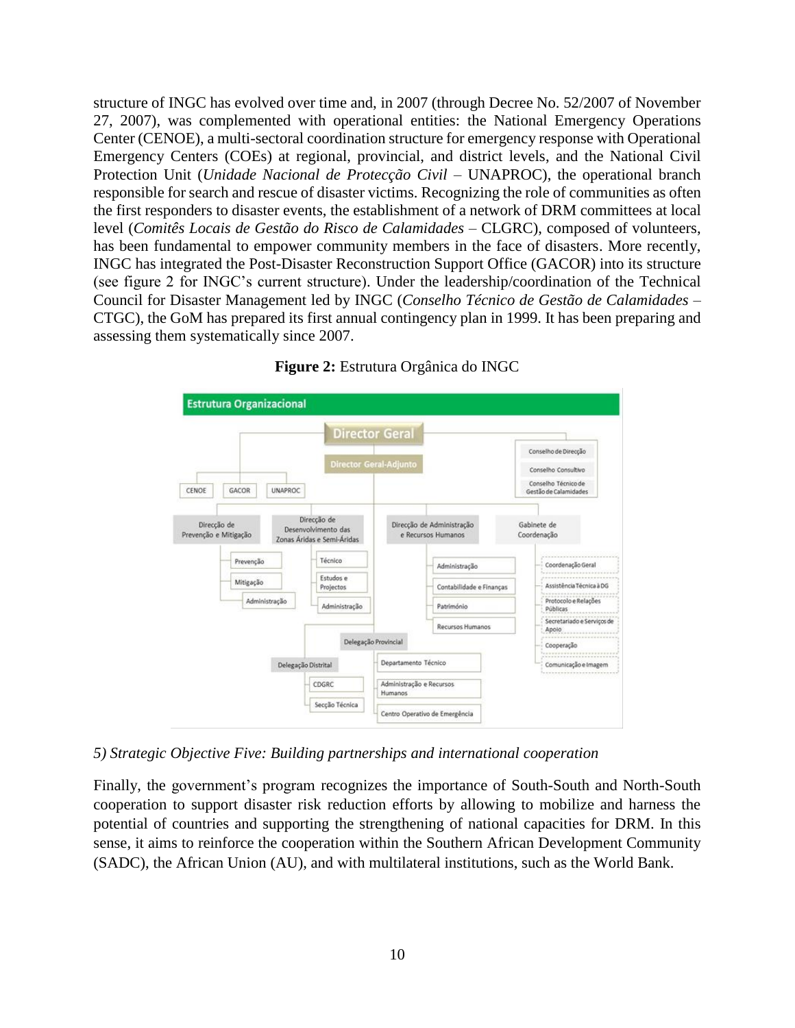structure of INGC has evolved over time and, in 2007 (through Decree No. 52/2007 of November 27, 2007), was complemented with operational entities: the National Emergency Operations Center (CENOE), a multi-sectoral coordination structure for emergency response with Operational Emergency Centers (COEs) at regional, provincial, and district levels, and the National Civil Protection Unit (*Unidade Nacional de Protecção Civil* – UNAPROC), the operational branch responsible for search and rescue of disaster victims. Recognizing the role of communities as often the first responders to disaster events, the establishment of a network of DRM committees at local level (*Comitês Locais de Gestão do Risco de Calamidades* – CLGRC), composed of volunteers, has been fundamental to empower community members in the face of disasters. More recently, INGC has integrated the Post-Disaster Reconstruction Support Office (GACOR) into its structure (see figure 2 for INGC's current structure). Under the leadership/coordination of the Technical Council for Disaster Management led by INGC (*Conselho Técnico de Gestão de Calamidades* – CTGC), the GoM has prepared its first annual contingency plan in 1999. It has been preparing and assessing them systematically since 2007.

**Figure 2:** Estrutura Orgânica do INGC

*5) Strategic Objective Five: Building partnerships and international cooperation*

Finally, the government's program recognizes the importance of South-South and North-South cooperation to support disaster risk reduction efforts by allowing to mobilize and harness the potential of countries and supporting the strengthening of national capacities for DRM. In this sense, it aims to reinforce the cooperation within the Southern African Development Community (SADC), the African Union (AU), and with multilateral institutions, such as the World Bank.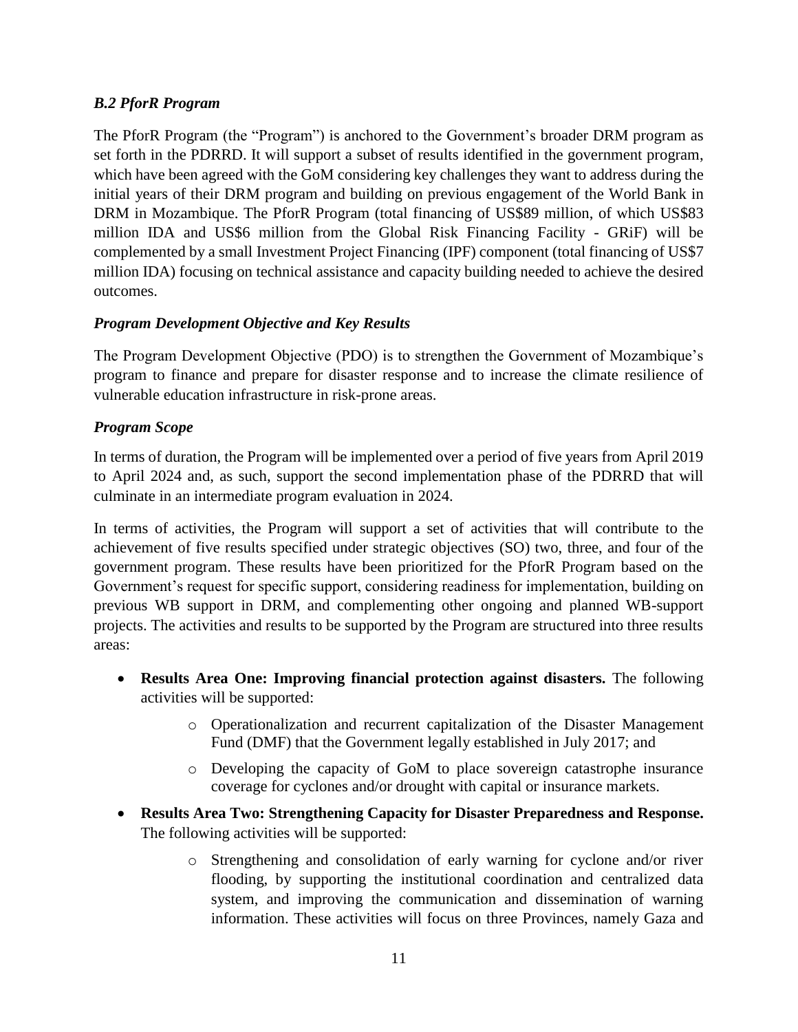### *B.2 PforR Program*

The PforR Program (the "Program") is anchored to the Government's broader DRM program as set forth in the PDRRD. It will support a subset of results identified in the government program, which have been agreed with the GoM considering key challenges they want to address during the initial years of their DRM program and building on previous engagement of the World Bank in DRM in Mozambique. The PforR Program (total financing of US$89 million, of which US$83 million IDA and US$6 million from the Global Risk Financing Facility - GRiF) will be complemented by a small Investment Project Financing (IPF) component (total financing of US$7 million IDA) focusing on technical assistance and capacity building needed to achieve the desired outcomes.

### *Program Development Objective and Key Results*

The Program Development Objective (PDO) is to strengthen the Government of Mozambique's program to finance and prepare for disaster response and to increase the climate resilience of vulnerable education infrastructure in risk-prone areas.

### *Program Scope*

In terms of duration, the Program will be implemented over a period of five years from April 2019 to April 2024 and, as such, support the second implementation phase of the PDRRD that will culminate in an intermediate program evaluation in 2024.

In terms of activities, the Program will support a set of activities that will contribute to the achievement of five results specified under strategic objectives (SO) two, three, and four of the government program. These results have been prioritized for the PforR Program based on the Government's request for specific support, considering readiness for implementation, building on previous WB support in DRM, and complementing other ongoing and planned WB-support projects. The activities and results to be supported by the Program are structured into three results areas:

- **Results Area One: Improving financial protection against disasters.** The following activities will be supported:
    - Operationalization and recurrent capitalization of the Disaster Management Fund (DMF) that the Government legally established in July 2017; and
    - Developing the capacity of GoM to place sovereign catastrophe insurance coverage for cyclones and/or drought with capital or insurance markets.
- **Results Area Two: Strengthening Capacity for Disaster Preparedness and Response.** The following activities will be supported:
    - Strengthening and consolidation of early warning for cyclone and/or river flooding, by supporting the institutional coordination and centralized data system, and improving the communication and dissemination of warning information. These activities will focus on three Provinces, namely Gaza and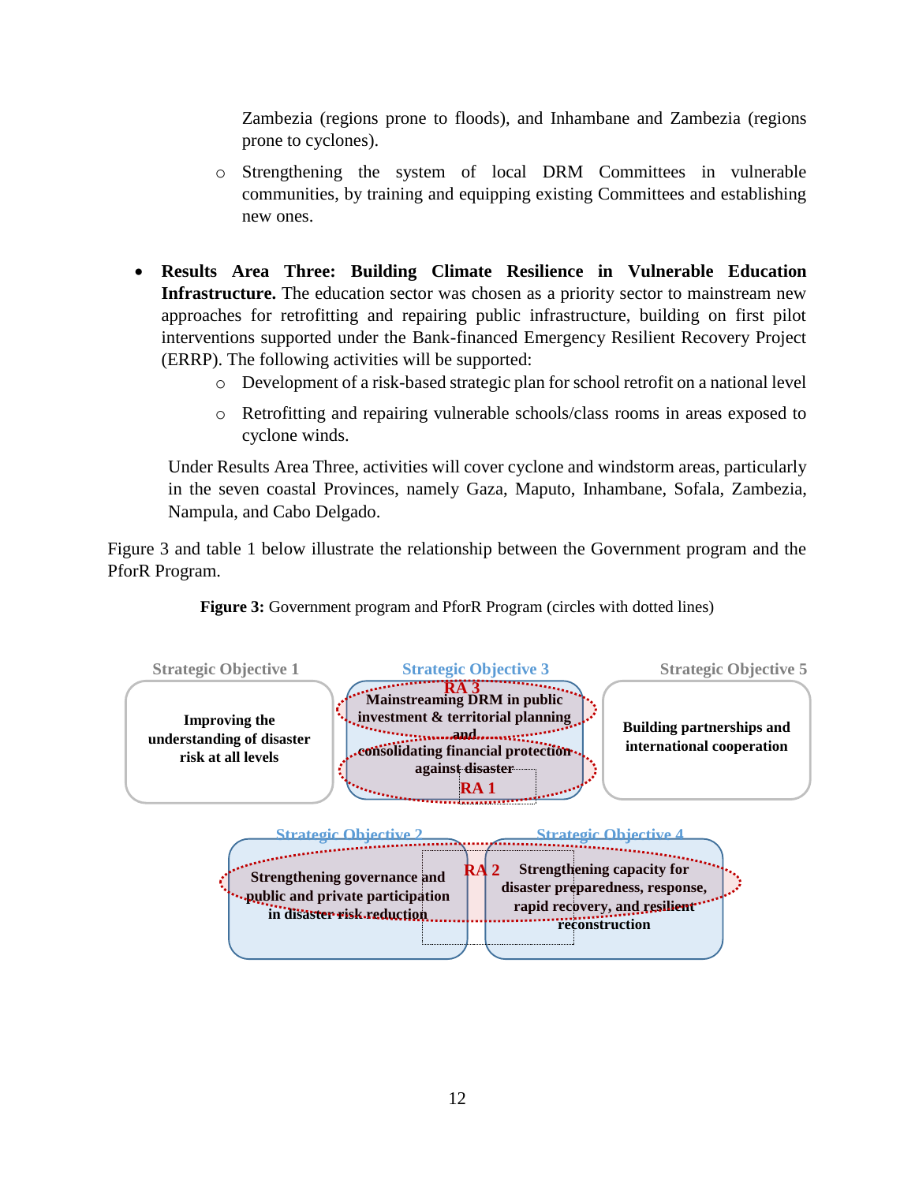Zambezia (regions prone to floods), and Inhambane and Zambezia (regions prone to cyclones).

- Strengthening the system of local DRM Committees in vulnerable communities, by training and equipping existing Committees and establishing new ones.

- **Results Area Three: Building Climate Resilience in Vulnerable Education Infrastructure.** The education sector was chosen as a priority sector to mainstream new approaches for retrofitting and repairing public infrastructure, building on first pilot interventions supported under the Bank-financed Emergency Resilient Recovery Project (ERRP). The following activities will be supported:
  - Development of a risk-based strategic plan for school retrofit on a national level
  - Retrofitting and repairing vulnerable schools/class rooms in areas exposed to cyclone winds.

  Under Results Area Three, activities will cover cyclone and windstorm areas, particularly in the seven coastal Provinces, namely Gaza, Maputo, Inhambane, Sofala, Zambezia, Nampula, and Cabo Delgado.

Figure 3 and table 1 below illustrate the relationship between the Government program and the PforR Program.

**Figure 3:** Government program and PforR Program (circles with dotted lines)

Strategic Objective 1
**Improving the understanding of disaster risk at all levels**

Strategic Objective 3
RA 3
**Mainstreaming DRM in public investment & territorial planning and consolidating financial protection against disaster**
RA 1

Strategic Objective 5
**Building partnerships and international cooperation**

Strategic Objective 2
**Strengthening governance and public and private participation in disaster risk reduction**

RA 2

Strategic Objective 4
**Strengthening capacity for disaster preparedness, response, rapid recovery, and resilient reconstruction**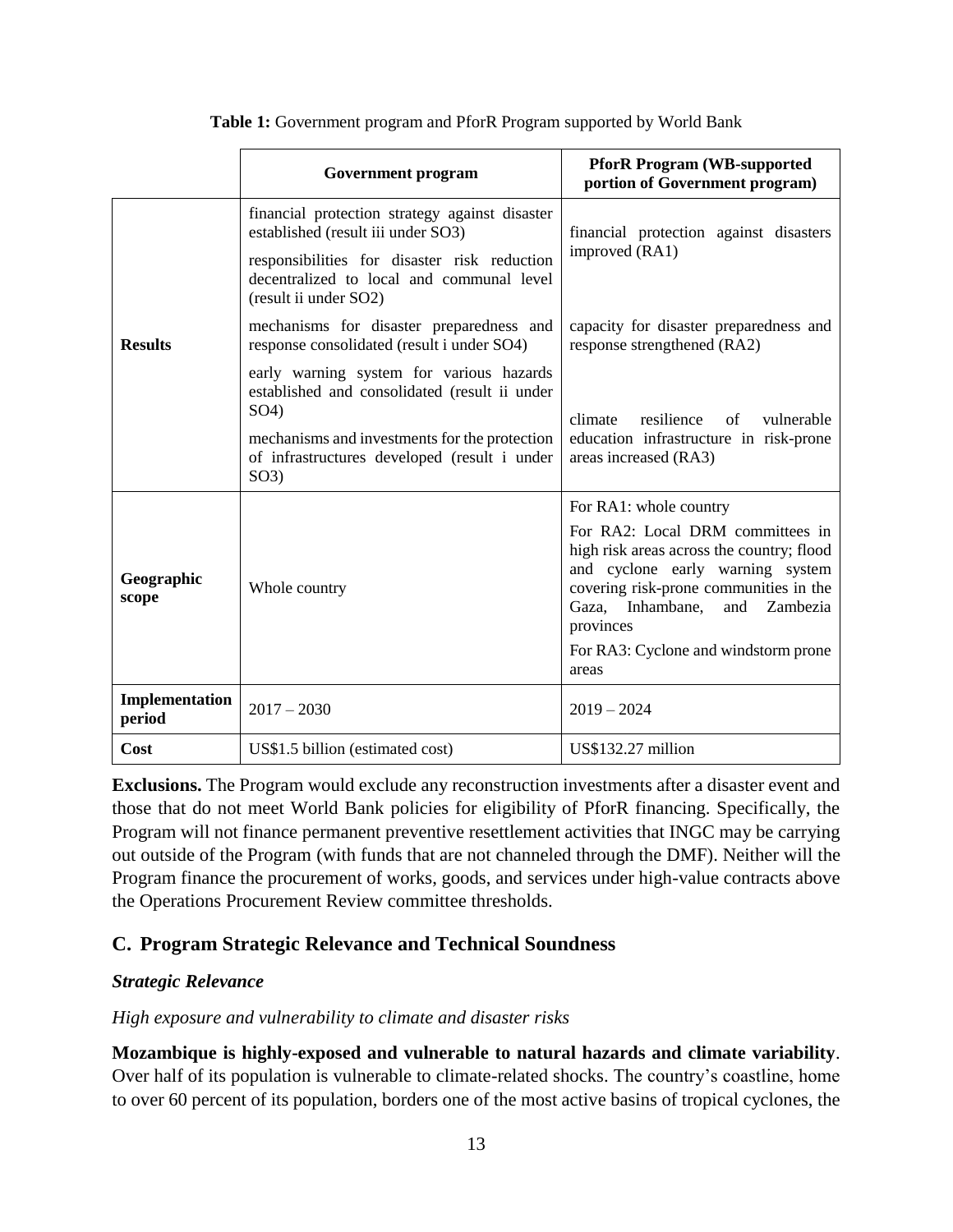**Table 1:** Government program and PforR Program supported by World Bank

| | Government program | PforR Program (WB-supported portion of Government program) |
|---|---|---|
| **Results** | financial protection strategy against disaster established (result iii under SO3)<br><br>responsibilities for disaster risk reduction decentralized to local and communal level (result ii under SO2) | financial protection against disasters improved (RA1) |
| | mechanisms for disaster preparedness and response consolidated (result i under SO4) | capacity for disaster preparedness and response strengthened (RA2) |
| | early warning system for various hazards established and consolidated (result ii under SO4)<br><br>mechanisms and investments for the protection of infrastructures developed (result i under SO3) | climate resilience of vulnerable education infrastructure in risk-prone areas increased (RA3) |
| **Geographic scope** | Whole country | For RA1: whole country<br><br>For RA2: Local DRM committees in high risk areas across the country; flood and cyclone early warning system covering risk-prone communities in the Gaza, Inhambane, and Zambezia provinces<br><br>For RA3: Cyclone and windstorm prone areas |
| **Implementation period** | 2017 – 2030 | 2019 – 2024 |
| **Cost** | US$1.5 billion (estimated cost) | US$132.27 million |

**Exclusions.** The Program would exclude any reconstruction investments after a disaster event and those that do not meet World Bank policies for eligibility of PforR financing. Specifically, the Program will not finance permanent preventive resettlement activities that INGC may be carrying out outside of the Program (with funds that are not channeled through the DMF). Neither will the Program finance the procurement of works, goods, and services under high-value contracts above the Operations Procurement Review committee thresholds.

## C. Program Strategic Relevance and Technical Soundness

### *Strategic Relevance*

*High exposure and vulnerability to climate and disaster risks*

**Mozambique is highly-exposed and vulnerable to natural hazards and climate variability**. Over half of its population is vulnerable to climate-related shocks. The country's coastline, home to over 60 percent of its population, borders one of the most active basins of tropical cyclones, the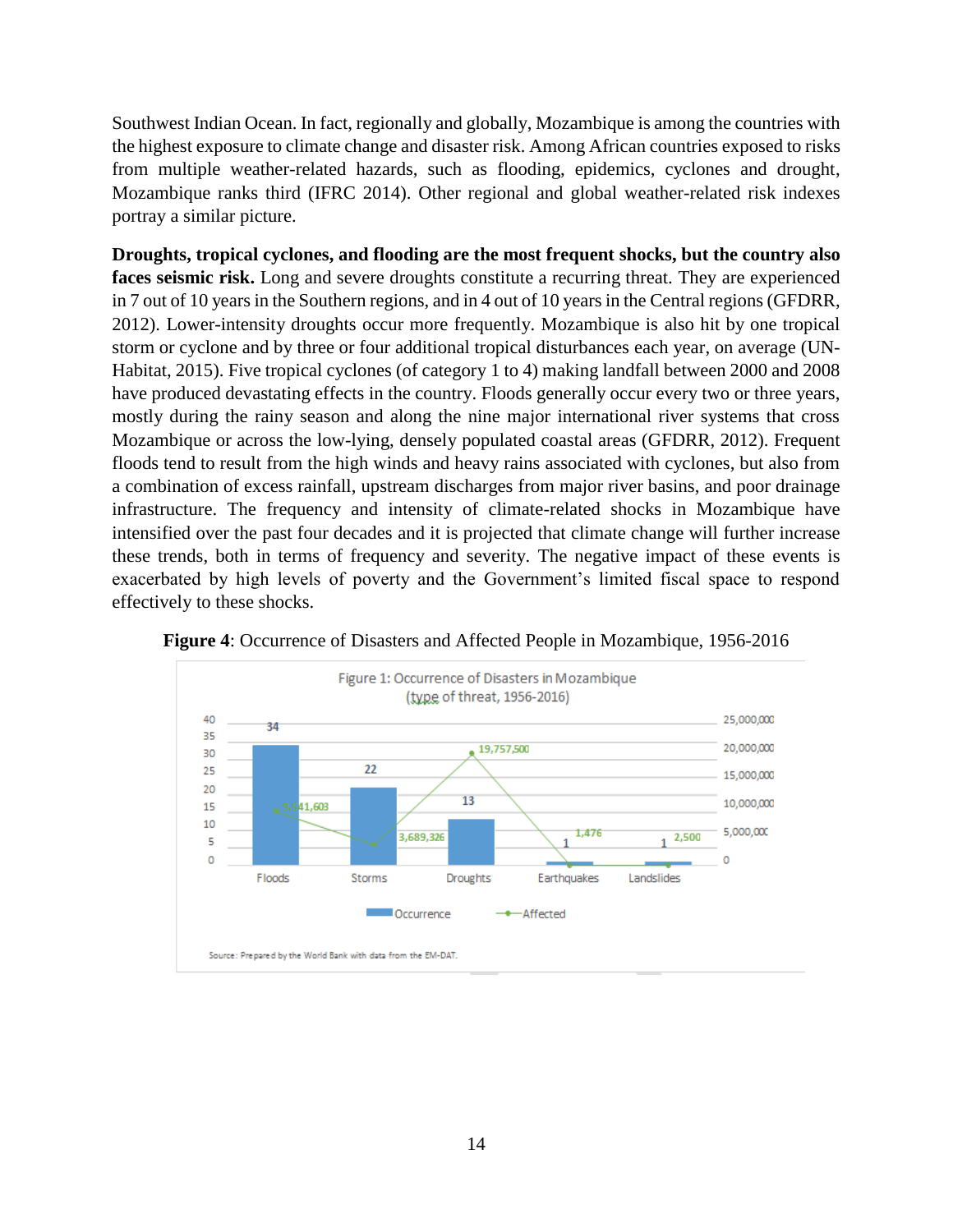Southwest Indian Ocean. In fact, regionally and globally, Mozambique is among the countries with the highest exposure to climate change and disaster risk. Among African countries exposed to risks from multiple weather-related hazards, such as flooding, epidemics, cyclones and drought, Mozambique ranks third (IFRC 2014). Other regional and global weather-related risk indexes portray a similar picture.

**Droughts, tropical cyclones, and flooding are the most frequent shocks, but the country also faces seismic risk.** Long and severe droughts constitute a recurring threat. They are experienced in 7 out of 10 years in the Southern regions, and in 4 out of 10 years in the Central regions (GFDRR, 2012). Lower-intensity droughts occur more frequently. Mozambique is also hit by one tropical storm or cyclone and by three or four additional tropical disturbances each year, on average (UN-Habitat, 2015). Five tropical cyclones (of category 1 to 4) making landfall between 2000 and 2008 have produced devastating effects in the country. Floods generally occur every two or three years, mostly during the rainy season and along the nine major international river systems that cross Mozambique or across the low-lying, densely populated coastal areas (GFDRR, 2012). Frequent floods tend to result from the high winds and heavy rains associated with cyclones, but also from a combination of excess rainfall, upstream discharges from major river basins, and poor drainage infrastructure. The frequency and intensity of climate-related shocks in Mozambique have intensified over the past four decades and it is projected that climate change will further increase these trends, both in terms of frequency and severity. The negative impact of these events is exacerbated by high levels of poverty and the Government's limited fiscal space to respond effectively to these shocks.

**Figure 4**: Occurrence of Disasters and Affected People in Mozambique, 1956-2016

Figure 1: Occurrence of Disasters in Mozambique (type of threat, 1956-2016)

| Type of threat | Occurrence | Affected |
| --- | --- | --- |
| Floods | 34 | 9,541,603 |
| Storms | 22 | 3,689,326 |
| Droughts | 13 | 19,757,500 |
| Earthquakes | 1 | 1,476 |
| Landslides | 1 | 2,500 |

Source: Prepared by the World Bank with data from the EM-DAT.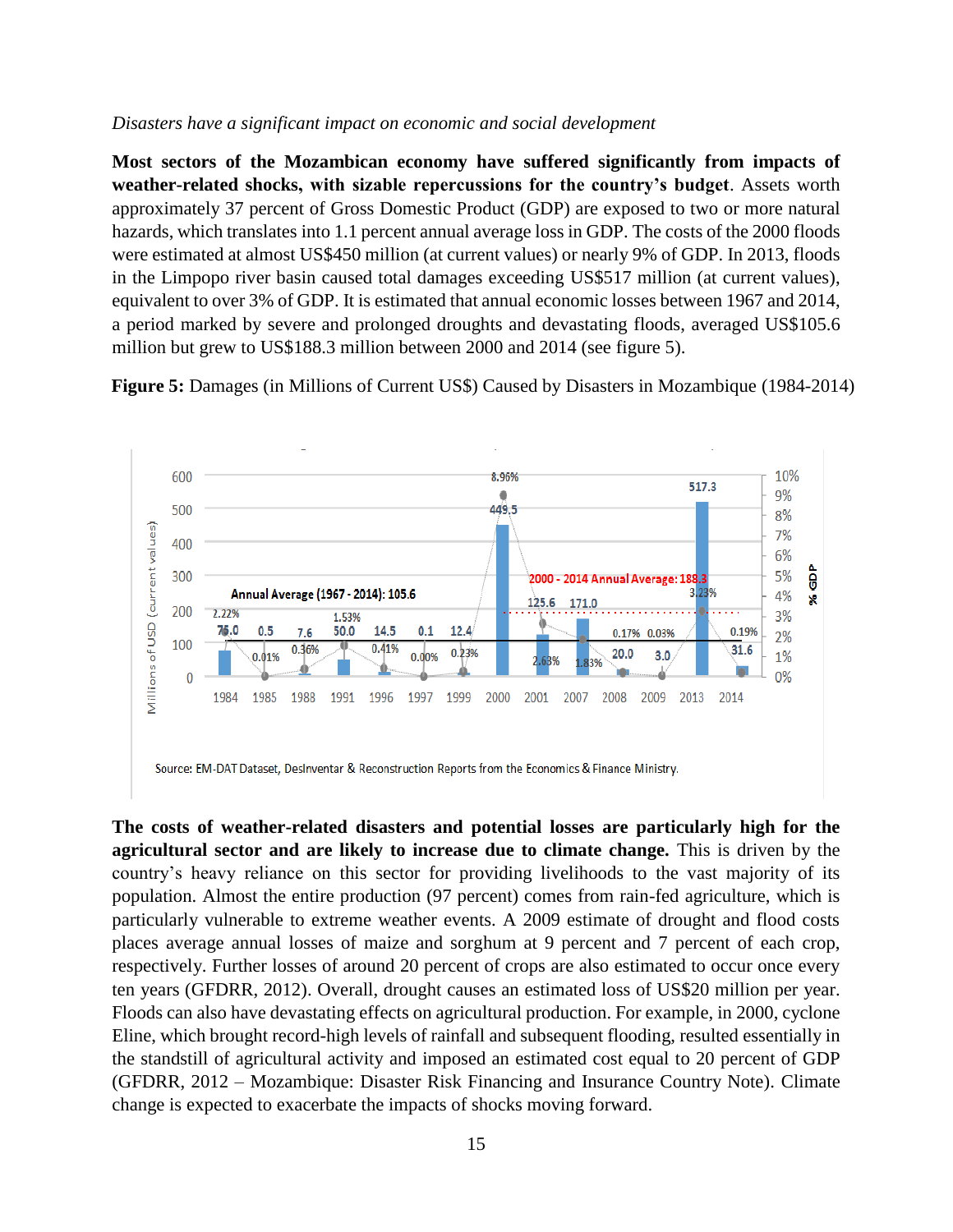*Disasters have a significant impact on economic and social development*

**Most sectors of the Mozambican economy have suffered significantly from impacts of weather-related shocks, with sizable repercussions for the country's budget**. Assets worth approximately 37 percent of Gross Domestic Product (GDP) are exposed to two or more natural hazards, which translates into 1.1 percent annual average loss in GDP. The costs of the 2000 floods were estimated at almost US$450 million (at current values) or nearly 9% of GDP. In 2013, floods in the Limpopo river basin caused total damages exceeding US$517 million (at current values), equivalent to over 3% of GDP. It is estimated that annual economic losses between 1967 and 2014, a period marked by severe and prolonged droughts and devastating floods, averaged US$105.6 million but grew to US$188.3 million between 2000 and 2014 (see figure 5).

**Figure 5:** Damages (in Millions of Current US$) Caused by Disasters in Mozambique (1984-2014)

| Year | Millions of USD (current values) | % GDP |
|---|---|---|
| 1984 | 75.0 | 2.22% |
| 1985 | 0.5 | 0.01% |
| 1988 | 7.6 | 0.36% |
| 1991 | 50.0 | 1.53% |
| 1996 | 14.5 | 0.41% |
| 1997 | 0.1 | 0.00% |
| 1999 | 12.4 | 0.23% |
| 2000 | 449.5 | 8.96% |
| 2001 | 125.6 | 2.63% |
| 2007 | 171.0 | 1.83% |
| 2008 | 20.0 | 0.17% |
| 2009 | 3.0 | 0.03% |
| 2013 | 517.3 | 3.23% |
| 2014 | 31.6 | 0.19% |

Annual Average (1967 - 2014): 105.6

2000 - 2014 Annual Average: 188.3

Source: EM-DAT Dataset, DesInventar & Reconstruction Reports from the Economics & Finance Ministry.

**The costs of weather-related disasters and potential losses are particularly high for the agricultural sector and are likely to increase due to climate change.** This is driven by the country's heavy reliance on this sector for providing livelihoods to the vast majority of its population. Almost the entire production (97 percent) comes from rain-fed agriculture, which is particularly vulnerable to extreme weather events. A 2009 estimate of drought and flood costs places average annual losses of maize and sorghum at 9 percent and 7 percent of each crop, respectively. Further losses of around 20 percent of crops are also estimated to occur once every ten years (GFDRR, 2012). Overall, drought causes an estimated loss of US$20 million per year. Floods can also have devastating effects on agricultural production. For example, in 2000, cyclone Eline, which brought record-high levels of rainfall and subsequent flooding, resulted essentially in the standstill of agricultural activity and imposed an estimated cost equal to 20 percent of GDP (GFDRR, 2012 – Mozambique: Disaster Risk Financing and Insurance Country Note). Climate change is expected to exacerbate the impacts of shocks moving forward.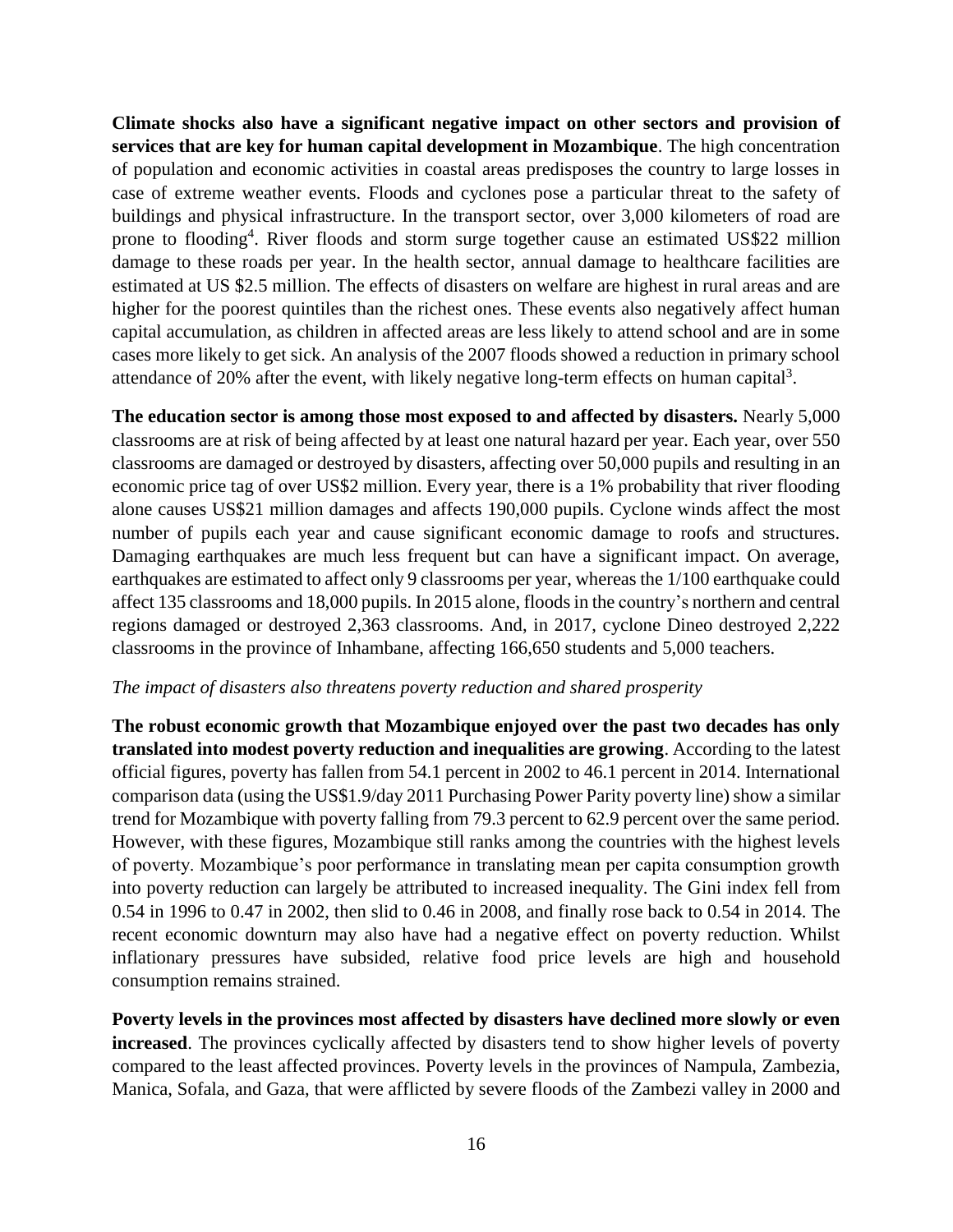**Climate shocks also have a significant negative impact on other sectors and provision of services that are key for human capital development in Mozambique**. The high concentration of population and economic activities in coastal areas predisposes the country to large losses in case of extreme weather events. Floods and cyclones pose a particular threat to the safety of buildings and physical infrastructure. In the transport sector, over 3,000 kilometers of road are prone to flooding[4]. River floods and storm surge together cause an estimated US$22 million damage to these roads per year. In the health sector, annual damage to healthcare facilities are estimated at US $2.5 million. The effects of disasters on welfare are highest in rural areas and are higher for the poorest quintiles than the richest ones. These events also negatively affect human capital accumulation, as children in affected areas are less likely to attend school and are in some cases more likely to get sick. An analysis of the 2007 floods showed a reduction in primary school attendance of 20% after the event, with likely negative long-term effects on human capital[3].

**The education sector is among those most exposed to and affected by disasters.** Nearly 5,000 classrooms are at risk of being affected by at least one natural hazard per year. Each year, over 550 classrooms are damaged or destroyed by disasters, affecting over 50,000 pupils and resulting in an economic price tag of over US$2 million. Every year, there is a 1% probability that river flooding alone causes US$21 million damages and affects 190,000 pupils. Cyclone winds affect the most number of pupils each year and cause significant economic damage to roofs and structures. Damaging earthquakes are much less frequent but can have a significant impact. On average, earthquakes are estimated to affect only 9 classrooms per year, whereas the 1/100 earthquake could affect 135 classrooms and 18,000 pupils. In 2015 alone, floods in the country's northern and central regions damaged or destroyed 2,363 classrooms. And, in 2017, cyclone Dineo destroyed 2,222 classrooms in the province of Inhambane, affecting 166,650 students and 5,000 teachers.

*The impact of disasters also threatens poverty reduction and shared prosperity*

**The robust economic growth that Mozambique enjoyed over the past two decades has only translated into modest poverty reduction and inequalities are growing**. According to the latest official figures, poverty has fallen from 54.1 percent in 2002 to 46.1 percent in 2014. International comparison data (using the US$1.9/day 2011 Purchasing Power Parity poverty line) show a similar trend for Mozambique with poverty falling from 79.3 percent to 62.9 percent over the same period. However, with these figures, Mozambique still ranks among the countries with the highest levels of poverty. Mozambique's poor performance in translating mean per capita consumption growth into poverty reduction can largely be attributed to increased inequality. The Gini index fell from 0.54 in 1996 to 0.47 in 2002, then slid to 0.46 in 2008, and finally rose back to 0.54 in 2014. The recent economic downturn may also have had a negative effect on poverty reduction. Whilst inflationary pressures have subsided, relative food price levels are high and household consumption remains strained.

**Poverty levels in the provinces most affected by disasters have declined more slowly or even increased**. The provinces cyclically affected by disasters tend to show higher levels of poverty compared to the least affected provinces. Poverty levels in the provinces of Nampula, Zambezia, Manica, Sofala, and Gaza, that were afflicted by severe floods of the Zambezi valley in 2000 and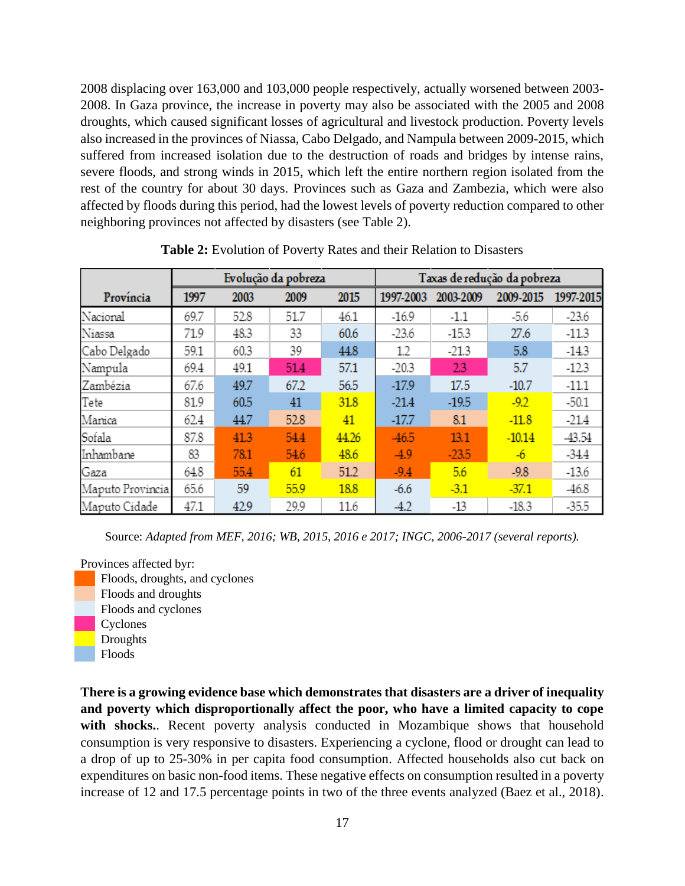2008 displacing over 163,000 and 103,000 people respectively, actually worsened between 2003-2008. In Gaza province, the increase in poverty may also be associated with the 2005 and 2008 droughts, which caused significant losses of agricultural and livestock production. Poverty levels also increased in the provinces of Niassa, Cabo Delgado, and Nampula between 2009-2015, which suffered from increased isolation due to the destruction of roads and bridges by intense rains, severe floods, and strong winds in 2015, which left the entire northern region isolated from the rest of the country for about 30 days. Provinces such as Gaza and Zambezia, which were also affected by floods during this period, had the lowest levels of poverty reduction compared to other neighboring provinces not affected by disasters (see Table 2).

**Table 2:** Evolution of Poverty Rates and their Relation to Disasters

| Província | Evolução da pobreza | | | | Taxas de redução da pobreza | | | |
|---|---|---|---|---|---|---|---|---|
| | 1997 | 2003 | 2009 | 2015 | 1997-2003 | 2003-2009 | 2009-2015 | 1997-2015 |
| Nacional | 69.7 | 52.8 | 51.7 | 46.1 | -16.9 | -1.1 | -5.6 | -23.6 |
| Niassa | 71.9 | 48.3 | 33 | 60.6 | -23.6 | -15.3 | 27.6 | -11.3 |
| Cabo Delgado | 59.1 | 60.3 | 39 | 44.8 | 1.2 | -21.3 | 5.8 | -14.3 |
| Nampula | 69.4 | 49.1 | 51.4 | 57.1 | -20.3 | 2.3 | 5.7 | -12.3 |
| Zambézia | 67.6 | 49.7 | 67.2 | 56.5 | -17.9 | 17.5 | -10.7 | -11.1 |
| Tete | 81.9 | 60.5 | 41 | 31.8 | -21.4 | -19.5 | -9.2 | -50.1 |
| Manica | 62.4 | 44.7 | 52.8 | 41 | -17.7 | 8.1 | -11.8 | -21.4 |
| Sofala | 87.8 | 41.3 | 54.4 | 44.26 | -46.5 | 13.1 | -10.14 | -43.54 |
| Inhambane | 83 | 78.1 | 54.6 | 48.6 | -4.9 | -23.5 | -6 | -34.4 |
| Gaza | 64.8 | 55.4 | 61 | 51.2 | -9.4 | 5.6 | -9.8 | -13.6 |
| Maputo Provincia | 65.6 | 59 | 55.9 | 18.8 | -6.6 | -3.1 | -37.1 | -46.8 |
| Maputo Cidade | 47.1 | 42.9 | 29.9 | 11.6 | -4.2 | -13 | -18.3 | -35.5 |

Source: *Adapted from MEF, 2016; WB, 2015, 2016 e 2017; INGC, 2006-2017 (several reports).*

Provinces affected byr:

- Floods, droughts, and cyclones
- Floods and droughts
- Floods and cyclones
- Cyclones
- Droughts
- Floods

**There is a growing evidence base which demonstrates that disasters are a driver of inequality and poverty which disproportionally affect the poor, who have a limited capacity to cope with shocks.**. Recent poverty analysis conducted in Mozambique shows that household consumption is very responsive to disasters. Experiencing a cyclone, flood or drought can lead to a drop of up to 25-30% in per capita food consumption. Affected households also cut back on expenditures on basic non-food items. These negative effects on consumption resulted in a poverty increase of 12 and 17.5 percentage points in two of the three events analyzed (Baez et al., 2018).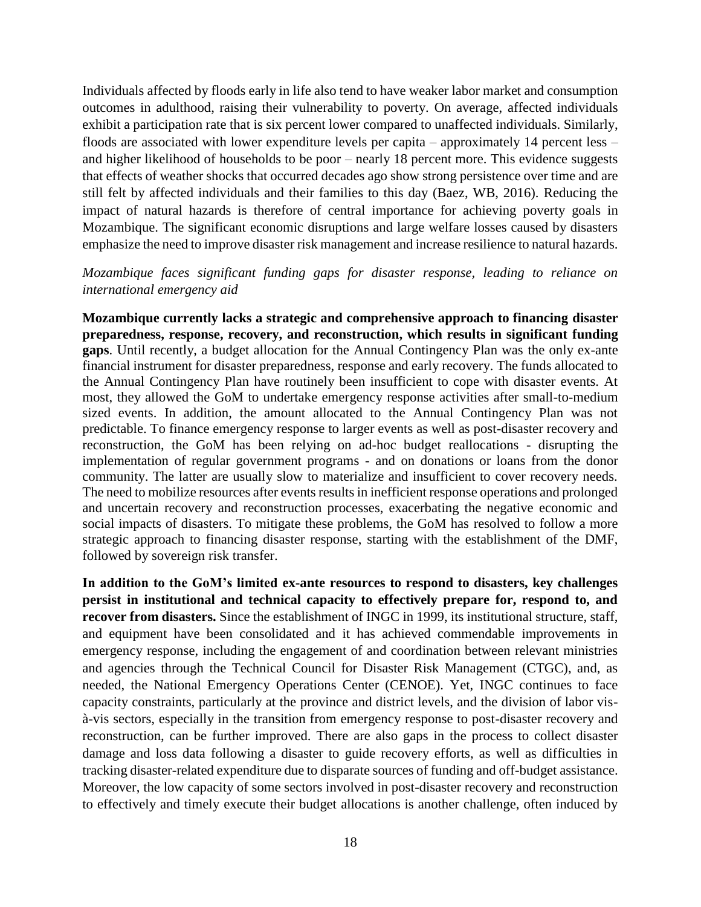Individuals affected by floods early in life also tend to have weaker labor market and consumption outcomes in adulthood, raising their vulnerability to poverty. On average, affected individuals exhibit a participation rate that is six percent lower compared to unaffected individuals. Similarly, floods are associated with lower expenditure levels per capita – approximately 14 percent less – and higher likelihood of households to be poor – nearly 18 percent more. This evidence suggests that effects of weather shocks that occurred decades ago show strong persistence over time and are still felt by affected individuals and their families to this day (Baez, WB, 2016). Reducing the impact of natural hazards is therefore of central importance for achieving poverty goals in Mozambique. The significant economic disruptions and large welfare losses caused by disasters emphasize the need to improve disaster risk management and increase resilience to natural hazards.

*Mozambique faces significant funding gaps for disaster response, leading to reliance on international emergency aid*

**Mozambique currently lacks a strategic and comprehensive approach to financing disaster preparedness, response, recovery, and reconstruction, which results in significant funding gaps**. Until recently, a budget allocation for the Annual Contingency Plan was the only ex-ante financial instrument for disaster preparedness, response and early recovery. The funds allocated to the Annual Contingency Plan have routinely been insufficient to cope with disaster events. At most, they allowed the GoM to undertake emergency response activities after small-to-medium sized events. In addition, the amount allocated to the Annual Contingency Plan was not predictable. To finance emergency response to larger events as well as post-disaster recovery and reconstruction, the GoM has been relying on ad-hoc budget reallocations - disrupting the implementation of regular government programs - and on donations or loans from the donor community. The latter are usually slow to materialize and insufficient to cover recovery needs. The need to mobilize resources after events results in inefficient response operations and prolonged and uncertain recovery and reconstruction processes, exacerbating the negative economic and social impacts of disasters. To mitigate these problems, the GoM has resolved to follow a more strategic approach to financing disaster response, starting with the establishment of the DMF, followed by sovereign risk transfer.

**In addition to the GoM's limited ex-ante resources to respond to disasters, key challenges persist in institutional and technical capacity to effectively prepare for, respond to, and recover from disasters.** Since the establishment of INGC in 1999, its institutional structure, staff, and equipment have been consolidated and it has achieved commendable improvements in emergency response, including the engagement of and coordination between relevant ministries and agencies through the Technical Council for Disaster Risk Management (CTGC), and, as needed, the National Emergency Operations Center (CENOE). Yet, INGC continues to face capacity constraints, particularly at the province and district levels, and the division of labor vis-à-vis sectors, especially in the transition from emergency response to post-disaster recovery and reconstruction, can be further improved. There are also gaps in the process to collect disaster damage and loss data following a disaster to guide recovery efforts, as well as difficulties in tracking disaster-related expenditure due to disparate sources of funding and off-budget assistance. Moreover, the low capacity of some sectors involved in post-disaster recovery and reconstruction to effectively and timely execute their budget allocations is another challenge, often induced by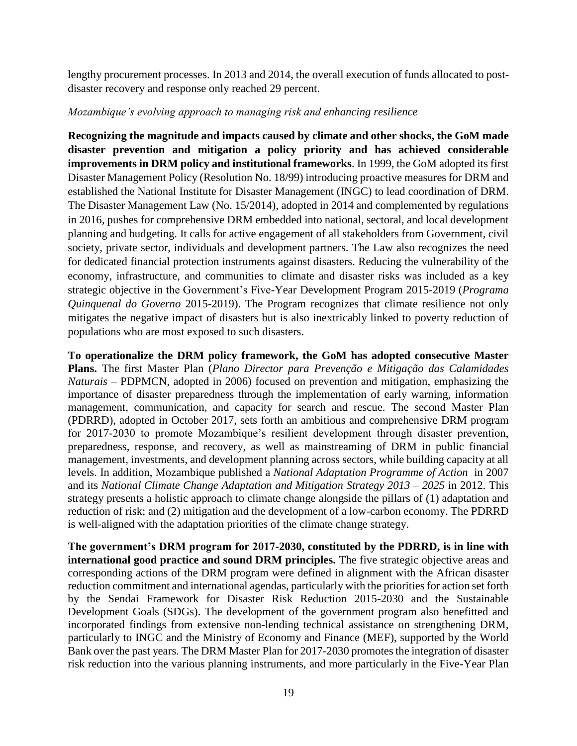lengthy procurement processes. In 2013 and 2014, the overall execution of funds allocated to post-disaster recovery and response only reached 29 percent.

*Mozambique's evolving approach to managing risk and enhancing resilience*

**Recognizing the magnitude and impacts caused by climate and other shocks, the GoM made disaster prevention and mitigation a policy priority and has achieved considerable improvements in DRM policy and institutional frameworks**. In 1999, the GoM adopted its first Disaster Management Policy (Resolution No. 18/99) introducing proactive measures for DRM and established the National Institute for Disaster Management (INGC) to lead coordination of DRM. The Disaster Management Law (No. 15/2014), adopted in 2014 and complemented by regulations in 2016, pushes for comprehensive DRM embedded into national, sectoral, and local development planning and budgeting. It calls for active engagement of all stakeholders from Government, civil society, private sector, individuals and development partners. The Law also recognizes the need for dedicated financial protection instruments against disasters. Reducing the vulnerability of the economy, infrastructure, and communities to climate and disaster risks was included as a key strategic objective in the Government's Five-Year Development Program 2015-2019 (*Programa Quinquenal do Governo* 2015-2019). The Program recognizes that climate resilience not only mitigates the negative impact of disasters but is also inextricably linked to poverty reduction of populations who are most exposed to such disasters.

**To operationalize the DRM policy framework, the GoM has adopted consecutive Master Plans.** The first Master Plan (*Plano Director para Prevenção e Mitigação das Calamidades Naturais* – PDPMCN, adopted in 2006) focused on prevention and mitigation, emphasizing the importance of disaster preparedness through the implementation of early warning, information management, communication, and capacity for search and rescue. The second Master Plan (PDRRD), adopted in October 2017, sets forth an ambitious and comprehensive DRM program for 2017-2030 to promote Mozambique's resilient development through disaster prevention, preparedness, response, and recovery, as well as mainstreaming of DRM in public financial management, investments, and development planning across sectors, while building capacity at all levels. In addition, Mozambique published a *National Adaptation Programme of Action* in 2007 and its *National Climate Change Adaptation and Mitigation Strategy 2013 – 2025* in 2012. This strategy presents a holistic approach to climate change alongside the pillars of (1) adaptation and reduction of risk; and (2) mitigation and the development of a low-carbon economy. The PDRRD is well-aligned with the adaptation priorities of the climate change strategy.

**The government's DRM program for 2017-2030, constituted by the PDRRD, is in line with international good practice and sound DRM principles.** The five strategic objective areas and corresponding actions of the DRM program were defined in alignment with the African disaster reduction commitment and international agendas, particularly with the priorities for action set forth by the Sendai Framework for Disaster Risk Reduction 2015-2030 and the Sustainable Development Goals (SDGs). The development of the government program also benefitted and incorporated findings from extensive non-lending technical assistance on strengthening DRM, particularly to INGC and the Ministry of Economy and Finance (MEF), supported by the World Bank over the past years. The DRM Master Plan for 2017-2030 promotes the integration of disaster risk reduction into the various planning instruments, and more particularly in the Five-Year Plan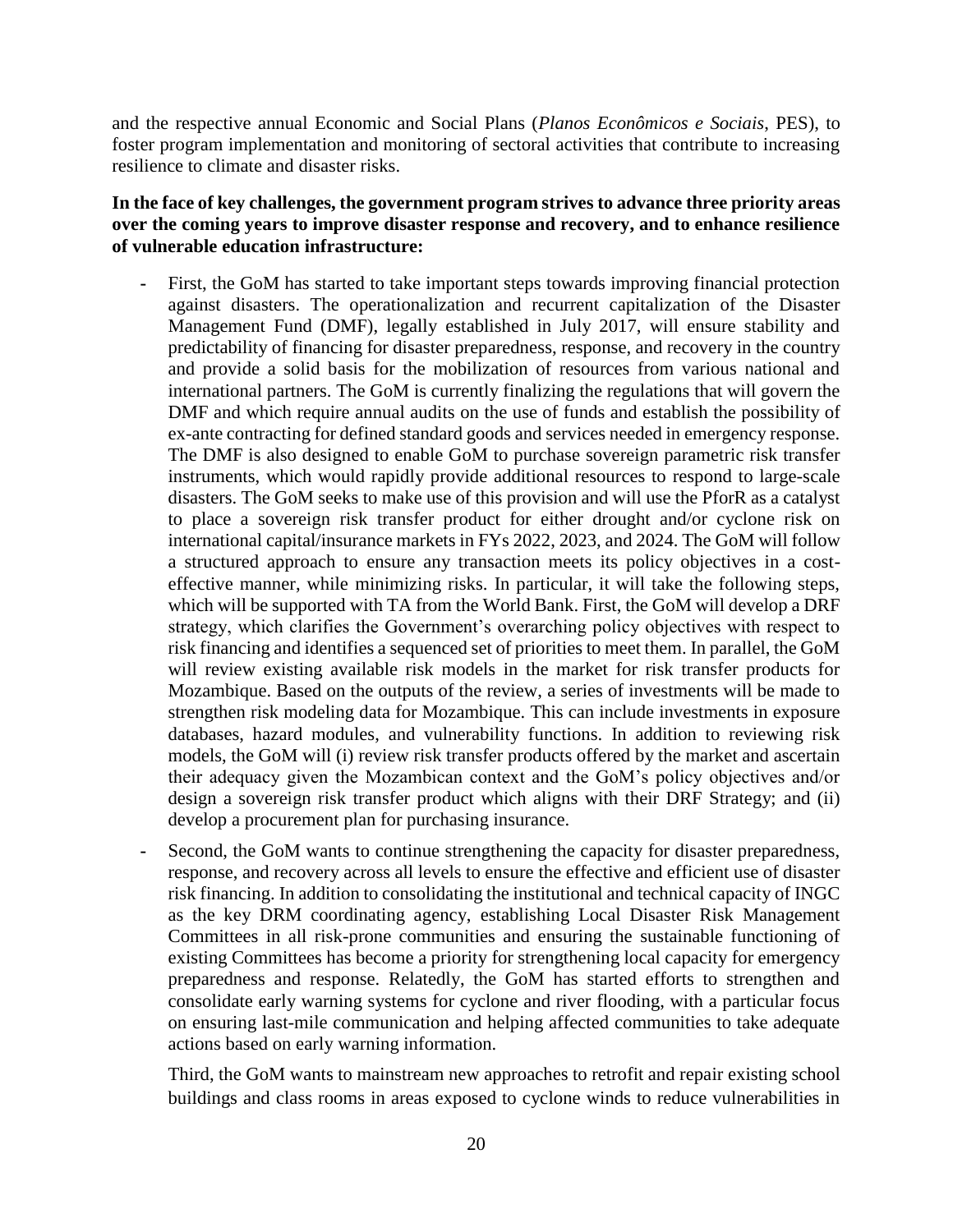and the respective annual Economic and Social Plans (*Planos Econômicos e Sociais*, PES), to foster program implementation and monitoring of sectoral activities that contribute to increasing resilience to climate and disaster risks.

**In the face of key challenges, the government program strives to advance three priority areas over the coming years to improve disaster response and recovery, and to enhance resilience of vulnerable education infrastructure:**

- First, the GoM has started to take important steps towards improving financial protection against disasters. The operationalization and recurrent capitalization of the Disaster Management Fund (DMF), legally established in July 2017, will ensure stability and predictability of financing for disaster preparedness, response, and recovery in the country and provide a solid basis for the mobilization of resources from various national and international partners. The GoM is currently finalizing the regulations that will govern the DMF and which require annual audits on the use of funds and establish the possibility of ex-ante contracting for defined standard goods and services needed in emergency response. The DMF is also designed to enable GoM to purchase sovereign parametric risk transfer instruments, which would rapidly provide additional resources to respond to large-scale disasters. The GoM seeks to make use of this provision and will use the PforR as a catalyst to place a sovereign risk transfer product for either drought and/or cyclone risk on international capital/insurance markets in FYs 2022, 2023, and 2024. The GoM will follow a structured approach to ensure any transaction meets its policy objectives in a cost-effective manner, while minimizing risks. In particular, it will take the following steps, which will be supported with TA from the World Bank. First, the GoM will develop a DRF strategy, which clarifies the Government's overarching policy objectives with respect to risk financing and identifies a sequenced set of priorities to meet them. In parallel, the GoM will review existing available risk models in the market for risk transfer products for Mozambique. Based on the outputs of the review, a series of investments will be made to strengthen risk modeling data for Mozambique. This can include investments in exposure databases, hazard modules, and vulnerability functions. In addition to reviewing risk models, the GoM will (i) review risk transfer products offered by the market and ascertain their adequacy given the Mozambican context and the GoM's policy objectives and/or design a sovereign risk transfer product which aligns with their DRF Strategy; and (ii) develop a procurement plan for purchasing insurance.
- Second, the GoM wants to continue strengthening the capacity for disaster preparedness, response, and recovery across all levels to ensure the effective and efficient use of disaster risk financing. In addition to consolidating the institutional and technical capacity of INGC as the key DRM coordinating agency, establishing Local Disaster Risk Management Committees in all risk-prone communities and ensuring the sustainable functioning of existing Committees has become a priority for strengthening local capacity for emergency preparedness and response. Relatedly, the GoM has started efforts to strengthen and consolidate early warning systems for cyclone and river flooding, with a particular focus on ensuring last-mile communication and helping affected communities to take adequate actions based on early warning information.

  Third, the GoM wants to mainstream new approaches to retrofit and repair existing school buildings and class rooms in areas exposed to cyclone winds to reduce vulnerabilities in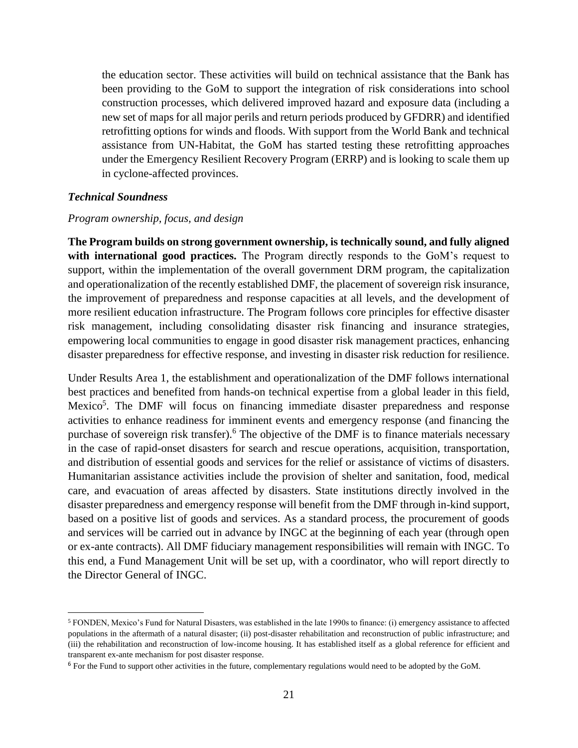the education sector. These activities will build on technical assistance that the Bank has been providing to the GoM to support the integration of risk considerations into school construction processes, which delivered improved hazard and exposure data (including a new set of maps for all major perils and return periods produced by GFDRR) and identified retrofitting options for winds and floods. With support from the World Bank and technical assistance from UN-Habitat, the GoM has started testing these retrofitting approaches under the Emergency Resilient Recovery Program (ERRP) and is looking to scale them up in cyclone-affected provinces.

***Technical Soundness***

*Program ownership, focus, and design*

**The Program builds on strong government ownership, is technically sound, and fully aligned with international good practices.** The Program directly responds to the GoM's request to support, within the implementation of the overall government DRM program, the capitalization and operationalization of the recently established DMF, the placement of sovereign risk insurance, the improvement of preparedness and response capacities at all levels, and the development of more resilient education infrastructure. The Program follows core principles for effective disaster risk management, including consolidating disaster risk financing and insurance strategies, empowering local communities to engage in good disaster risk management practices, enhancing disaster preparedness for effective response, and investing in disaster risk reduction for resilience.

Under Results Area 1, the establishment and operationalization of the DMF follows international best practices and benefited from hands-on technical expertise from a global leader in this field, Mexico[5]. The DMF will focus on financing immediate disaster preparedness and response activities to enhance readiness for imminent events and emergency response (and financing the purchase of sovereign risk transfer).[6] The objective of the DMF is to finance materials necessary in the case of rapid-onset disasters for search and rescue operations, acquisition, transportation, and distribution of essential goods and services for the relief or assistance of victims of disasters. Humanitarian assistance activities include the provision of shelter and sanitation, food, medical care, and evacuation of areas affected by disasters. State institutions directly involved in the disaster preparedness and emergency response will benefit from the DMF through in-kind support, based on a positive list of goods and services. As a standard process, the procurement of goods and services will be carried out in advance by INGC at the beginning of each year (through open or ex-ante contracts). All DMF fiduciary management responsibilities will remain with INGC. To this end, a Fund Management Unit will be set up, with a coordinator, who will report directly to the Director General of INGC.

---

[5] FONDEN, Mexico's Fund for Natural Disasters, was established in the late 1990s to finance: (i) emergency assistance to affected populations in the aftermath of a natural disaster; (ii) post-disaster rehabilitation and reconstruction of public infrastructure; and (iii) the rehabilitation and reconstruction of low-income housing. It has established itself as a global reference for efficient and transparent ex-ante mechanism for post disaster response.

[6] For the Fund to support other activities in the future, complementary regulations would need to be adopted by the GoM.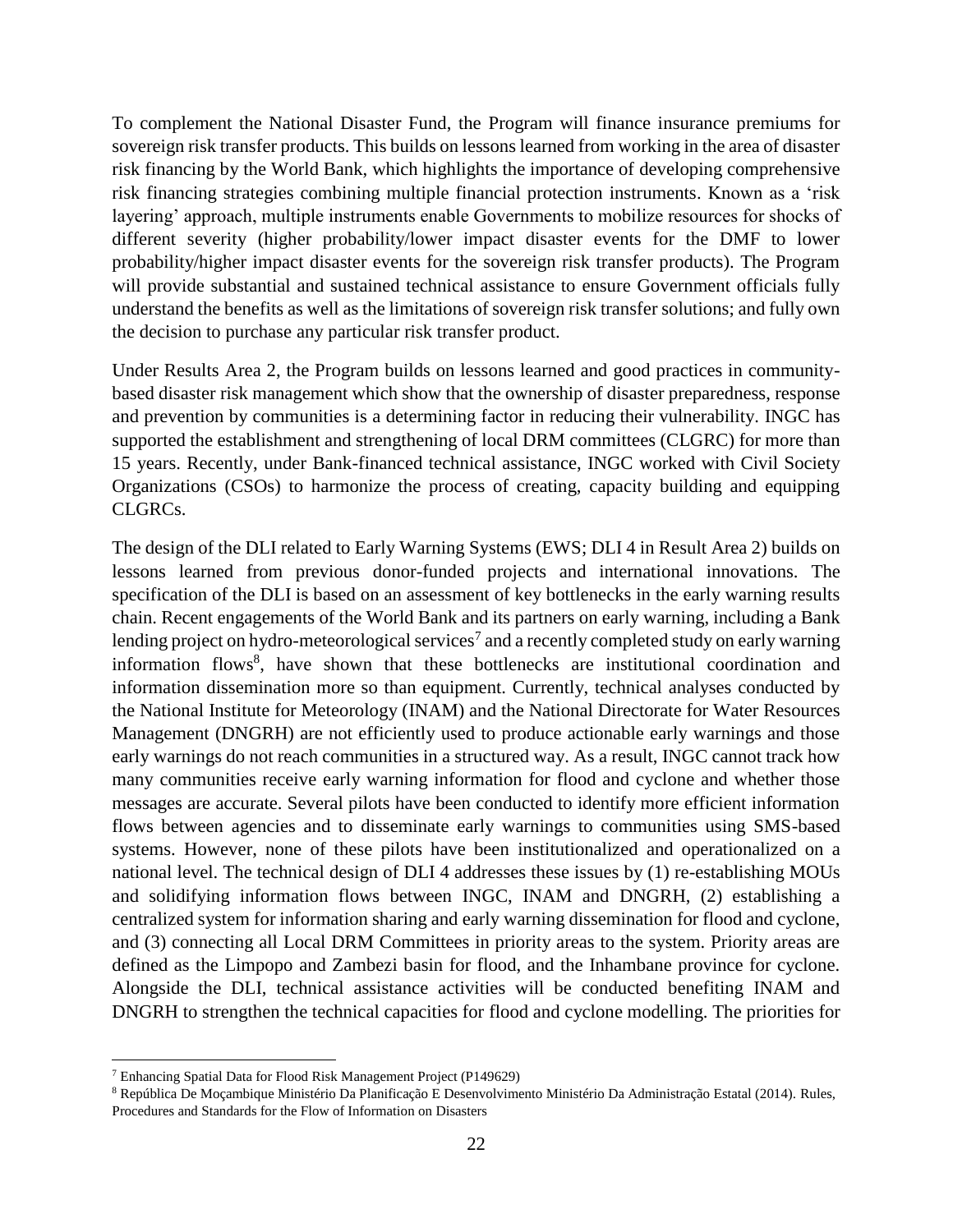To complement the National Disaster Fund, the Program will finance insurance premiums for sovereign risk transfer products. This builds on lessons learned from working in the area of disaster risk financing by the World Bank, which highlights the importance of developing comprehensive risk financing strategies combining multiple financial protection instruments. Known as a 'risk layering' approach, multiple instruments enable Governments to mobilize resources for shocks of different severity (higher probability/lower impact disaster events for the DMF to lower probability/higher impact disaster events for the sovereign risk transfer products). The Program will provide substantial and sustained technical assistance to ensure Government officials fully understand the benefits as well as the limitations of sovereign risk transfer solutions; and fully own the decision to purchase any particular risk transfer product.

Under Results Area 2, the Program builds on lessons learned and good practices in community-based disaster risk management which show that the ownership of disaster preparedness, response and prevention by communities is a determining factor in reducing their vulnerability. INGC has supported the establishment and strengthening of local DRM committees (CLGRC) for more than 15 years. Recently, under Bank-financed technical assistance, INGC worked with Civil Society Organizations (CSOs) to harmonize the process of creating, capacity building and equipping CLGRCs.

The design of the DLI related to Early Warning Systems (EWS; DLI 4 in Result Area 2) builds on lessons learned from previous donor-funded projects and international innovations. The specification of the DLI is based on an assessment of key bottlenecks in the early warning results chain. Recent engagements of the World Bank and its partners on early warning, including a Bank lending project on hydro-meteorological services[7] and a recently completed study on early warning information flows[8], have shown that these bottlenecks are institutional coordination and information dissemination more so than equipment. Currently, technical analyses conducted by the National Institute for Meteorology (INAM) and the National Directorate for Water Resources Management (DNGRH) are not efficiently used to produce actionable early warnings and those early warnings do not reach communities in a structured way. As a result, INGC cannot track how many communities receive early warning information for flood and cyclone and whether those messages are accurate. Several pilots have been conducted to identify more efficient information flows between agencies and to disseminate early warnings to communities using SMS-based systems. However, none of these pilots have been institutionalized and operationalized on a national level. The technical design of DLI 4 addresses these issues by (1) re-establishing MOUs and solidifying information flows between INGC, INAM and DNGRH, (2) establishing a centralized system for information sharing and early warning dissemination for flood and cyclone, and (3) connecting all Local DRM Committees in priority areas to the system. Priority areas are defined as the Limpopo and Zambezi basin for flood, and the Inhambane province for cyclone. Alongside the DLI, technical assistance activities will be conducted benefiting INAM and DNGRH to strengthen the technical capacities for flood and cyclone modelling. The priorities for

[7] Enhancing Spatial Data for Flood Risk Management Project (P149629)

[8] República De Moçambique Ministério Da Planificação E Desenvolvimento Ministério Da Administração Estatal (2014). Rules, Procedures and Standards for the Flow of Information on Disasters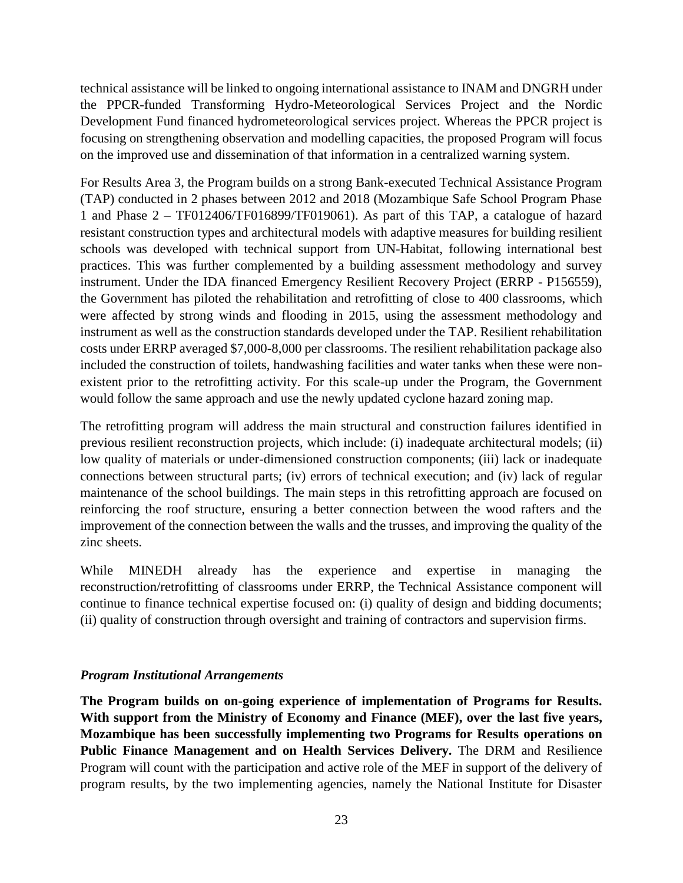technical assistance will be linked to ongoing international assistance to INAM and DNGRH under the PPCR-funded Transforming Hydro-Meteorological Services Project and the Nordic Development Fund financed hydrometeorological services project. Whereas the PPCR project is focusing on strengthening observation and modelling capacities, the proposed Program will focus on the improved use and dissemination of that information in a centralized warning system.

For Results Area 3, the Program builds on a strong Bank-executed Technical Assistance Program (TAP) conducted in 2 phases between 2012 and 2018 (Mozambique Safe School Program Phase 1 and Phase 2 – TF012406/TF016899/TF019061). As part of this TAP, a catalogue of hazard resistant construction types and architectural models with adaptive measures for building resilient schools was developed with technical support from UN-Habitat, following international best practices. This was further complemented by a building assessment methodology and survey instrument. Under the IDA financed Emergency Resilient Recovery Project (ERRP - P156559), the Government has piloted the rehabilitation and retrofitting of close to 400 classrooms, which were affected by strong winds and flooding in 2015, using the assessment methodology and instrument as well as the construction standards developed under the TAP. Resilient rehabilitation costs under ERRP averaged $7,000-8,000 per classrooms. The resilient rehabilitation package also included the construction of toilets, handwashing facilities and water tanks when these were non-existent prior to the retrofitting activity. For this scale-up under the Program, the Government would follow the same approach and use the newly updated cyclone hazard zoning map.

The retrofitting program will address the main structural and construction failures identified in previous resilient reconstruction projects, which include: (i) inadequate architectural models; (ii) low quality of materials or under-dimensioned construction components; (iii) lack or inadequate connections between structural parts; (iv) errors of technical execution; and (iv) lack of regular maintenance of the school buildings. The main steps in this retrofitting approach are focused on reinforcing the roof structure, ensuring a better connection between the wood rafters and the improvement of the connection between the walls and the trusses, and improving the quality of the zinc sheets.

While MINEDH already has the experience and expertise in managing the reconstruction/retrofitting of classrooms under ERRP, the Technical Assistance component will continue to finance technical expertise focused on: (i) quality of design and bidding documents; (ii) quality of construction through oversight and training of contractors and supervision firms.

***Program Institutional Arrangements***

**The Program builds on on-going experience of implementation of Programs for Results. With support from the Ministry of Economy and Finance (MEF), over the last five years, Mozambique has been successfully implementing two Programs for Results operations on Public Finance Management and on Health Services Delivery.** The DRM and Resilience Program will count with the participation and active role of the MEF in support of the delivery of program results, by the two implementing agencies, namely the National Institute for Disaster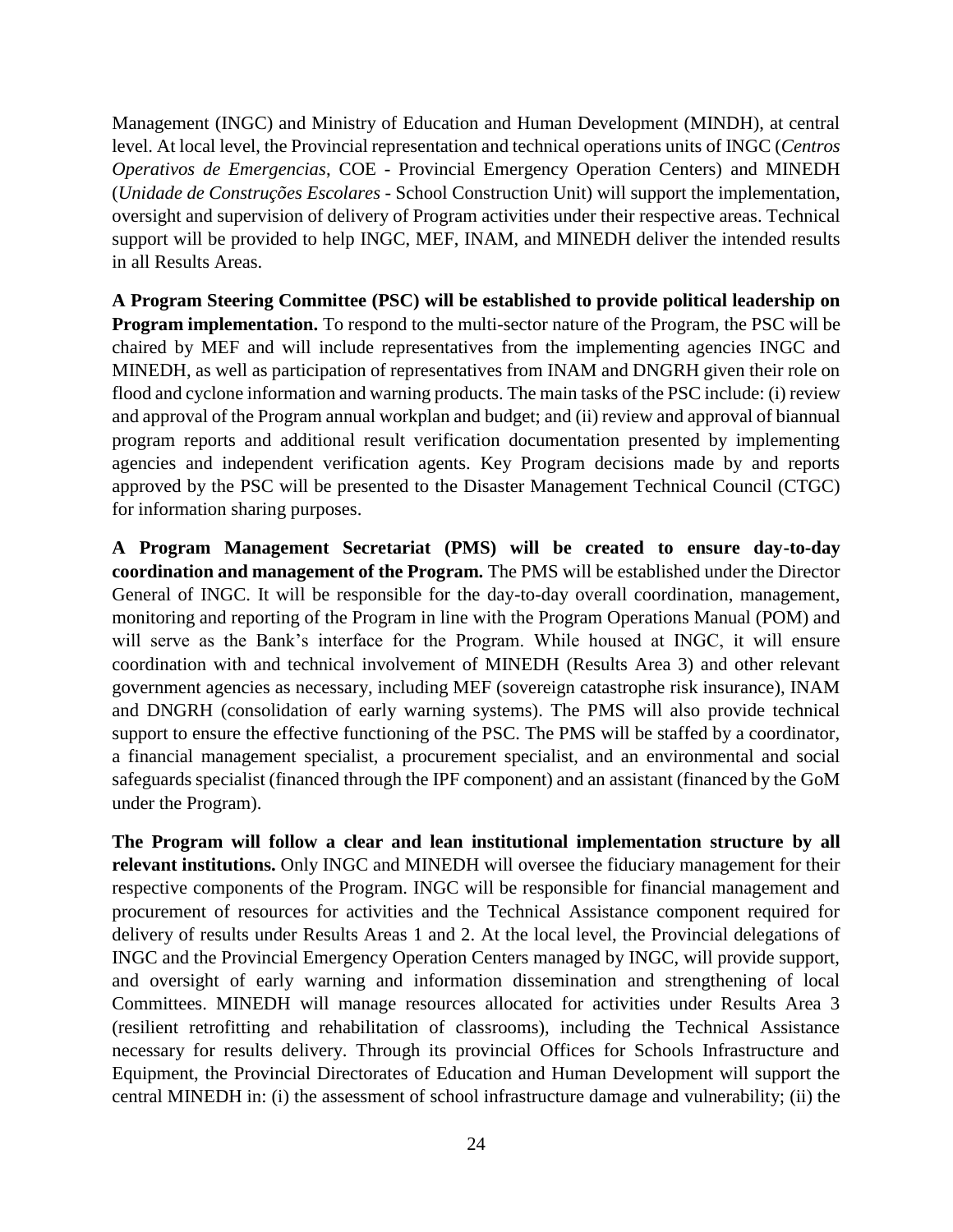Management (INGC) and Ministry of Education and Human Development (MINDH), at central level. At local level, the Provincial representation and technical operations units of INGC (*Centros Operativos de Emergencias*, COE - Provincial Emergency Operation Centers) and MINEDH (*Unidade de Construções Escolares* - School Construction Unit) will support the implementation, oversight and supervision of delivery of Program activities under their respective areas. Technical support will be provided to help INGC, MEF, INAM, and MINEDH deliver the intended results in all Results Areas.

**A Program Steering Committee (PSC) will be established to provide political leadership on Program implementation.** To respond to the multi-sector nature of the Program, the PSC will be chaired by MEF and will include representatives from the implementing agencies INGC and MINEDH, as well as participation of representatives from INAM and DNGRH given their role on flood and cyclone information and warning products. The main tasks of the PSC include: (i) review and approval of the Program annual workplan and budget; and (ii) review and approval of biannual program reports and additional result verification documentation presented by implementing agencies and independent verification agents. Key Program decisions made by and reports approved by the PSC will be presented to the Disaster Management Technical Council (CTGC) for information sharing purposes.

**A Program Management Secretariat (PMS) will be created to ensure day-to-day coordination and management of the Program.** The PMS will be established under the Director General of INGC. It will be responsible for the day-to-day overall coordination, management, monitoring and reporting of the Program in line with the Program Operations Manual (POM) and will serve as the Bank's interface for the Program. While housed at INGC, it will ensure coordination with and technical involvement of MINEDH (Results Area 3) and other relevant government agencies as necessary, including MEF (sovereign catastrophe risk insurance), INAM and DNGRH (consolidation of early warning systems). The PMS will also provide technical support to ensure the effective functioning of the PSC. The PMS will be staffed by a coordinator, a financial management specialist, a procurement specialist, and an environmental and social safeguards specialist (financed through the IPF component) and an assistant (financed by the GoM under the Program).

**The Program will follow a clear and lean institutional implementation structure by all relevant institutions.** Only INGC and MINEDH will oversee the fiduciary management for their respective components of the Program. INGC will be responsible for financial management and procurement of resources for activities and the Technical Assistance component required for delivery of results under Results Areas 1 and 2. At the local level, the Provincial delegations of INGC and the Provincial Emergency Operation Centers managed by INGC, will provide support, and oversight of early warning and information dissemination and strengthening of local Committees. MINEDH will manage resources allocated for activities under Results Area 3 (resilient retrofitting and rehabilitation of classrooms), including the Technical Assistance necessary for results delivery. Through its provincial Offices for Schools Infrastructure and Equipment, the Provincial Directorates of Education and Human Development will support the central MINEDH in: (i) the assessment of school infrastructure damage and vulnerability; (ii) the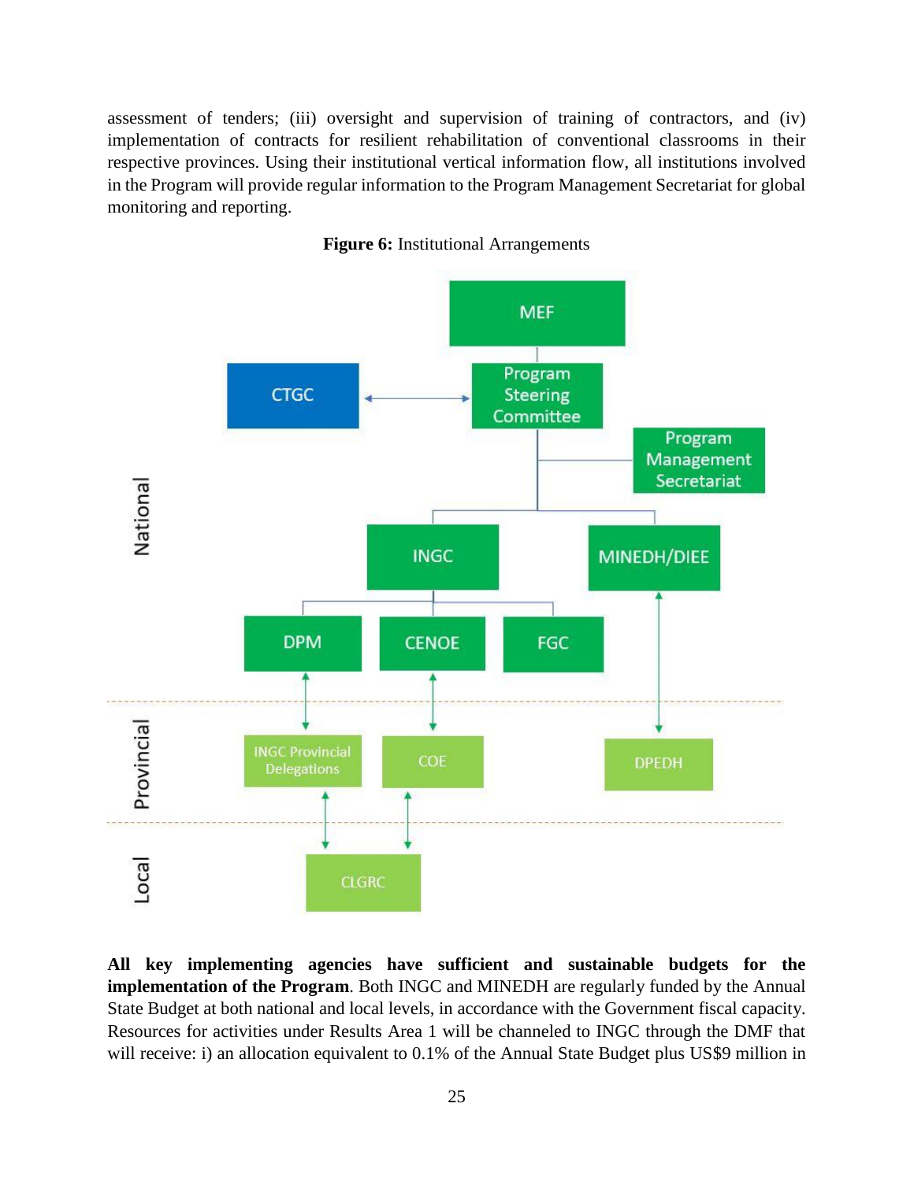assessment of tenders; (iii) oversight and supervision of training of contractors, and (iv) implementation of contracts for resilient rehabilitation of conventional classrooms in their respective provinces. Using their institutional vertical information flow, all institutions involved in the Program will provide regular information to the Program Management Secretariat for global monitoring and reporting.

**Figure 6:** Institutional Arrangements

National

MEF

CTGC

Program Steering Committee

Program Management Secretariat

INGC

MINEDH/DIEE

DPM

CENOE

FGC

Provincial

INGC Provincial Delegations

COE

DPEDH

Local

CLGRC

**All key implementing agencies have sufficient and sustainable budgets for the implementation of the Program**. Both INGC and MINEDH are regularly funded by the Annual State Budget at both national and local levels, in accordance with the Government fiscal capacity. Resources for activities under Results Area 1 will be channeled to INGC through the DMF that will receive: i) an allocation equivalent to 0.1% of the Annual State Budget plus US$9 million in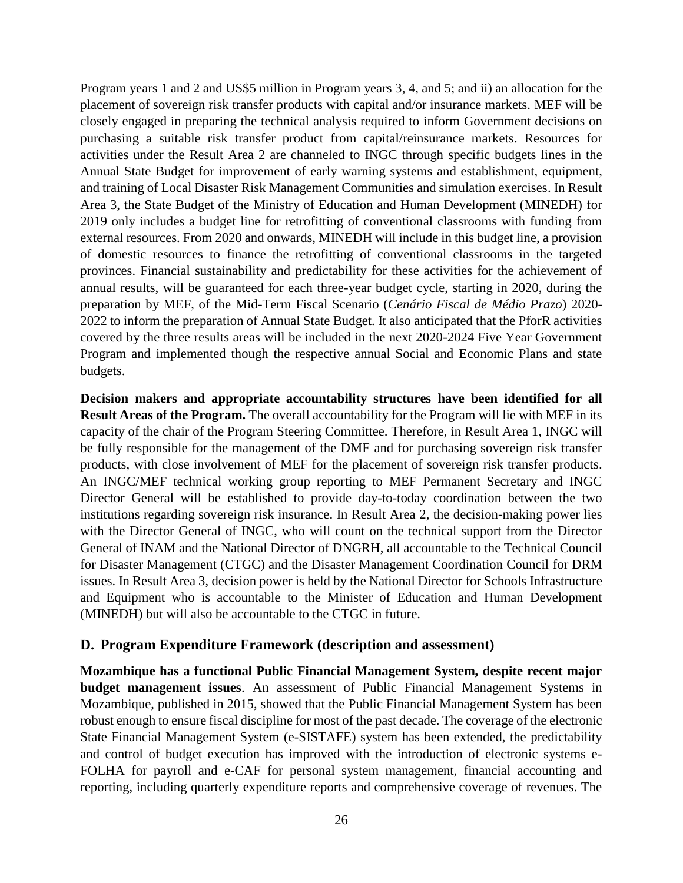Program years 1 and 2 and US$5 million in Program years 3, 4, and 5; and ii) an allocation for the placement of sovereign risk transfer products with capital and/or insurance markets. MEF will be closely engaged in preparing the technical analysis required to inform Government decisions on purchasing a suitable risk transfer product from capital/reinsurance markets. Resources for activities under the Result Area 2 are channeled to INGC through specific budgets lines in the Annual State Budget for improvement of early warning systems and establishment, equipment, and training of Local Disaster Risk Management Communities and simulation exercises. In Result Area 3, the State Budget of the Ministry of Education and Human Development (MINEDH) for 2019 only includes a budget line for retrofitting of conventional classrooms with funding from external resources. From 2020 and onwards, MINEDH will include in this budget line, a provision of domestic resources to finance the retrofitting of conventional classrooms in the targeted provinces. Financial sustainability and predictability for these activities for the achievement of annual results, will be guaranteed for each three-year budget cycle, starting in 2020, during the preparation by MEF, of the Mid-Term Fiscal Scenario (*Cenário Fiscal de Médio Prazo*) 2020-2022 to inform the preparation of Annual State Budget. It also anticipated that the PforR activities covered by the three results areas will be included in the next 2020-2024 Five Year Government Program and implemented though the respective annual Social and Economic Plans and state budgets.

**Decision makers and appropriate accountability structures have been identified for all Result Areas of the Program.** The overall accountability for the Program will lie with MEF in its capacity of the chair of the Program Steering Committee. Therefore, in Result Area 1, INGC will be fully responsible for the management of the DMF and for purchasing sovereign risk transfer products, with close involvement of MEF for the placement of sovereign risk transfer products. An INGC/MEF technical working group reporting to MEF Permanent Secretary and INGC Director General will be established to provide day-to-today coordination between the two institutions regarding sovereign risk insurance. In Result Area 2, the decision-making power lies with the Director General of INGC, who will count on the technical support from the Director General of INAM and the National Director of DNGRH, all accountable to the Technical Council for Disaster Management (CTGC) and the Disaster Management Coordination Council for DRM issues. In Result Area 3, decision power is held by the National Director for Schools Infrastructure and Equipment who is accountable to the Minister of Education and Human Development (MINEDH) but will also be accountable to the CTGC in future.

## D. Program Expenditure Framework (description and assessment)

**Mozambique has a functional Public Financial Management System, despite recent major budget management issues**. An assessment of Public Financial Management Systems in Mozambique, published in 2015, showed that the Public Financial Management System has been robust enough to ensure fiscal discipline for most of the past decade. The coverage of the electronic State Financial Management System (e-SISTAFE) system has been extended, the predictability and control of budget execution has improved with the introduction of electronic systems e-FOLHA for payroll and e-CAF for personal system management, financial accounting and reporting, including quarterly expenditure reports and comprehensive coverage of revenues. The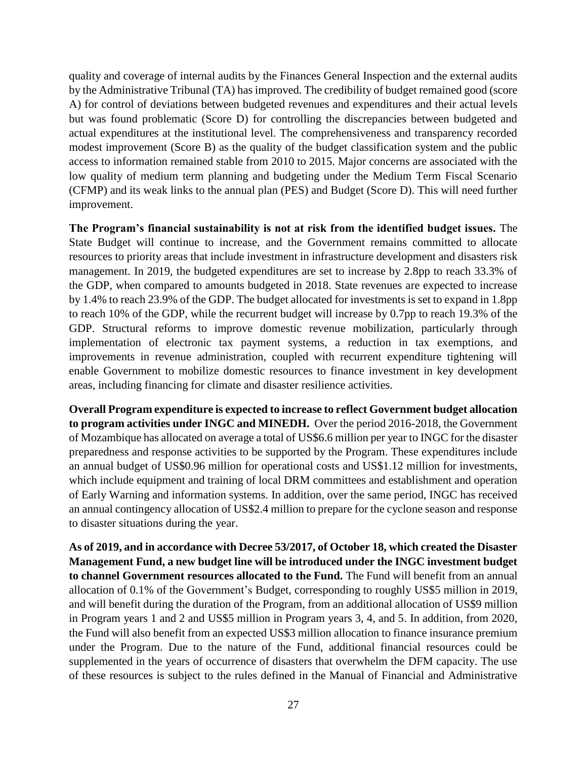quality and coverage of internal audits by the Finances General Inspection and the external audits by the Administrative Tribunal (TA) has improved. The credibility of budget remained good (score A) for control of deviations between budgeted revenues and expenditures and their actual levels but was found problematic (Score D) for controlling the discrepancies between budgeted and actual expenditures at the institutional level. The comprehensiveness and transparency recorded modest improvement (Score B) as the quality of the budget classification system and the public access to information remained stable from 2010 to 2015. Major concerns are associated with the low quality of medium term planning and budgeting under the Medium Term Fiscal Scenario (CFMP) and its weak links to the annual plan (PES) and Budget (Score D). This will need further improvement.

**The Program's financial sustainability is not at risk from the identified budget issues.** The State Budget will continue to increase, and the Government remains committed to allocate resources to priority areas that include investment in infrastructure development and disasters risk management. In 2019, the budgeted expenditures are set to increase by 2.8pp to reach 33.3% of the GDP, when compared to amounts budgeted in 2018. State revenues are expected to increase by 1.4% to reach 23.9% of the GDP. The budget allocated for investments is set to expand in 1.8pp to reach 10% of the GDP, while the recurrent budget will increase by 0.7pp to reach 19.3% of the GDP. Structural reforms to improve domestic revenue mobilization, particularly through implementation of electronic tax payment systems, a reduction in tax exemptions, and improvements in revenue administration, coupled with recurrent expenditure tightening will enable Government to mobilize domestic resources to finance investment in key development areas, including financing for climate and disaster resilience activities.

**Overall Program expenditure is expected to increase to reflect Government budget allocation to program activities under INGC and MINEDH.** Over the period 2016-2018, the Government of Mozambique has allocated on average a total of US$6.6 million per year to INGC for the disaster preparedness and response activities to be supported by the Program. These expenditures include an annual budget of US$0.96 million for operational costs and US$1.12 million for investments, which include equipment and training of local DRM committees and establishment and operation of Early Warning and information systems. In addition, over the same period, INGC has received an annual contingency allocation of US$2.4 million to prepare for the cyclone season and response to disaster situations during the year.

**As of 2019, and in accordance with Decree 53/2017, of October 18, which created the Disaster Management Fund, a new budget line will be introduced under the INGC investment budget to channel Government resources allocated to the Fund.** The Fund will benefit from an annual allocation of 0.1% of the Government's Budget, corresponding to roughly US$5 million in 2019, and will benefit during the duration of the Program, from an additional allocation of US$9 million in Program years 1 and 2 and US$5 million in Program years 3, 4, and 5. In addition, from 2020, the Fund will also benefit from an expected US$3 million allocation to finance insurance premium under the Program. Due to the nature of the Fund, additional financial resources could be supplemented in the years of occurrence of disasters that overwhelm the DFM capacity. The use of these resources is subject to the rules defined in the Manual of Financial and Administrative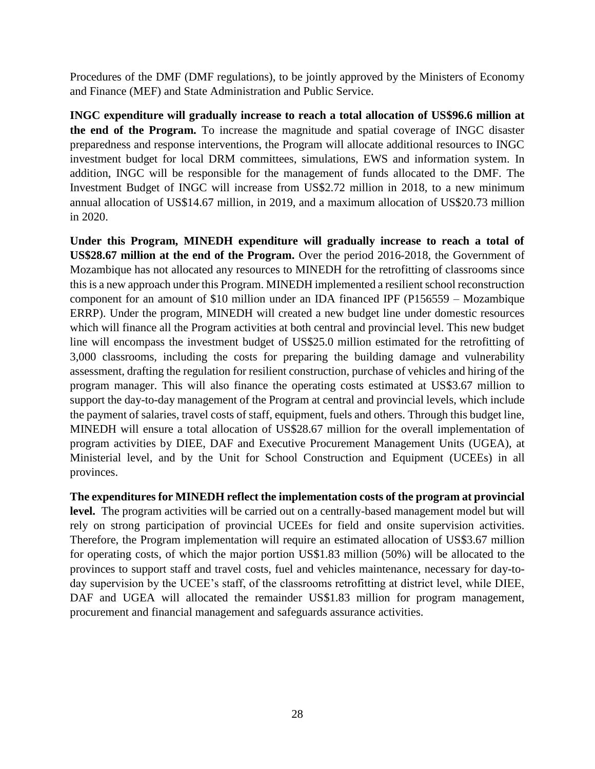Procedures of the DMF (DMF regulations), to be jointly approved by the Ministers of Economy and Finance (MEF) and State Administration and Public Service.

**INGC expenditure will gradually increase to reach a total allocation of US$96.6 million at the end of the Program.** To increase the magnitude and spatial coverage of INGC disaster preparedness and response interventions, the Program will allocate additional resources to INGC investment budget for local DRM committees, simulations, EWS and information system. In addition, INGC will be responsible for the management of funds allocated to the DMF. The Investment Budget of INGC will increase from US$2.72 million in 2018, to a new minimum annual allocation of US$14.67 million, in 2019, and a maximum allocation of US$20.73 million in 2020.

**Under this Program, MINEDH expenditure will gradually increase to reach a total of US$28.67 million at the end of the Program.** Over the period 2016-2018, the Government of Mozambique has not allocated any resources to MINEDH for the retrofitting of classrooms since this is a new approach under this Program. MINEDH implemented a resilient school reconstruction component for an amount of $10 million under an IDA financed IPF (P156559 – Mozambique ERRP). Under the program, MINEDH will created a new budget line under domestic resources which will finance all the Program activities at both central and provincial level. This new budget line will encompass the investment budget of US$25.0 million estimated for the retrofitting of 3,000 classrooms, including the costs for preparing the building damage and vulnerability assessment, drafting the regulation for resilient construction, purchase of vehicles and hiring of the program manager. This will also finance the operating costs estimated at US$3.67 million to support the day-to-day management of the Program at central and provincial levels, which include the payment of salaries, travel costs of staff, equipment, fuels and others. Through this budget line, MINEDH will ensure a total allocation of US$28.67 million for the overall implementation of program activities by DIEE, DAF and Executive Procurement Management Units (UGEA), at Ministerial level, and by the Unit for School Construction and Equipment (UCEEs) in all provinces.

**The expenditures for MINEDH reflect the implementation costs of the program at provincial level.** The program activities will be carried out on a centrally-based management model but will rely on strong participation of provincial UCEEs for field and onsite supervision activities. Therefore, the Program implementation will require an estimated allocation of US$3.67 million for operating costs, of which the major portion US$1.83 million (50%) will be allocated to the provinces to support staff and travel costs, fuel and vehicles maintenance, necessary for day-to-day supervision by the UCEE's staff, of the classrooms retrofitting at district level, while DIEE, DAF and UGEA will allocated the remainder US$1.83 million for program management, procurement and financial management and safeguards assurance activities.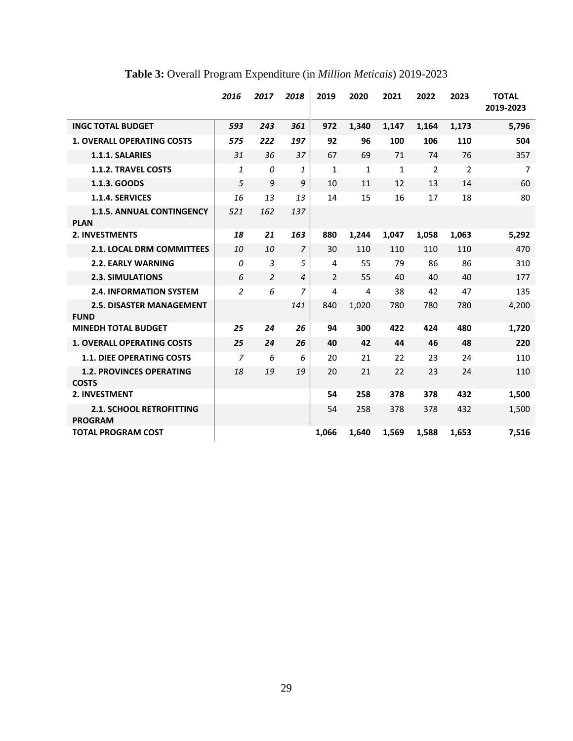**Table 3:** Overall Program Expenditure (in *Million Meticais*) 2019-2023

| | *2016* | *2017* | *2018* | 2019 | 2020 | 2021 | 2022 | 2023 | TOTAL 2019-2023 |
|---|---|---|---|---|---|---|---|---|---|
| **INGC TOTAL BUDGET** | ***593*** | ***243*** | ***361*** | **972** | **1,340** | **1,147** | **1,164** | **1,173** | **5,796** |
| **1. OVERALL OPERATING COSTS** | ***575*** | ***222*** | ***197*** | **92** | **96** | **100** | **106** | **110** | **504** |
| **1.1.1. SALARIES** | *31* | *36* | *37* | 67 | 69 | 71 | 74 | 76 | 357 |
| **1.1.2. TRAVEL COSTS** | *1* | *0* | *1* | 1 | 1 | 1 | 2 | 2 | 7 |
| **1.1.3. GOODS** | *5* | *9* | *9* | 10 | 11 | 12 | 13 | 14 | 60 |
| **1.1.4. SERVICES** | *16* | *13* | *13* | 14 | 15 | 16 | 17 | 18 | 80 |
| **1.1.5. ANNUAL CONTINGENCY PLAN** | *521* | *162* | *137* | | | | | | |
| **2. INVESTMENTS** | ***18*** | ***21*** | ***163*** | **880** | **1,244** | **1,047** | **1,058** | **1,063** | **5,292** |
| **2.1. LOCAL DRM COMMITTEES** | *10* | *10* | *7* | 30 | 110 | 110 | 110 | 110 | 470 |
| **2.2. EARLY WARNING** | *0* | *3* | *5* | 4 | 55 | 79 | 86 | 86 | 310 |
| **2.3. SIMULATIONS** | *6* | *2* | *4* | 2 | 55 | 40 | 40 | 40 | 177 |
| **2.4. INFORMATION SYSTEM** | *2* | *6* | *7* | 4 | 4 | 38 | 42 | 47 | 135 |
| **2.5. DISASTER MANAGEMENT FUND** | | | *141* | 840 | 1,020 | 780 | 780 | 780 | 4,200 |
| **MINEDH TOTAL BUDGET** | ***25*** | ***24*** | ***26*** | **94** | **300** | **422** | **424** | **480** | **1,720** |
| **1. OVERALL OPERATING COSTS** | ***25*** | ***24*** | ***26*** | **40** | **42** | **44** | **46** | **48** | **220** |
| **1.1. DIEE OPERATING COSTS** | *7* | *6* | *6* | 20 | 21 | 22 | 23 | 24 | 110 |
| **1.2. PROVINCES OPERATING COSTS** | *18* | *19* | *19* | 20 | 21 | 22 | 23 | 24 | 110 |
| **2. INVESTMENT** | | | | **54** | **258** | **378** | **378** | **432** | **1,500** |
| **2.1. SCHOOL RETROFITTING PROGRAM** | | | | 54 | 258 | 378 | 378 | 432 | 1,500 |
| **TOTAL PROGRAM COST** | | | | **1,066** | **1,640** | **1,569** | **1,588** | **1,653** | **7,516** |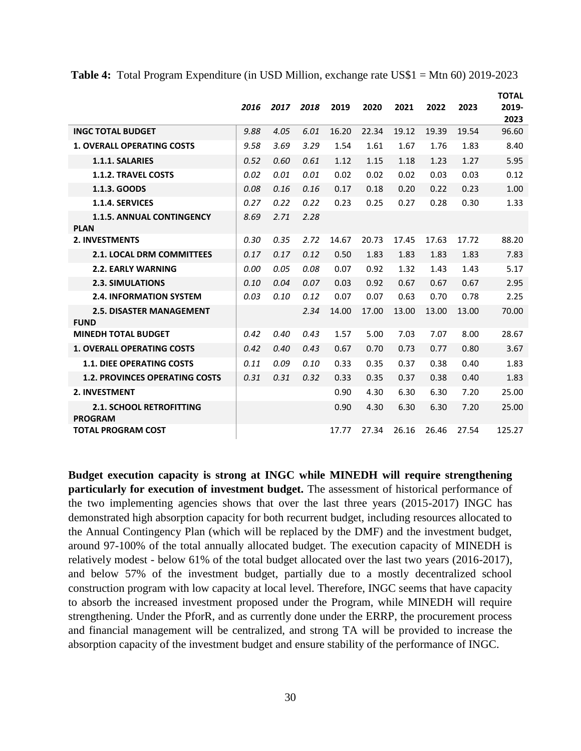**Table 4:** Total Program Expenditure (in USD Million, exchange rate US$1 = Mtn 60) 2019-2023

| | *2016* | *2017* | *2018* | 2019 | 2020 | 2021 | 2022 | 2023 | TOTAL 2019-2023 |
|---|---|---|---|---|---|---|---|---|---|
| **INGC TOTAL BUDGET** | *9.88* | *4.05* | *6.01* | 16.20 | 22.34 | 19.12 | 19.39 | 19.54 | 96.60 |
| **1. OVERALL OPERATING COSTS** | *9.58* | *3.69* | *3.29* | 1.54 | 1.61 | 1.67 | 1.76 | 1.83 | 8.40 |
| **1.1.1. SALARIES** | *0.52* | *0.60* | *0.61* | 1.12 | 1.15 | 1.18 | 1.23 | 1.27 | 5.95 |
| **1.1.2. TRAVEL COSTS** | *0.02* | *0.01* | *0.01* | 0.02 | 0.02 | 0.02 | 0.03 | 0.03 | 0.12 |
| **1.1.3. GOODS** | *0.08* | *0.16* | *0.16* | 0.17 | 0.18 | 0.20 | 0.22 | 0.23 | 1.00 |
| **1.1.4. SERVICES** | *0.27* | *0.22* | *0.22* | 0.23 | 0.25 | 0.27 | 0.28 | 0.30 | 1.33 |
| **1.1.5. ANNUAL CONTINGENCY PLAN** | *8.69* | *2.71* | *2.28* | | | | | | |
| **2. INVESTMENTS** | *0.30* | *0.35* | *2.72* | 14.67 | 20.73 | 17.45 | 17.63 | 17.72 | 88.20 |
| **2.1. LOCAL DRM COMMITTEES** | *0.17* | *0.17* | *0.12* | 0.50 | 1.83 | 1.83 | 1.83 | 1.83 | 7.83 |
| **2.2. EARLY WARNING** | *0.00* | *0.05* | *0.08* | 0.07 | 0.92 | 1.32 | 1.43 | 1.43 | 5.17 |
| **2.3. SIMULATIONS** | *0.10* | *0.04* | *0.07* | 0.03 | 0.92 | 0.67 | 0.67 | 0.67 | 2.95 |
| **2.4. INFORMATION SYSTEM** | *0.03* | *0.10* | *0.12* | 0.07 | 0.07 | 0.63 | 0.70 | 0.78 | 2.25 |
| **2.5. DISASTER MANAGEMENT FUND** | | | *2.34* | 14.00 | 17.00 | 13.00 | 13.00 | 13.00 | 70.00 |
| **MINEDH TOTAL BUDGET** | *0.42* | *0.40* | *0.43* | 1.57 | 5.00 | 7.03 | 7.07 | 8.00 | 28.67 |
| **1. OVERALL OPERATING COSTS** | *0.42* | *0.40* | *0.43* | 0.67 | 0.70 | 0.73 | 0.77 | 0.80 | 3.67 |
| **1.1. DIEE OPERATING COSTS** | *0.11* | *0.09* | *0.10* | 0.33 | 0.35 | 0.37 | 0.38 | 0.40 | 1.83 |
| **1.2. PROVINCES OPERATING COSTS** | *0.31* | *0.31* | *0.32* | 0.33 | 0.35 | 0.37 | 0.38 | 0.40 | 1.83 |
| **2. INVESTMENT** | | | | 0.90 | 4.30 | 6.30 | 6.30 | 7.20 | 25.00 |
| **2.1. SCHOOL RETROFITTING PROGRAM** | | | | 0.90 | 4.30 | 6.30 | 6.30 | 7.20 | 25.00 |
| **TOTAL PROGRAM COST** | | | | 17.77 | 27.34 | 26.16 | 26.46 | 27.54 | 125.27 |

**Budget execution capacity is strong at INGC while MINEDH will require strengthening particularly for execution of investment budget.** The assessment of historical performance of the two implementing agencies shows that over the last three years (2015-2017) INGC has demonstrated high absorption capacity for both recurrent budget, including resources allocated to the Annual Contingency Plan (which will be replaced by the DMF) and the investment budget, around 97-100% of the total annually allocated budget. The execution capacity of MINEDH is relatively modest - below 61% of the total budget allocated over the last two years (2016-2017), and below 57% of the investment budget, partially due to a mostly decentralized school construction program with low capacity at local level. Therefore, INGC seems that have capacity to absorb the increased investment proposed under the Program, while MINEDH will require strengthening. Under the PforR, and as currently done under the ERRP, the procurement process and financial management will be centralized, and strong TA will be provided to increase the absorption capacity of the investment budget and ensure stability of the performance of INGC.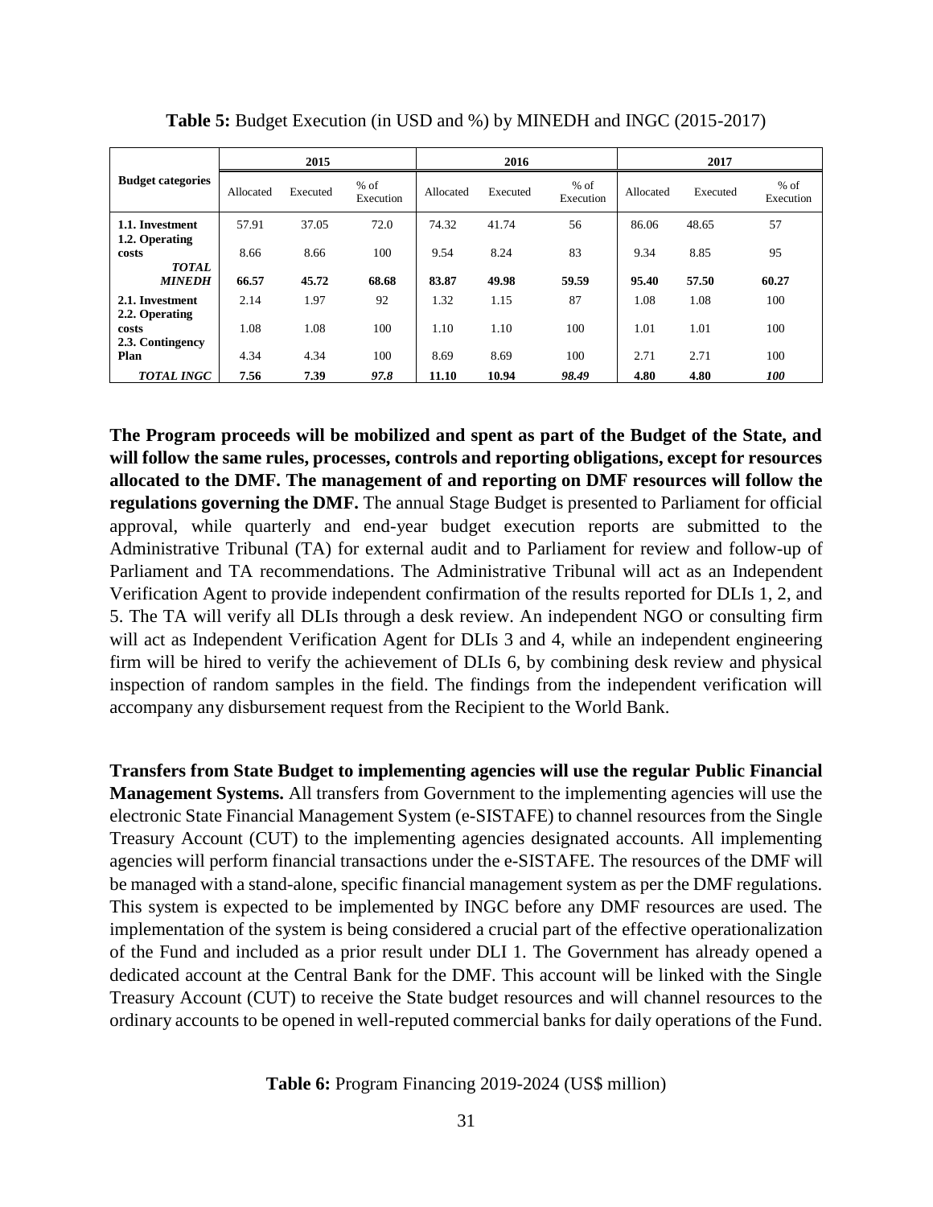**Table 5:** Budget Execution (in USD and %) by MINEDH and INGC (2015-2017)

| Budget categories | 2015 | | | 2016 | | | 2017 | | |
|---|---|---|---|---|---|---|---|---|---|
| | Allocated | Executed | % of Execution | Allocated | Executed | % of Execution | Allocated | Executed | % of Execution |
| **1.1. Investment** | 57.91 | 37.05 | 72.0 | 74.32 | 41.74 | 56 | 86.06 | 48.65 | 57 |
| **1.2. Operating costs** | 8.66 | 8.66 | 100 | 9.54 | 8.24 | 83 | 9.34 | 8.85 | 95 |
| ***TOTAL MINEDH*** | **66.57** | **45.72** | **68.68** | **83.87** | **49.98** | **59.59** | **95.40** | **57.50** | **60.27** |
| **2.1. Investment** | 2.14 | 1.97 | 92 | 1.32 | 1.15 | 87 | 1.08 | 1.08 | 100 |
| **2.2. Operating costs** | 1.08 | 1.08 | 100 | 1.10 | 1.10 | 100 | 1.01 | 1.01 | 100 |
| **2.3. Contingency Plan** | 4.34 | 4.34 | 100 | 8.69 | 8.69 | 100 | 2.71 | 2.71 | 100 |
| ***TOTAL INGC*** | **7.56** | **7.39** | ***97.8*** | **11.10** | **10.94** | ***98.49*** | **4.80** | **4.80** | ***100*** |

**The Program proceeds will be mobilized and spent as part of the Budget of the State, and will follow the same rules, processes, controls and reporting obligations, except for resources allocated to the DMF. The management of and reporting on DMF resources will follow the regulations governing the DMF.** The annual Stage Budget is presented to Parliament for official approval, while quarterly and end-year budget execution reports are submitted to the Administrative Tribunal (TA) for external audit and to Parliament for review and follow-up of Parliament and TA recommendations. The Administrative Tribunal will act as an Independent Verification Agent to provide independent confirmation of the results reported for DLIs 1, 2, and 5. The TA will verify all DLIs through a desk review. An independent NGO or consulting firm will act as Independent Verification Agent for DLIs 3 and 4, while an independent engineering firm will be hired to verify the achievement of DLIs 6, by combining desk review and physical inspection of random samples in the field. The findings from the independent verification will accompany any disbursement request from the Recipient to the World Bank.

**Transfers from State Budget to implementing agencies will use the regular Public Financial Management Systems.** All transfers from Government to the implementing agencies will use the electronic State Financial Management System (e-SISTAFE) to channel resources from the Single Treasury Account (CUT) to the implementing agencies designated accounts. All implementing agencies will perform financial transactions under the e-SISTAFE. The resources of the DMF will be managed with a stand-alone, specific financial management system as per the DMF regulations. This system is expected to be implemented by INGC before any DMF resources are used. The implementation of the system is being considered a crucial part of the effective operationalization of the Fund and included as a prior result under DLI 1. The Government has already opened a dedicated account at the Central Bank for the DMF. This account will be linked with the Single Treasury Account (CUT) to receive the State budget resources and will channel resources to the ordinary accounts to be opened in well-reputed commercial banks for daily operations of the Fund.

**Table 6:** Program Financing 2019-2024 (US$ million)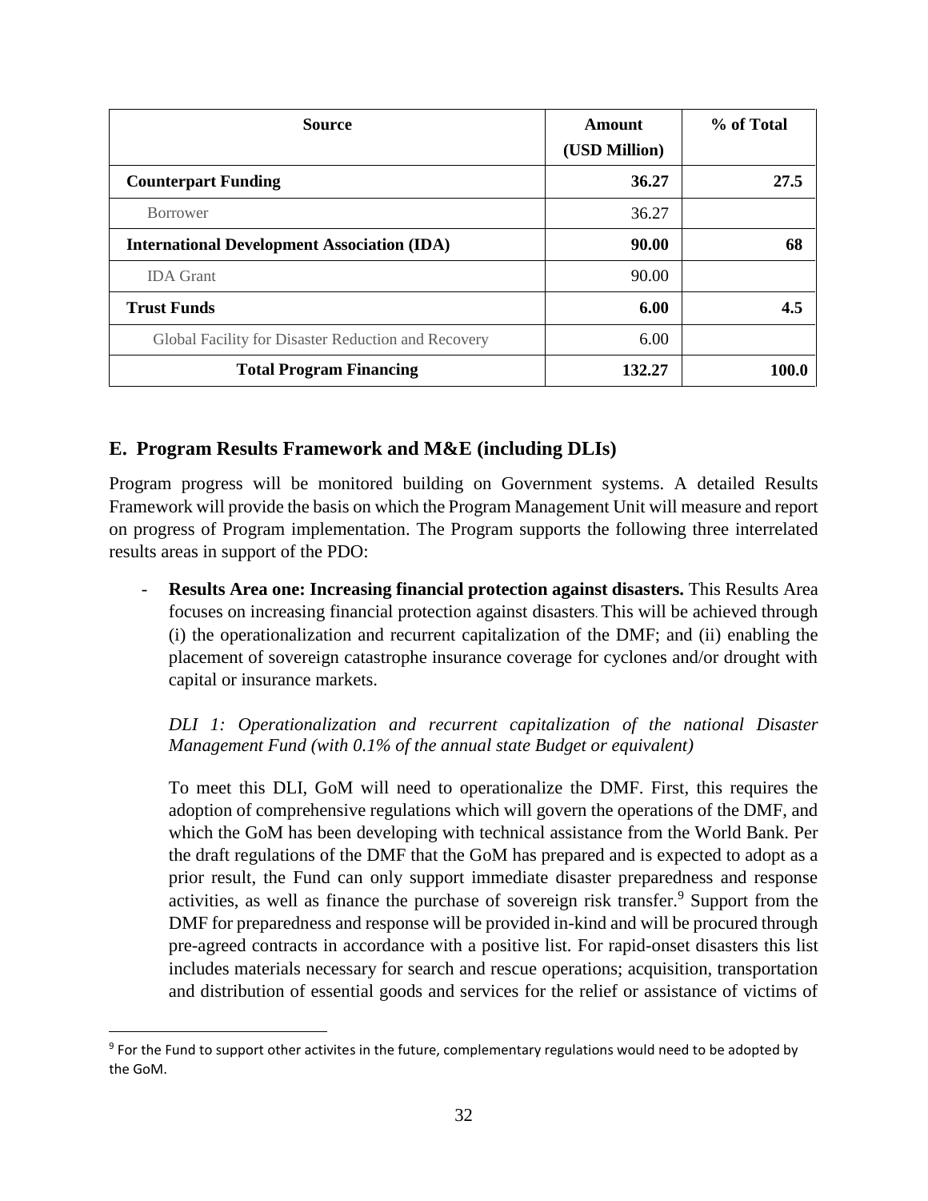| Source | Amount (USD Million) | % of Total |
| --- | --- | --- |
| **Counterpart Funding** | **36.27** | **27.5** |
| Borrower | 36.27 | |
| **International Development Association (IDA)** | **90.00** | **68** |
| IDA Grant | 90.00 | |
| **Trust Funds** | **6.00** | **4.5** |
| Global Facility for Disaster Reduction and Recovery | 6.00 | |
| **Total Program Financing** | **132.27** | **100.0** |

## E. Program Results Framework and M&E (including DLIs)

Program progress will be monitored building on Government systems. A detailed Results Framework will provide the basis on which the Program Management Unit will measure and report on progress of Program implementation. The Program supports the following three interrelated results areas in support of the PDO:

- **Results Area one: Increasing financial protection against disasters.** This Results Area focuses on increasing financial protection against disasters. This will be achieved through (i) the operationalization and recurrent capitalization of the DMF; and (ii) enabling the placement of sovereign catastrophe insurance coverage for cyclones and/or drought with capital or insurance markets.

  *DLI 1: Operationalization and recurrent capitalization of the national Disaster Management Fund (with 0.1% of the annual state Budget or equivalent)*

  To meet this DLI, GoM will need to operationalize the DMF. First, this requires the adoption of comprehensive regulations which will govern the operations of the DMF, and which the GoM has been developing with technical assistance from the World Bank. Per the draft regulations of the DMF that the GoM has prepared and is expected to adopt as a prior result, the Fund can only support immediate disaster preparedness and response activities, as well as finance the purchase of sovereign risk transfer.[9] Support from the DMF for preparedness and response will be provided in-kind and will be procured through pre-agreed contracts in accordance with a positive list. For rapid-onset disasters this list includes materials necessary for search and rescue operations; acquisition, transportation and distribution of essential goods and services for the relief or assistance of victims of

[9] For the Fund to support other activites in the future, complementary regulations would need to be adopted by the GoM.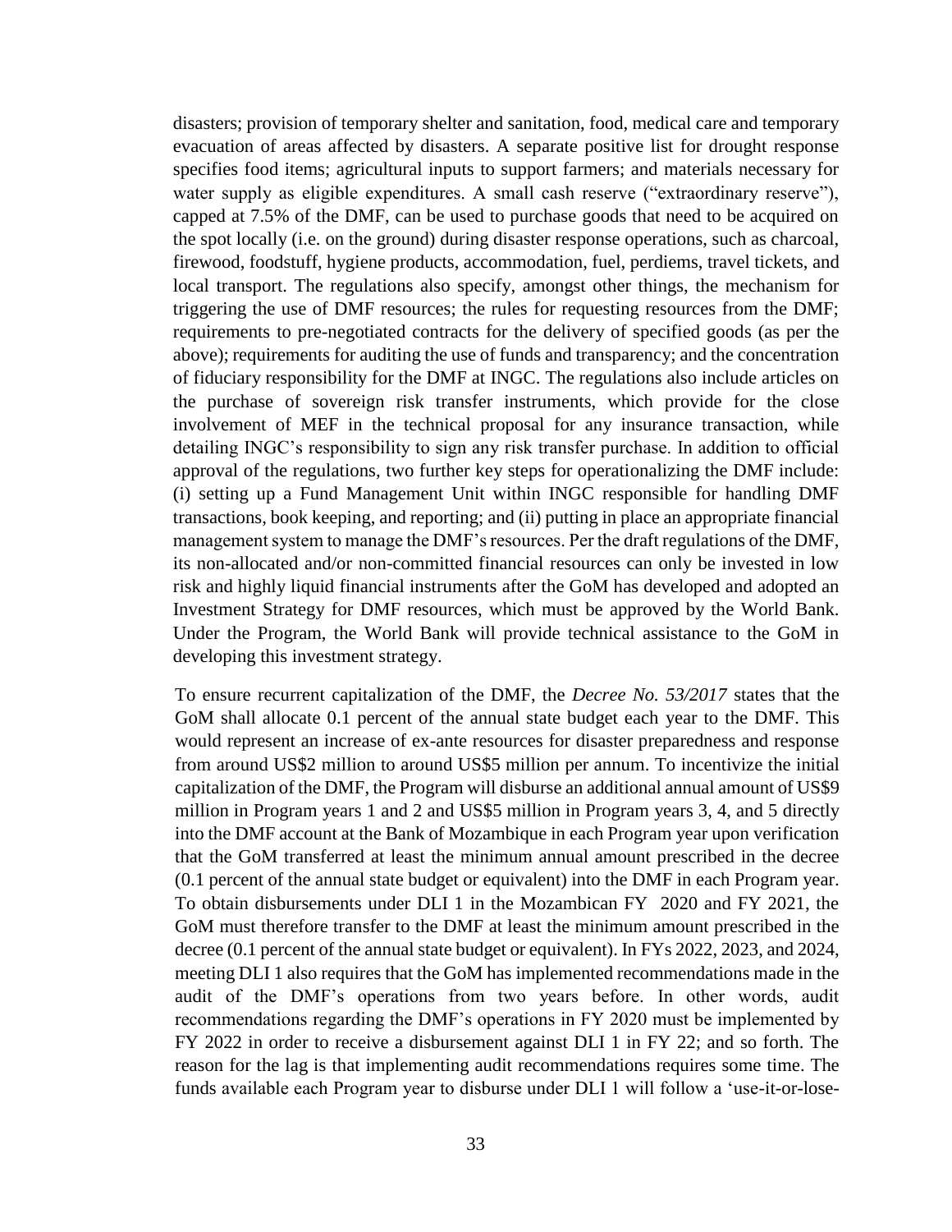disasters; provision of temporary shelter and sanitation, food, medical care and temporary evacuation of areas affected by disasters. A separate positive list for drought response specifies food items; agricultural inputs to support farmers; and materials necessary for water supply as eligible expenditures. A small cash reserve ("extraordinary reserve"), capped at 7.5% of the DMF, can be used to purchase goods that need to be acquired on the spot locally (i.e. on the ground) during disaster response operations, such as charcoal, firewood, foodstuff, hygiene products, accommodation, fuel, perdiems, travel tickets, and local transport. The regulations also specify, amongst other things, the mechanism for triggering the use of DMF resources; the rules for requesting resources from the DMF; requirements to pre-negotiated contracts for the delivery of specified goods (as per the above); requirements for auditing the use of funds and transparency; and the concentration of fiduciary responsibility for the DMF at INGC. The regulations also include articles on the purchase of sovereign risk transfer instruments, which provide for the close involvement of MEF in the technical proposal for any insurance transaction, while detailing INGC's responsibility to sign any risk transfer purchase. In addition to official approval of the regulations, two further key steps for operationalizing the DMF include: (i) setting up a Fund Management Unit within INGC responsible for handling DMF transactions, book keeping, and reporting; and (ii) putting in place an appropriate financial management system to manage the DMF's resources. Per the draft regulations of the DMF, its non-allocated and/or non-committed financial resources can only be invested in low risk and highly liquid financial instruments after the GoM has developed and adopted an Investment Strategy for DMF resources, which must be approved by the World Bank. Under the Program, the World Bank will provide technical assistance to the GoM in developing this investment strategy.

To ensure recurrent capitalization of the DMF, the *Decree No. 53/2017* states that the GoM shall allocate 0.1 percent of the annual state budget each year to the DMF. This would represent an increase of ex-ante resources for disaster preparedness and response from around US$2 million to around US$5 million per annum. To incentivize the initial capitalization of the DMF, the Program will disburse an additional annual amount of US$9 million in Program years 1 and 2 and US$5 million in Program years 3, 4, and 5 directly into the DMF account at the Bank of Mozambique in each Program year upon verification that the GoM transferred at least the minimum annual amount prescribed in the decree (0.1 percent of the annual state budget or equivalent) into the DMF in each Program year. To obtain disbursements under DLI 1 in the Mozambican FY 2020 and FY 2021, the GoM must therefore transfer to the DMF at least the minimum amount prescribed in the decree (0.1 percent of the annual state budget or equivalent). In FYs 2022, 2023, and 2024, meeting DLI 1 also requires that the GoM has implemented recommendations made in the audit of the DMF's operations from two years before. In other words, audit recommendations regarding the DMF's operations in FY 2020 must be implemented by FY 2022 in order to receive a disbursement against DLI 1 in FY 22; and so forth. The reason for the lag is that implementing audit recommendations requires some time. The funds available each Program year to disburse under DLI 1 will follow a 'use-it-or-lose-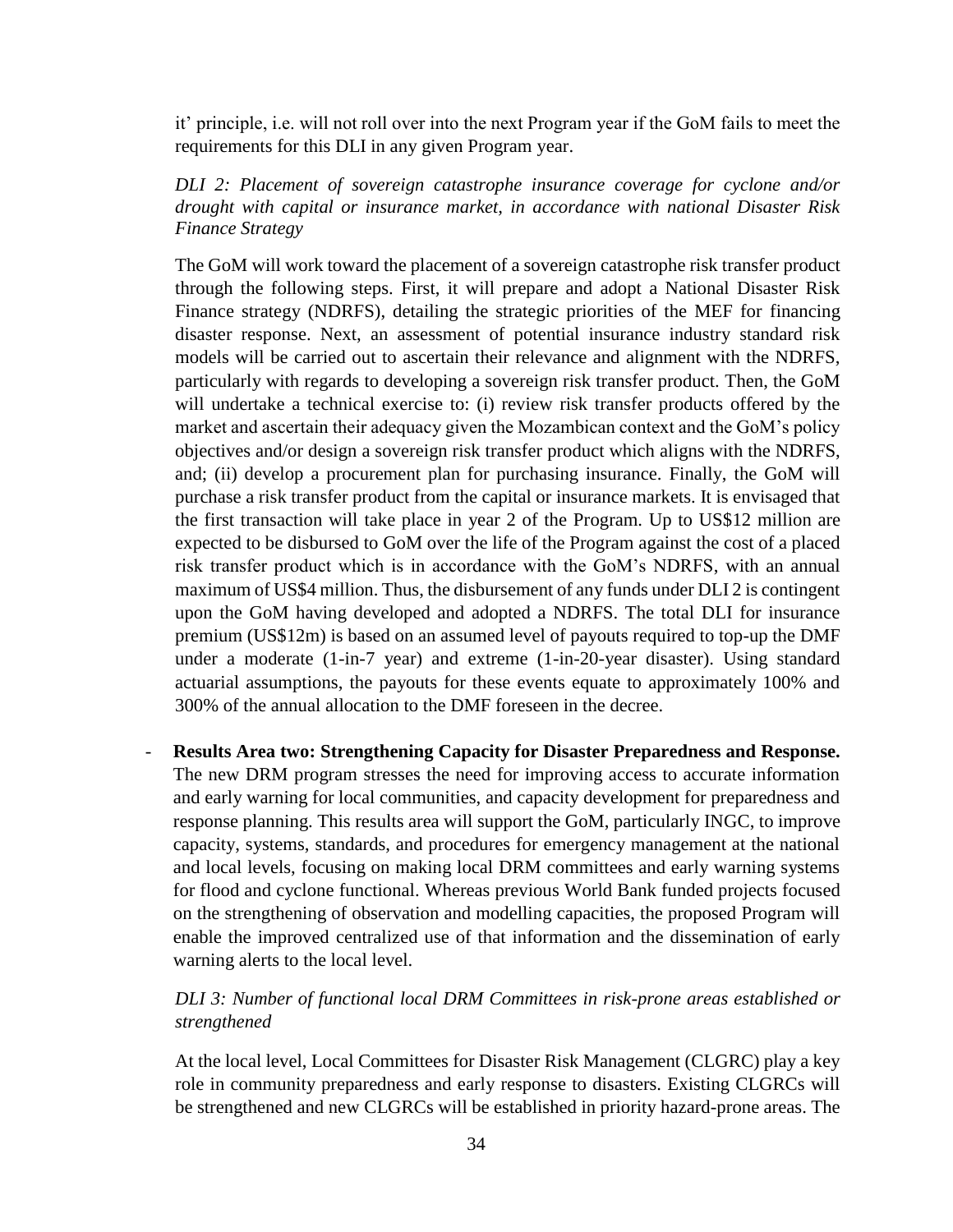it' principle, i.e. will not roll over into the next Program year if the GoM fails to meet the requirements for this DLI in any given Program year.

*DLI 2: Placement of sovereign catastrophe insurance coverage for cyclone and/or drought with capital or insurance market, in accordance with national Disaster Risk Finance Strategy*

The GoM will work toward the placement of a sovereign catastrophe risk transfer product through the following steps. First, it will prepare and adopt a National Disaster Risk Finance strategy (NDRFS), detailing the strategic priorities of the MEF for financing disaster response. Next, an assessment of potential insurance industry standard risk models will be carried out to ascertain their relevance and alignment with the NDRFS, particularly with regards to developing a sovereign risk transfer product. Then, the GoM will undertake a technical exercise to: (i) review risk transfer products offered by the market and ascertain their adequacy given the Mozambican context and the GoM's policy objectives and/or design a sovereign risk transfer product which aligns with the NDRFS, and; (ii) develop a procurement plan for purchasing insurance. Finally, the GoM will purchase a risk transfer product from the capital or insurance markets. It is envisaged that the first transaction will take place in year 2 of the Program. Up to US$12 million are expected to be disbursed to GoM over the life of the Program against the cost of a placed risk transfer product which is in accordance with the GoM's NDRFS, with an annual maximum of US$4 million. Thus, the disbursement of any funds under DLI 2 is contingent upon the GoM having developed and adopted a NDRFS. The total DLI for insurance premium (US$12m) is based on an assumed level of payouts required to top-up the DMF under a moderate (1-in-7 year) and extreme (1-in-20-year disaster). Using standard actuarial assumptions, the payouts for these events equate to approximately 100% and 300% of the annual allocation to the DMF foreseen in the decree.

- **Results Area two: Strengthening Capacity for Disaster Preparedness and Response.** The new DRM program stresses the need for improving access to accurate information and early warning for local communities, and capacity development for preparedness and response planning. This results area will support the GoM, particularly INGC, to improve capacity, systems, standards, and procedures for emergency management at the national and local levels, focusing on making local DRM committees and early warning systems for flood and cyclone functional. Whereas previous World Bank funded projects focused on the strengthening of observation and modelling capacities, the proposed Program will enable the improved centralized use of that information and the dissemination of early warning alerts to the local level.

*DLI 3: Number of functional local DRM Committees in risk-prone areas established or strengthened*

At the local level, Local Committees for Disaster Risk Management (CLGRC) play a key role in community preparedness and early response to disasters. Existing CLGRCs will be strengthened and new CLGRCs will be established in priority hazard-prone areas. The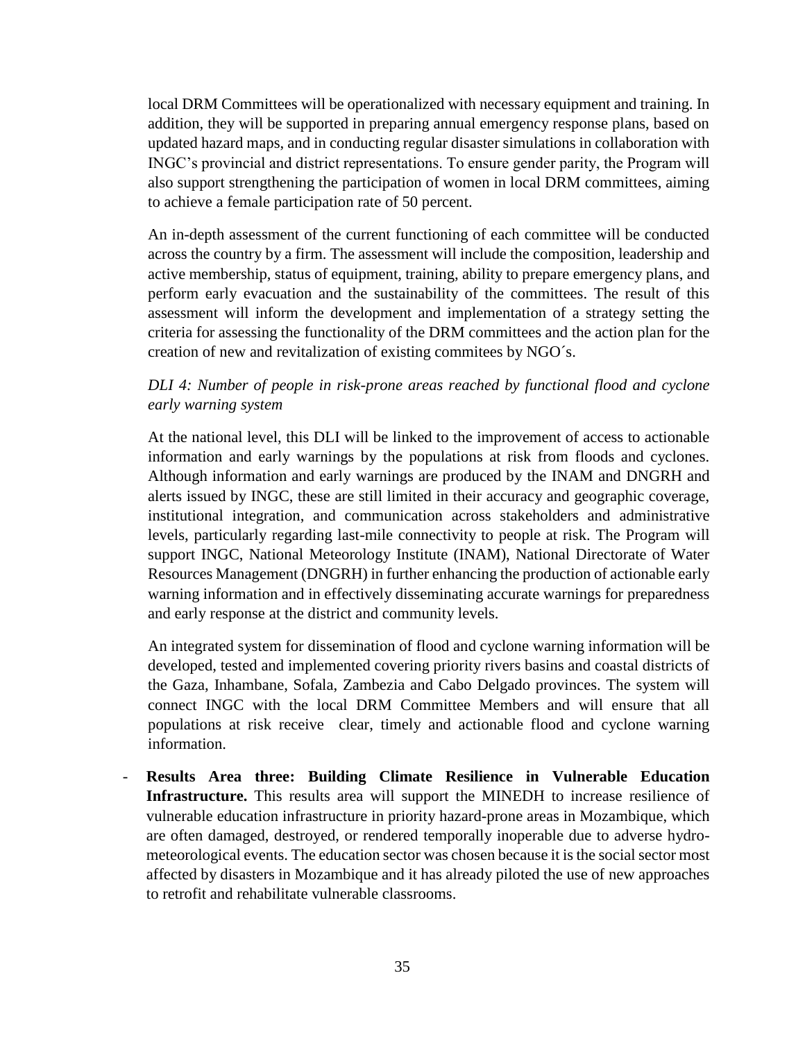local DRM Committees will be operationalized with necessary equipment and training. In addition, they will be supported in preparing annual emergency response plans, based on updated hazard maps, and in conducting regular disaster simulations in collaboration with INGC's provincial and district representations. To ensure gender parity, the Program will also support strengthening the participation of women in local DRM committees, aiming to achieve a female participation rate of 50 percent.

An in-depth assessment of the current functioning of each committee will be conducted across the country by a firm. The assessment will include the composition, leadership and active membership, status of equipment, training, ability to prepare emergency plans, and perform early evacuation and the sustainability of the committees. The result of this assessment will inform the development and implementation of a strategy setting the criteria for assessing the functionality of the DRM committees and the action plan for the creation of new and revitalization of existing commitees by NGO´s.

*DLI 4: Number of people in risk-prone areas reached by functional flood and cyclone early warning system*

At the national level, this DLI will be linked to the improvement of access to actionable information and early warnings by the populations at risk from floods and cyclones. Although information and early warnings are produced by the INAM and DNGRH and alerts issued by INGC, these are still limited in their accuracy and geographic coverage, institutional integration, and communication across stakeholders and administrative levels, particularly regarding last-mile connectivity to people at risk. The Program will support INGC, National Meteorology Institute (INAM), National Directorate of Water Resources Management (DNGRH) in further enhancing the production of actionable early warning information and in effectively disseminating accurate warnings for preparedness and early response at the district and community levels.

An integrated system for dissemination of flood and cyclone warning information will be developed, tested and implemented covering priority rivers basins and coastal districts of the Gaza, Inhambane, Sofala, Zambezia and Cabo Delgado provinces. The system will connect INGC with the local DRM Committee Members and will ensure that all populations at risk receive clear, timely and actionable flood and cyclone warning information.

- **Results Area three: Building Climate Resilience in Vulnerable Education Infrastructure.** This results area will support the MINEDH to increase resilience of vulnerable education infrastructure in priority hazard-prone areas in Mozambique, which are often damaged, destroyed, or rendered temporally inoperable due to adverse hydro-meteorological events. The education sector was chosen because it is the social sector most affected by disasters in Mozambique and it has already piloted the use of new approaches to retrofit and rehabilitate vulnerable classrooms.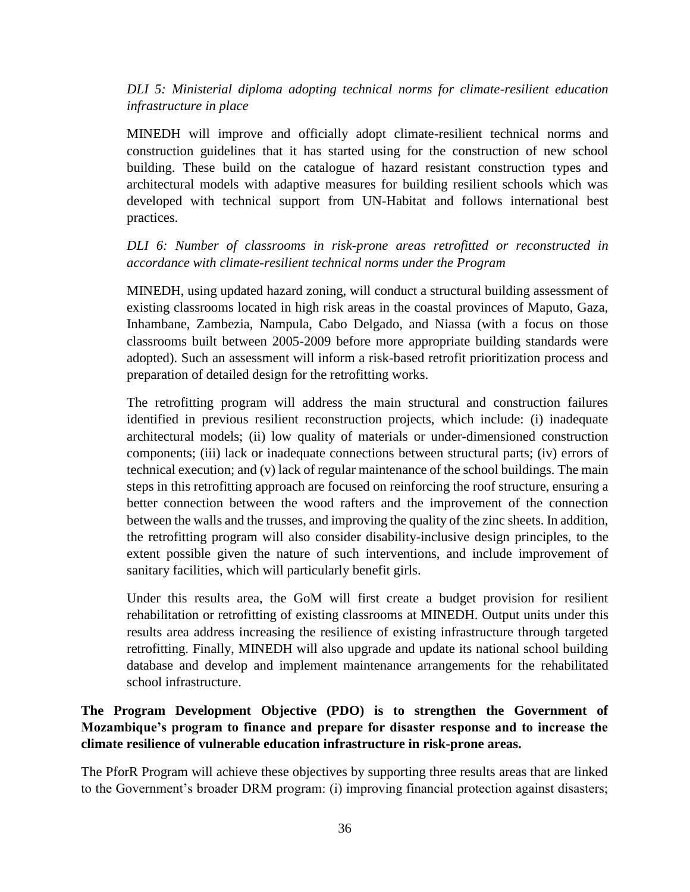*DLI 5: Ministerial diploma adopting technical norms for climate-resilient education infrastructure in place*

MINEDH will improve and officially adopt climate-resilient technical norms and construction guidelines that it has started using for the construction of new school building. These build on the catalogue of hazard resistant construction types and architectural models with adaptive measures for building resilient schools which was developed with technical support from UN-Habitat and follows international best practices.

*DLI 6: Number of classrooms in risk-prone areas retrofitted or reconstructed in accordance with climate-resilient technical norms under the Program*

MINEDH, using updated hazard zoning, will conduct a structural building assessment of existing classrooms located in high risk areas in the coastal provinces of Maputo, Gaza, Inhambane, Zambezia, Nampula, Cabo Delgado, and Niassa (with a focus on those classrooms built between 2005-2009 before more appropriate building standards were adopted). Such an assessment will inform a risk-based retrofit prioritization process and preparation of detailed design for the retrofitting works.

The retrofitting program will address the main structural and construction failures identified in previous resilient reconstruction projects, which include: (i) inadequate architectural models; (ii) low quality of materials or under-dimensioned construction components; (iii) lack or inadequate connections between structural parts; (iv) errors of technical execution; and (v) lack of regular maintenance of the school buildings. The main steps in this retrofitting approach are focused on reinforcing the roof structure, ensuring a better connection between the wood rafters and the improvement of the connection between the walls and the trusses, and improving the quality of the zinc sheets. In addition, the retrofitting program will also consider disability-inclusive design principles, to the extent possible given the nature of such interventions, and include improvement of sanitary facilities, which will particularly benefit girls.

Under this results area, the GoM will first create a budget provision for resilient rehabilitation or retrofitting of existing classrooms at MINEDH. Output units under this results area address increasing the resilience of existing infrastructure through targeted retrofitting. Finally, MINEDH will also upgrade and update its national school building database and develop and implement maintenance arrangements for the rehabilitated school infrastructure.

**The Program Development Objective (PDO) is to strengthen the Government of Mozambique's program to finance and prepare for disaster response and to increase the climate resilience of vulnerable education infrastructure in risk-prone areas.**

The PforR Program will achieve these objectives by supporting three results areas that are linked to the Government's broader DRM program: (i) improving financial protection against disasters;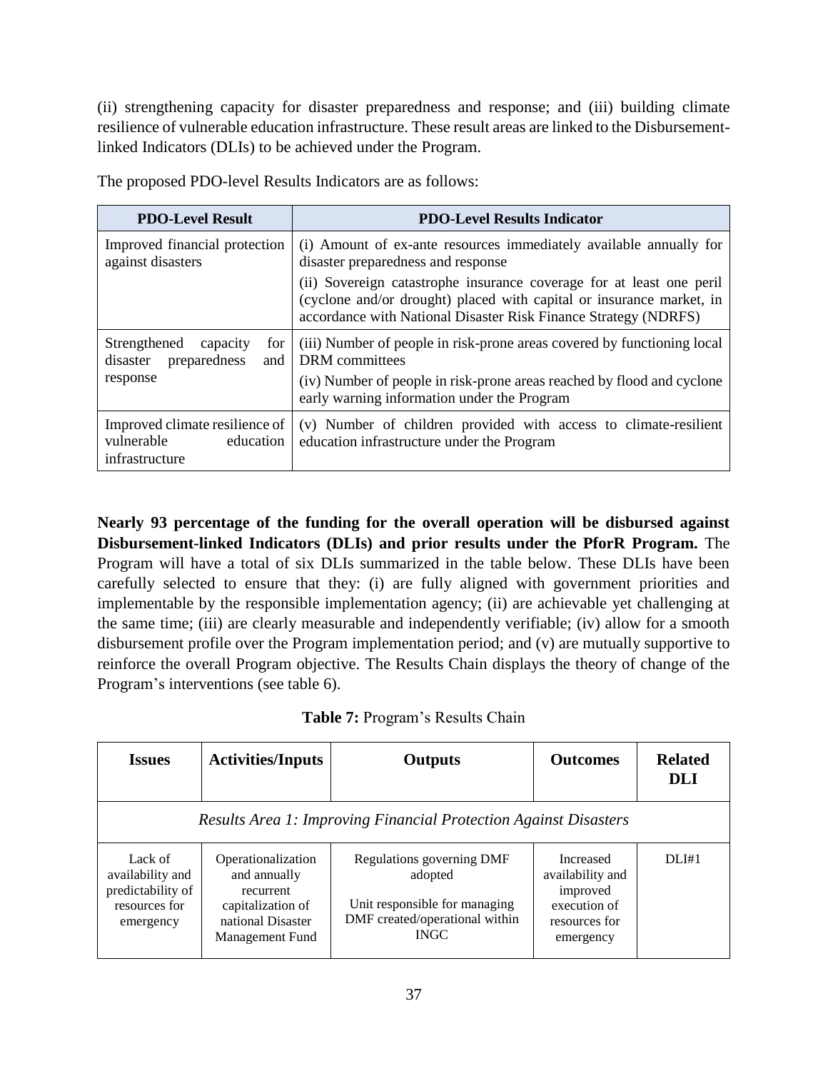(ii) strengthening capacity for disaster preparedness and response; and (iii) building climate resilience of vulnerable education infrastructure. These result areas are linked to the Disbursement-linked Indicators (DLIs) to be achieved under the Program.

The proposed PDO-level Results Indicators are as follows:

| PDO-Level Result | PDO-Level Results Indicator |
|---|---|
| Improved financial protection against disasters | (i) Amount of ex-ante resources immediately available annually for disaster preparedness and response<br>(ii) Sovereign catastrophe insurance coverage for at least one peril (cyclone and/or drought) placed with capital or insurance market, in accordance with National Disaster Risk Finance Strategy (NDRFS) |
| Strengthened capacity for disaster preparedness and response | (iii) Number of people in risk-prone areas covered by functioning local DRM committees<br>(iv) Number of people in risk-prone areas reached by flood and cyclone early warning information under the Program |
| Improved climate resilience of vulnerable education infrastructure | (v) Number of children provided with access to climate-resilient education infrastructure under the Program |

**Nearly 93 percentage of the funding for the overall operation will be disbursed against Disbursement-linked Indicators (DLIs) and prior results under the PforR Program.** The Program will have a total of six DLIs summarized in the table below. These DLIs have been carefully selected to ensure that they: (i) are fully aligned with government priorities and implementable by the responsible implementation agency; (ii) are achievable yet challenging at the same time; (iii) are clearly measurable and independently verifiable; (iv) allow for a smooth disbursement profile over the Program implementation period; and (v) are mutually supportive to reinforce the overall Program objective. The Results Chain displays the theory of change of the Program's interventions (see table 6).

**Table 7:** Program's Results Chain

| Issues | Activities/Inputs | Outputs | Outcomes | Related DLI |
|---|---|---|---|---|
| *Results Area 1: Improving Financial Protection Against Disasters* | | | | |
| Lack of availability and predictability of resources for emergency | Operationalization and annually recurrent capitalization of national Disaster Management Fund | Regulations governing DMF adopted<br>Unit responsible for managing DMF created/operational within INGC | Increased availability and improved execution of resources for emergency | DLI#1 |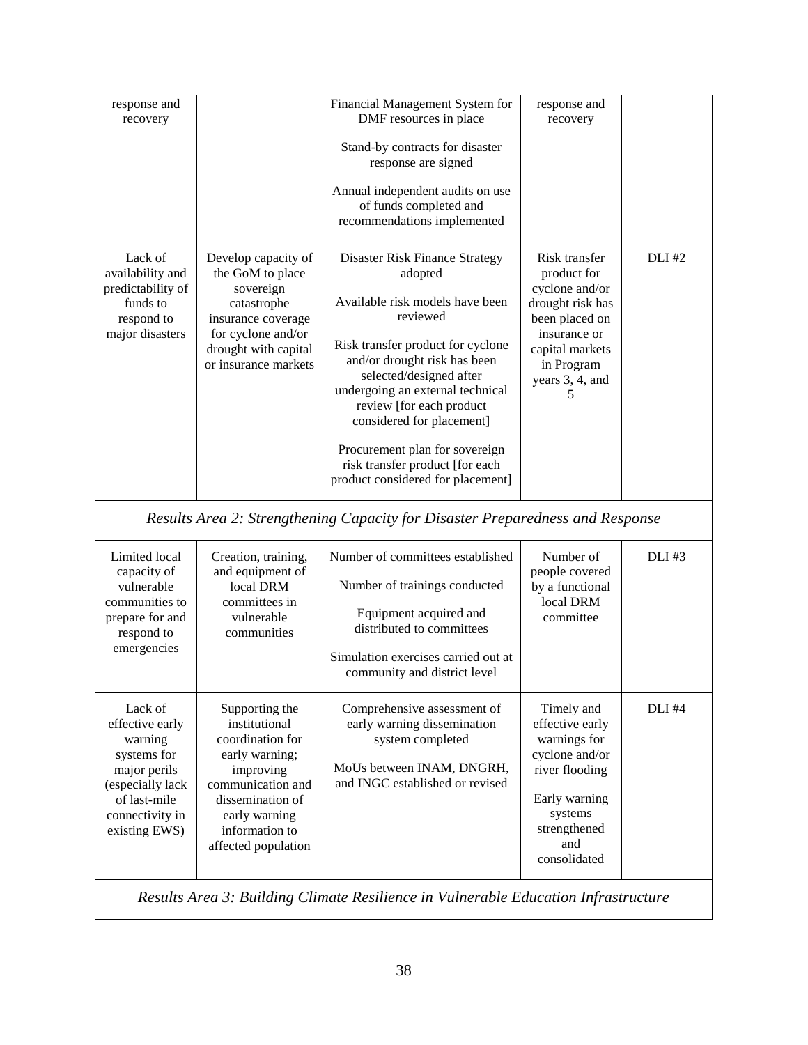| | | | | |
|---|---|---|---|---|
| response and recovery | | Financial Management System for DMF resources in place<br><br>Stand-by contracts for disaster response are signed<br><br>Annual independent audits on use of funds completed and recommendations implemented | response and recovery | |
| Lack of availability and predictability of funds to respond to major disasters | Develop capacity of the GoM to place sovereign catastrophe insurance coverage for cyclone and/or drought with capital or insurance markets | Disaster Risk Finance Strategy adopted<br><br>Available risk models have been reviewed<br><br>Risk transfer product for cyclone and/or drought risk has been selected/designed after undergoing an external technical review [for each product considered for placement]<br><br>Procurement plan for sovereign risk transfer product [for each product considered for placement] | Risk transfer product for cyclone and/or drought risk has been placed on insurance or capital markets in Program years 3, 4, and 5 | DLI #2 |
| *Results Area 2: Strengthening Capacity for Disaster Preparedness and Response* | | | | |
| Limited local capacity of vulnerable communities to prepare for and respond to emergencies | Creation, training, and equipment of local DRM committees in vulnerable communities | Number of committees established<br><br>Number of trainings conducted<br><br>Equipment acquired and distributed to committees<br><br>Simulation exercises carried out at community and district level | Number of people covered by a functional local DRM committee | DLI #3 |
| Lack of effective early warning systems for major perils (especially lack of last-mile connectivity in existing EWS) | Supporting the institutional coordination for early warning; improving communication and dissemination of early warning information to affected population | Comprehensive assessment of early warning dissemination system completed<br><br>MoUs between INAM, DNGRH, and INGC established or revised | Timely and effective early warnings for cyclone and/or river flooding<br><br>Early warning systems strengthened and consolidated | DLI #4 |
| *Results Area 3: Building Climate Resilience in Vulnerable Education Infrastructure* | | | | |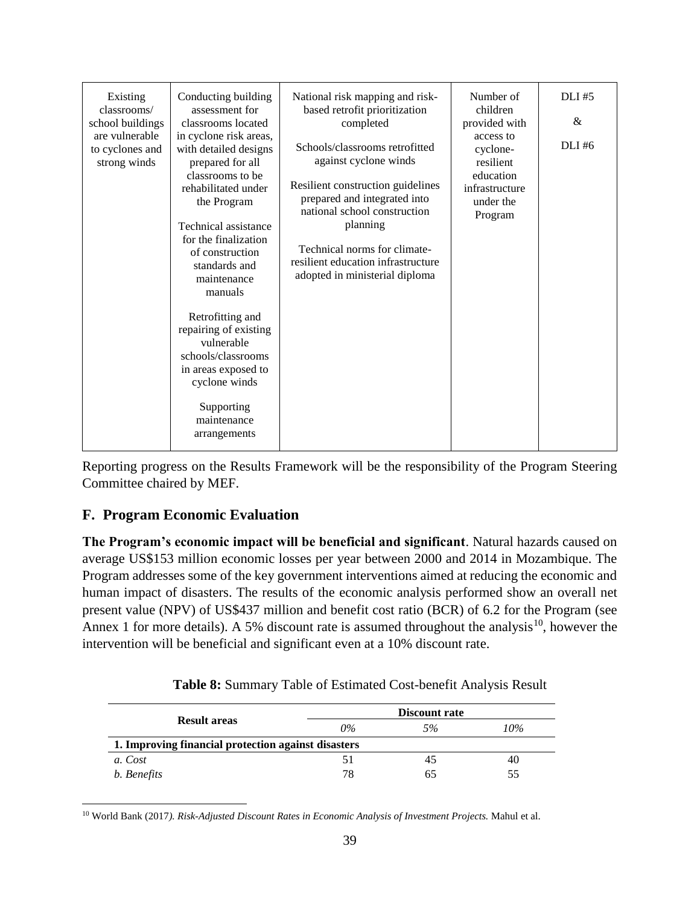| Existing classrooms/ school buildings are vulnerable to cyclones and strong winds | Conducting building assessment for classrooms located in cyclone risk areas, with detailed designs prepared for all classrooms to be rehabilitated under the Program<br><br>Technical assistance for the finalization of construction standards and maintenance manuals<br><br>Retrofitting and repairing of existing vulnerable schools/classrooms in areas exposed to cyclone winds<br><br>Supporting maintenance arrangements | National risk mapping and risk-based retrofit prioritization completed<br><br>Schools/classrooms retrofitted against cyclone winds<br><br>Resilient construction guidelines prepared and integrated into national school construction planning<br><br>Technical norms for climate-resilient education infrastructure adopted in ministerial diploma | Number of children provided with access to cyclone-resilient education infrastructure under the Program | DLI #5<br><br>&<br><br>DLI #6 |
|---|---|---|---|---|

Reporting progress on the Results Framework will be the responsibility of the Program Steering Committee chaired by MEF.

## F. Program Economic Evaluation

**The Program's economic impact will be beneficial and significant**. Natural hazards caused on average US$153 million economic losses per year between 2000 and 2014 in Mozambique. The Program addresses some of the key government interventions aimed at reducing the economic and human impact of disasters. The results of the economic analysis performed show an overall net present value (NPV) of US$437 million and benefit cost ratio (BCR) of 6.2 for the Program (see Annex 1 for more details). A 5% discount rate is assumed throughout the analysis[10], however the intervention will be beneficial and significant even at a 10% discount rate.

**Table 8:** Summary Table of Estimated Cost-benefit Analysis Result

| Result areas | Discount rate | | |
|---|---|---|---|
| | *0%* | *5%* | *10%* |
| **1. Improving financial protection against disasters** | | | |
| *a. Cost* | 51 | 45 | 40 |
| *b. Benefits* | 78 | 65 | 55 |

[10] World Bank (2017*). Risk-Adjusted Discount Rates in Economic Analysis of Investment Projects.* Mahul et al.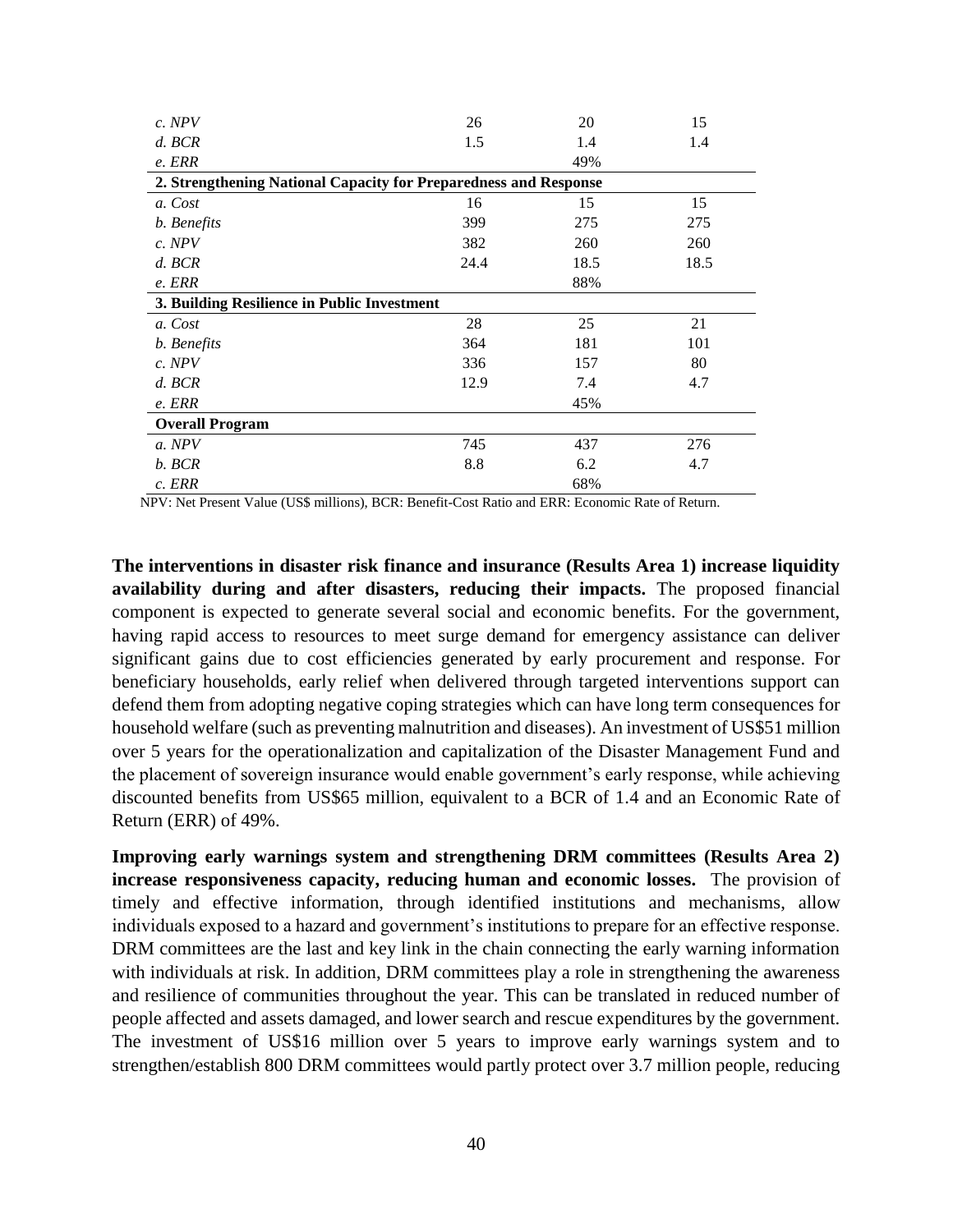| | | | |
|---|---|---|---|
| *c. NPV* | 26 | 20 | 15 |
| *d. BCR* | 1.5 | 1.4 | 1.4 |
| *e. ERR* | | 49% | |
| **2. Strengthening National Capacity for Preparedness and Response** | | | |
| *a. Cost* | 16 | 15 | 15 |
| *b. Benefits* | 399 | 275 | 275 |
| *c. NPV* | 382 | 260 | 260 |
| *d. BCR* | 24.4 | 18.5 | 18.5 |
| *e. ERR* | | 88% | |
| **3. Building Resilience in Public Investment** | | | |
| *a. Cost* | 28 | 25 | 21 |
| *b. Benefits* | 364 | 181 | 101 |
| *c. NPV* | 336 | 157 | 80 |
| *d. BCR* | 12.9 | 7.4 | 4.7 |
| *e. ERR* | | 45% | |
| **Overall Program** | | | |
| *a. NPV* | 745 | 437 | 276 |
| *b. BCR* | 8.8 | 6.2 | 4.7 |
| *c. ERR* | | 68% | |

NPV: Net Present Value (US$ millions), BCR: Benefit-Cost Ratio and ERR: Economic Rate of Return.

**The interventions in disaster risk finance and insurance (Results Area 1) increase liquidity availability during and after disasters, reducing their impacts.** The proposed financial component is expected to generate several social and economic benefits. For the government, having rapid access to resources to meet surge demand for emergency assistance can deliver significant gains due to cost efficiencies generated by early procurement and response. For beneficiary households, early relief when delivered through targeted interventions support can defend them from adopting negative coping strategies which can have long term consequences for household welfare (such as preventing malnutrition and diseases). An investment of US$51 million over 5 years for the operationalization and capitalization of the Disaster Management Fund and the placement of sovereign insurance would enable government's early response, while achieving discounted benefits from US$65 million, equivalent to a BCR of 1.4 and an Economic Rate of Return (ERR) of 49%.

**Improving early warnings system and strengthening DRM committees (Results Area 2) increase responsiveness capacity, reducing human and economic losses.** The provision of timely and effective information, through identified institutions and mechanisms, allow individuals exposed to a hazard and government's institutions to prepare for an effective response. DRM committees are the last and key link in the chain connecting the early warning information with individuals at risk. In addition, DRM committees play a role in strengthening the awareness and resilience of communities throughout the year. This can be translated in reduced number of people affected and assets damaged, and lower search and rescue expenditures by the government. The investment of US$16 million over 5 years to improve early warnings system and to strengthen/establish 800 DRM committees would partly protect over 3.7 million people, reducing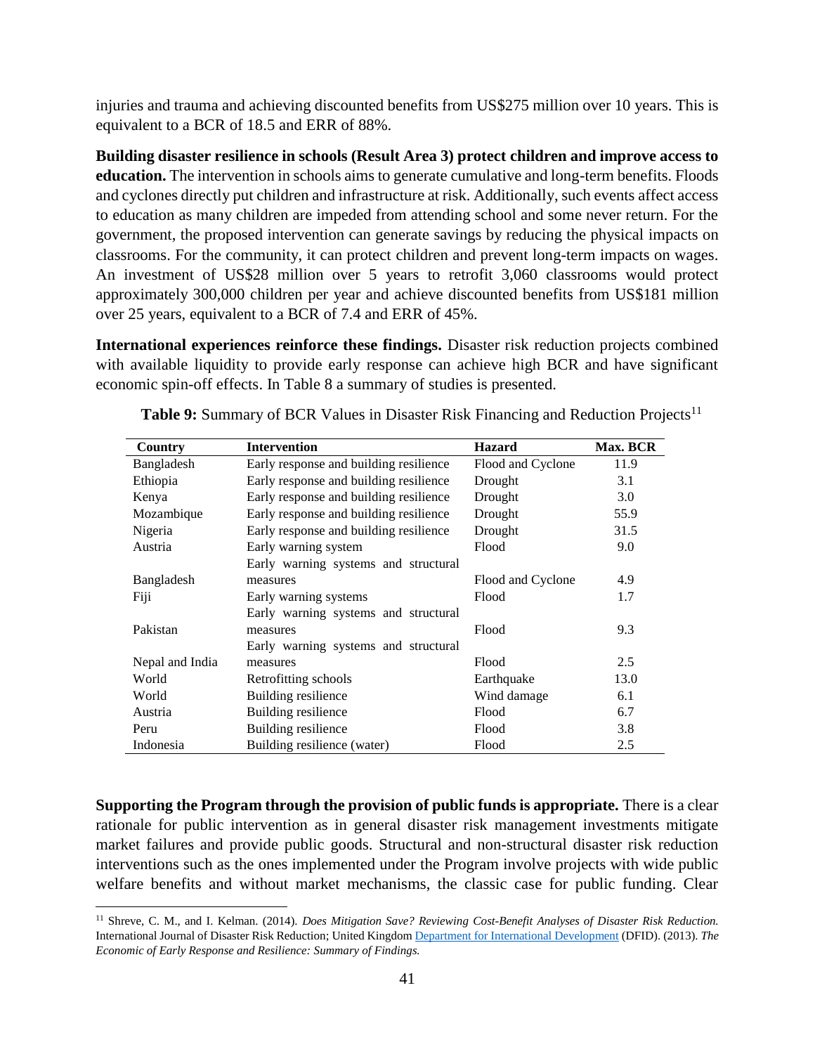injuries and trauma and achieving discounted benefits from US$275 million over 10 years. This is equivalent to a BCR of 18.5 and ERR of 88%.

**Building disaster resilience in schools (Result Area 3) protect children and improve access to education.** The intervention in schools aims to generate cumulative and long-term benefits. Floods and cyclones directly put children and infrastructure at risk. Additionally, such events affect access to education as many children are impeded from attending school and some never return. For the government, the proposed intervention can generate savings by reducing the physical impacts on classrooms. For the community, it can protect children and prevent long-term impacts on wages. An investment of US$28 million over 5 years to retrofit 3,060 classrooms would protect approximately 300,000 children per year and achieve discounted benefits from US$181 million over 25 years, equivalent to a BCR of 7.4 and ERR of 45%.

**International experiences reinforce these findings.** Disaster risk reduction projects combined with available liquidity to provide early response can achieve high BCR and have significant economic spin-off effects. In Table 8 a summary of studies is presented.

**Table 9:** Summary of BCR Values in Disaster Risk Financing and Reduction Projects[11]

| Country | Intervention | Hazard | Max. BCR |
|---|---|---|---|
| Bangladesh | Early response and building resilience | Flood and Cyclone | 11.9 |
| Ethiopia | Early response and building resilience | Drought | 3.1 |
| Kenya | Early response and building resilience | Drought | 3.0 |
| Mozambique | Early response and building resilience | Drought | 55.9 |
| Nigeria | Early response and building resilience | Drought | 31.5 |
| Austria | Early warning system | Flood | 9.0 |
| Bangladesh | Early warning systems and structural measures | Flood and Cyclone | 4.9 |
| Fiji | Early warning systems | Flood | 1.7 |
| Pakistan | Early warning systems and structural measures | Flood | 9.3 |
| Nepal and India | Early warning systems and structural measures | Flood | 2.5 |
| World | Retrofitting schools | Earthquake | 13.0 |
| World | Building resilience | Wind damage | 6.1 |
| Austria | Building resilience | Flood | 6.7 |
| Peru | Building resilience | Flood | 3.8 |
| Indonesia | Building resilience (water) | Flood | 2.5 |

**Supporting the Program through the provision of public funds is appropriate.** There is a clear rationale for public intervention as in general disaster risk management investments mitigate market failures and provide public goods. Structural and non-structural disaster risk reduction interventions such as the ones implemented under the Program involve projects with wide public welfare benefits and without market mechanisms, the classic case for public funding. Clear

[11] Shreve, C. M., and I. Kelman. (2014). *Does Mitigation Save? Reviewing Cost-Benefit Analyses of Disaster Risk Reduction.* International Journal of Disaster Risk Reduction; United Kingdom Department for International Development (DFID). (2013). *The Economic of Early Response and Resilience: Summary of Findings.*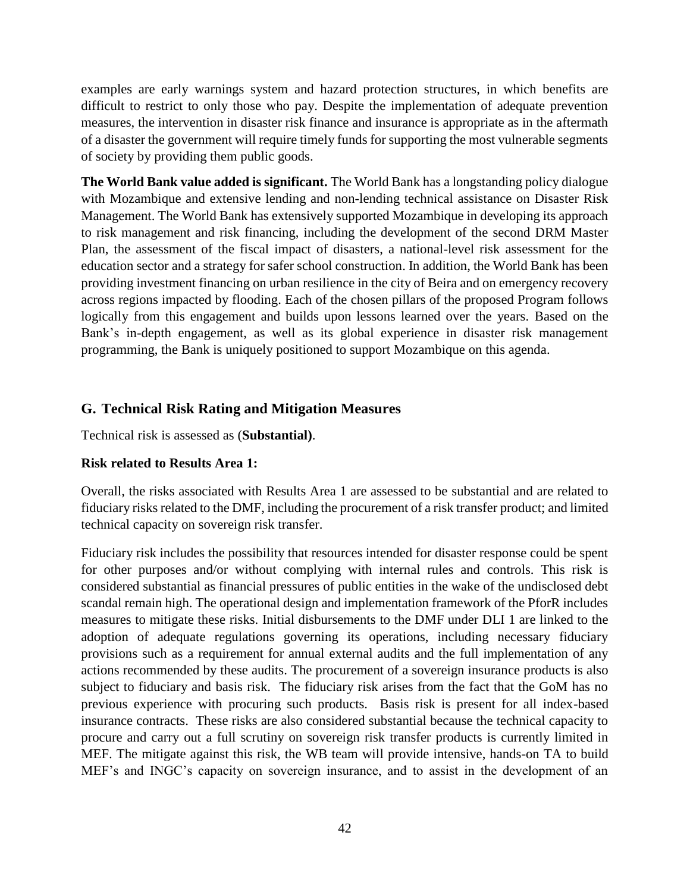examples are early warnings system and hazard protection structures, in which benefits are difficult to restrict to only those who pay. Despite the implementation of adequate prevention measures, the intervention in disaster risk finance and insurance is appropriate as in the aftermath of a disaster the government will require timely funds for supporting the most vulnerable segments of society by providing them public goods.

**The World Bank value added is significant.** The World Bank has a longstanding policy dialogue with Mozambique and extensive lending and non-lending technical assistance on Disaster Risk Management. The World Bank has extensively supported Mozambique in developing its approach to risk management and risk financing, including the development of the second DRM Master Plan, the assessment of the fiscal impact of disasters, a national-level risk assessment for the education sector and a strategy for safer school construction. In addition, the World Bank has been providing investment financing on urban resilience in the city of Beira and on emergency recovery across regions impacted by flooding. Each of the chosen pillars of the proposed Program follows logically from this engagement and builds upon lessons learned over the years. Based on the Bank's in-depth engagement, as well as its global experience in disaster risk management programming, the Bank is uniquely positioned to support Mozambique on this agenda.

## G. Technical Risk Rating and Mitigation Measures

Technical risk is assessed as (**Substantial)**.

**Risk related to Results Area 1:**

Overall, the risks associated with Results Area 1 are assessed to be substantial and are related to fiduciary risks related to the DMF, including the procurement of a risk transfer product; and limited technical capacity on sovereign risk transfer.

Fiduciary risk includes the possibility that resources intended for disaster response could be spent for other purposes and/or without complying with internal rules and controls. This risk is considered substantial as financial pressures of public entities in the wake of the undisclosed debt scandal remain high. The operational design and implementation framework of the PforR includes measures to mitigate these risks. Initial disbursements to the DMF under DLI 1 are linked to the adoption of adequate regulations governing its operations, including necessary fiduciary provisions such as a requirement for annual external audits and the full implementation of any actions recommended by these audits. The procurement of a sovereign insurance products is also subject to fiduciary and basis risk. The fiduciary risk arises from the fact that the GoM has no previous experience with procuring such products. Basis risk is present for all index-based insurance contracts. These risks are also considered substantial because the technical capacity to procure and carry out a full scrutiny on sovereign risk transfer products is currently limited in MEF. The mitigate against this risk, the WB team will provide intensive, hands-on TA to build MEF's and INGC's capacity on sovereign insurance, and to assist in the development of an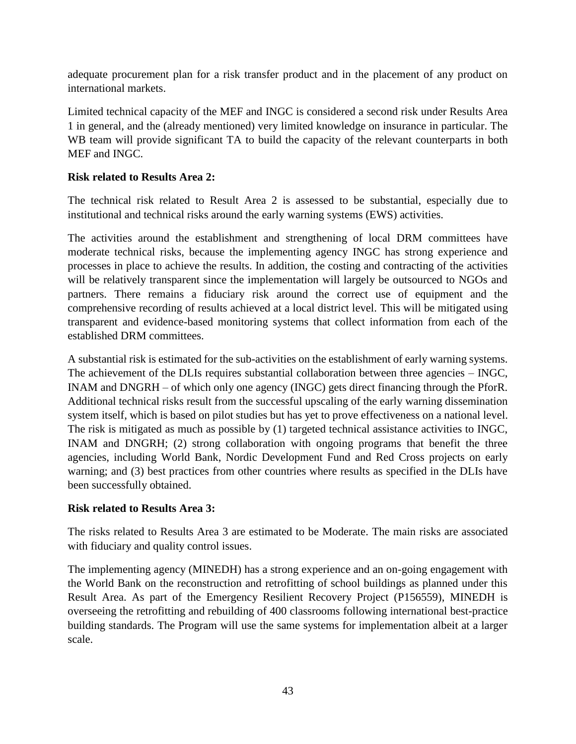adequate procurement plan for a risk transfer product and in the placement of any product on international markets.

Limited technical capacity of the MEF and INGC is considered a second risk under Results Area 1 in general, and the (already mentioned) very limited knowledge on insurance in particular. The WB team will provide significant TA to build the capacity of the relevant counterparts in both MEF and INGC.

**Risk related to Results Area 2:**

The technical risk related to Result Area 2 is assessed to be substantial, especially due to institutional and technical risks around the early warning systems (EWS) activities.

The activities around the establishment and strengthening of local DRM committees have moderate technical risks, because the implementing agency INGC has strong experience and processes in place to achieve the results. In addition, the costing and contracting of the activities will be relatively transparent since the implementation will largely be outsourced to NGOs and partners. There remains a fiduciary risk around the correct use of equipment and the comprehensive recording of results achieved at a local district level. This will be mitigated using transparent and evidence-based monitoring systems that collect information from each of the established DRM committees.

A substantial risk is estimated for the sub-activities on the establishment of early warning systems. The achievement of the DLIs requires substantial collaboration between three agencies – INGC, INAM and DNGRH – of which only one agency (INGC) gets direct financing through the PforR. Additional technical risks result from the successful upscaling of the early warning dissemination system itself, which is based on pilot studies but has yet to prove effectiveness on a national level. The risk is mitigated as much as possible by (1) targeted technical assistance activities to INGC, INAM and DNGRH; (2) strong collaboration with ongoing programs that benefit the three agencies, including World Bank, Nordic Development Fund and Red Cross projects on early warning; and (3) best practices from other countries where results as specified in the DLIs have been successfully obtained.

**Risk related to Results Area 3:**

The risks related to Results Area 3 are estimated to be Moderate. The main risks are associated with fiduciary and quality control issues.

The implementing agency (MINEDH) has a strong experience and an on-going engagement with the World Bank on the reconstruction and retrofitting of school buildings as planned under this Result Area. As part of the Emergency Resilient Recovery Project (P156559), MINEDH is overseeing the retrofitting and rebuilding of 400 classrooms following international best-practice building standards. The Program will use the same systems for implementation albeit at a larger scale.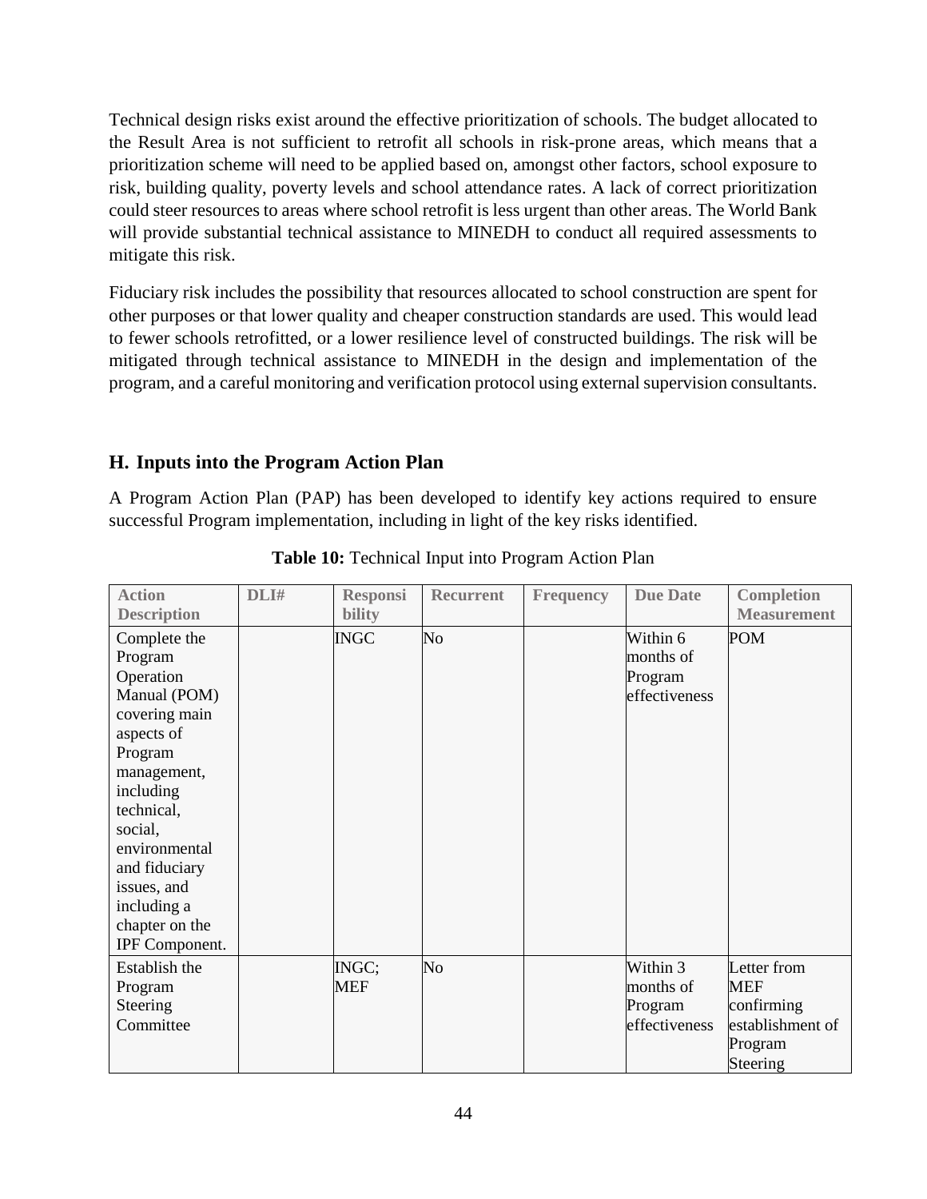Technical design risks exist around the effective prioritization of schools. The budget allocated to the Result Area is not sufficient to retrofit all schools in risk-prone areas, which means that a prioritization scheme will need to be applied based on, amongst other factors, school exposure to risk, building quality, poverty levels and school attendance rates. A lack of correct prioritization could steer resources to areas where school retrofit is less urgent than other areas. The World Bank will provide substantial technical assistance to MINEDH to conduct all required assessments to mitigate this risk.

Fiduciary risk includes the possibility that resources allocated to school construction are spent for other purposes or that lower quality and cheaper construction standards are used. This would lead to fewer schools retrofitted, or a lower resilience level of constructed buildings. The risk will be mitigated through technical assistance to MINEDH in the design and implementation of the program, and a careful monitoring and verification protocol using external supervision consultants.

## H. Inputs into the Program Action Plan

A Program Action Plan (PAP) has been developed to identify key actions required to ensure successful Program implementation, including in light of the key risks identified.

**Table 10:** Technical Input into Program Action Plan

| Action Description | DLI# | Responsibility | Recurrent | Frequency | Due Date | Completion Measurement |
|---|---|---|---|---|---|---|
| Complete the Program Operation Manual (POM) covering main aspects of Program management, including technical, social, environmental and fiduciary issues, and including a chapter on the IPF Component. | | INGC | No | | Within 6 months of Program effectiveness | POM |
| Establish the Program Steering Committee | | INGC; MEF | No | | Within 3 months of Program effectiveness | Letter from MEF confirming establishment of Program Steering |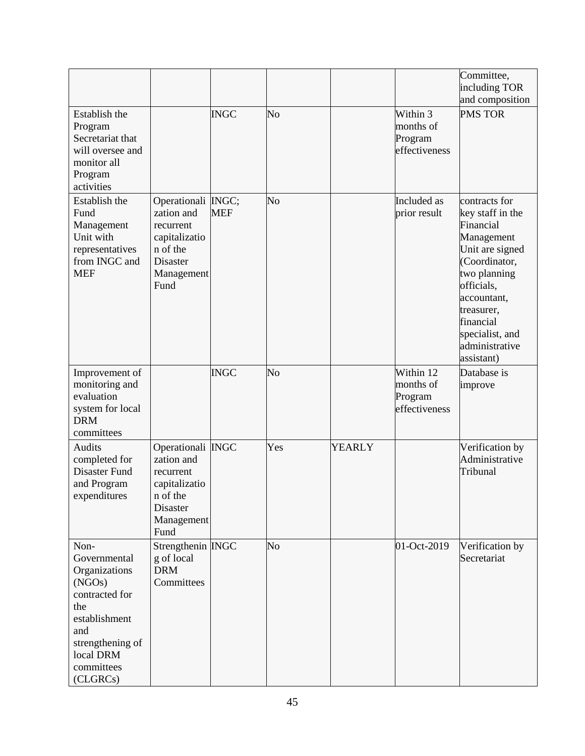| | | | | | | |
|---|---|---|---|---|---|---|
| | | | | | | Committee, including TOR and composition |
| Establish the Program Secretariat that will oversee and monitor all Program activities | | INGC | No | | Within 3 months of Program effectiveness | PMS TOR |
| Establish the Fund Management Unit with representatives from INGC and MEF | Operationalization and recurrent capitalization of the Disaster Management Fund | INGC; MEF | No | | Included as prior result | contracts for key staff in the Financial Management Unit are signed (Coordinator, two planning officials, accountant, treasurer, financial specialist, and administrative assistant) |
| Improvement of monitoring and evaluation system for local DRM committees | | INGC | No | | Within 12 months of Program effectiveness | Database is improve |
| Audits completed for Disaster Fund and Program expenditures | Operationalization and recurrent capitalization of the Disaster Management Fund | INGC | Yes | YEARLY | | Verification by Administrative Tribunal |
| Non-Governmental Organizations (NGOs) contracted for the establishment and strengthening of local DRM committees (CLGRCs) | Strengthening of local DRM Committees | INGC | No | | 01-Oct-2019 | Verification by Secretariat |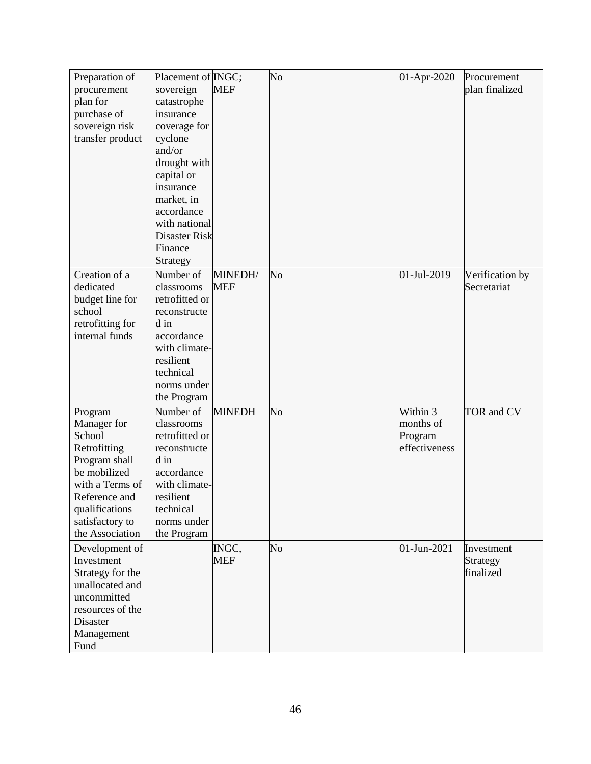| | | | | | | |
|---|---|---|---|---|---|---|
| Preparation of procurement plan for purchase of sovereign risk transfer product | Placement of sovereign catastrophe insurance coverage for cyclone and/or drought with capital or insurance market, in accordance with national Disaster Risk Finance Strategy | INGC; MEF | No | | 01-Apr-2020 | Procurement plan finalized |
| Creation of a dedicated budget line for school retrofitting for internal funds | Number of classrooms retrofitted or reconstructed in accordance with climate-resilient technical norms under the Program | MINEDH/ MEF | No | | 01-Jul-2019 | Verification by Secretariat |
| Program Manager for School Retrofitting Program shall be mobilized with a Terms of Reference and qualifications satisfactory to the Association | Number of classrooms retrofitted or reconstructed in accordance with climate-resilient technical norms under the Program | MINEDH | No | | Within 3 months of Program effectiveness | TOR and CV |
| Development of Investment Strategy for the unallocated and uncommitted resources of the Disaster Management Fund | | INGC, MEF | No | | 01-Jun-2021 | Investment Strategy finalized |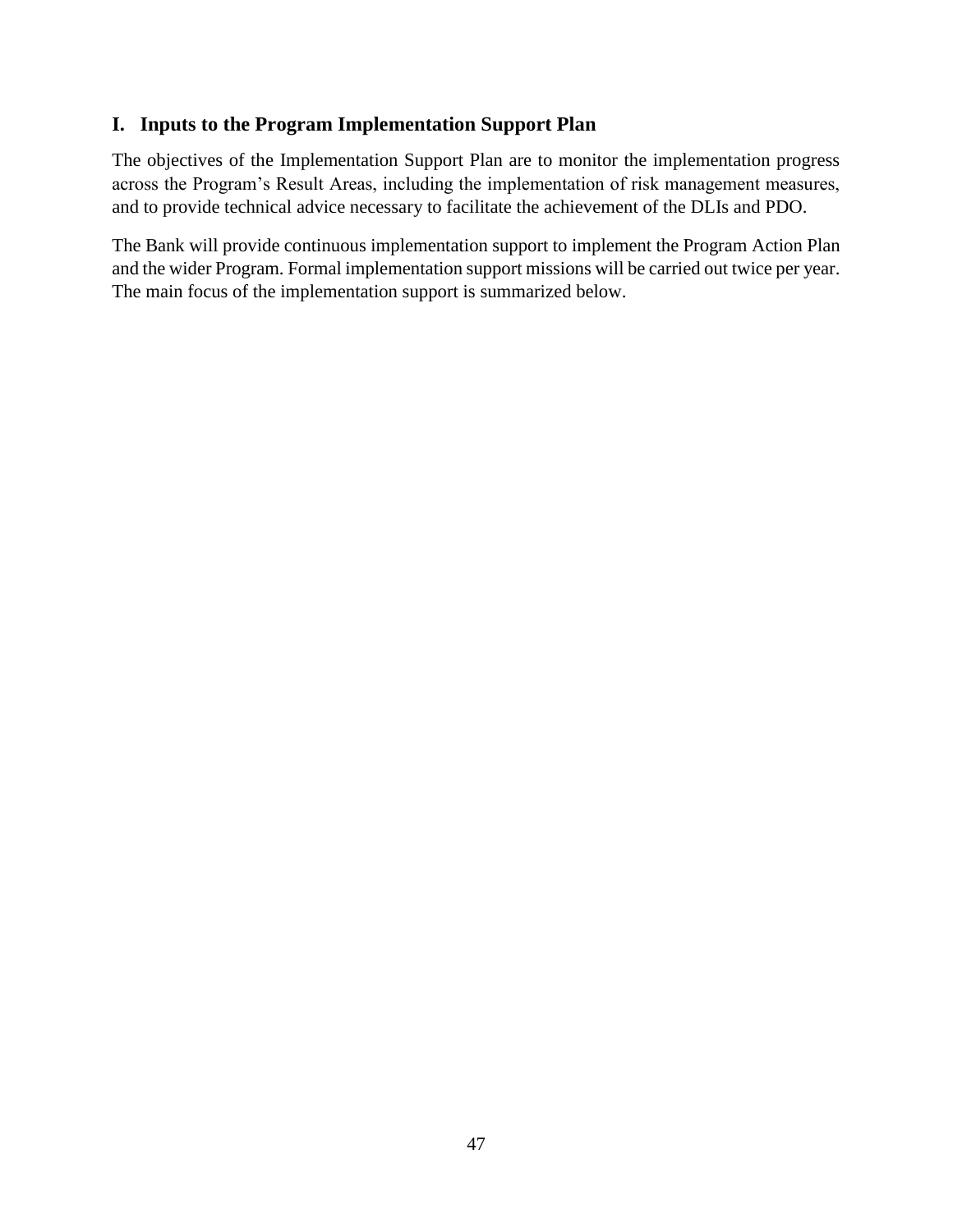## I. Inputs to the Program Implementation Support Plan

The objectives of the Implementation Support Plan are to monitor the implementation progress across the Program's Result Areas, including the implementation of risk management measures, and to provide technical advice necessary to facilitate the achievement of the DLIs and PDO.

The Bank will provide continuous implementation support to implement the Program Action Plan and the wider Program. Formal implementation support missions will be carried out twice per year. The main focus of the implementation support is summarized below.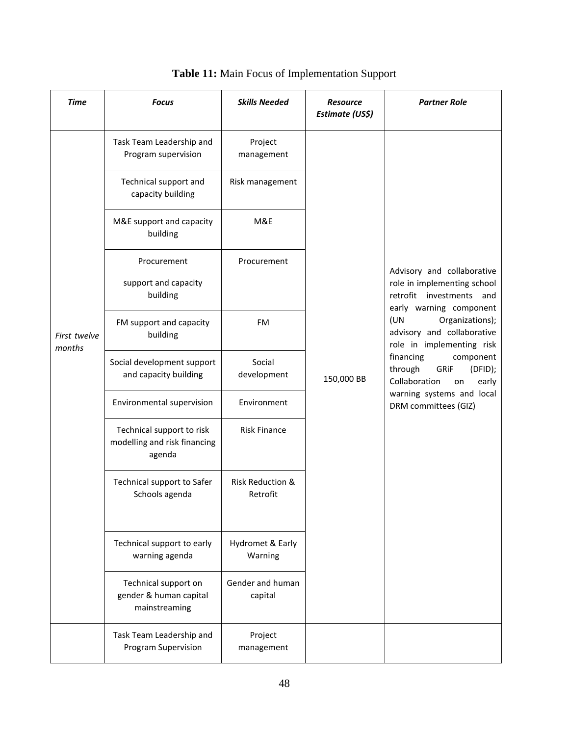**Table 11:** Main Focus of Implementation Support

| *Time* | *Focus* | *Skills Needed* | *Resource Estimate (US$)* | *Partner Role* |
|---|---|---|---|---|
| *First twelve months* | Task Team Leadership and Program supervision | Project management | 150,000 BB | Advisory and collaborative role in implementing school retrofit investments and early warning component (UN Organizations); advisory and collaborative role in implementing risk financing component through GRiF (DFID); Collaboration on early warning systems and local DRM committees (GIZ) |
| | Technical support and capacity building | Risk management | | |
| | M&E support and capacity building | M&E | | |
| | Procurement support and capacity building | Procurement | | |
| | FM support and capacity building | FM | | |
| | Social development support and capacity building | Social development | | |
| | Environmental supervision | Environment | | |
| | Technical support to risk modelling and risk financing agenda | Risk Finance | | |
| | Technical support to Safer Schools agenda | Risk Reduction & Retrofit | | |
| | Technical support to early warning agenda | Hydromet & Early Warning | | |
| | Technical support on gender & human capital mainstreaming | Gender and human capital | | |
| | Task Team Leadership and Program Supervision | Project management | | |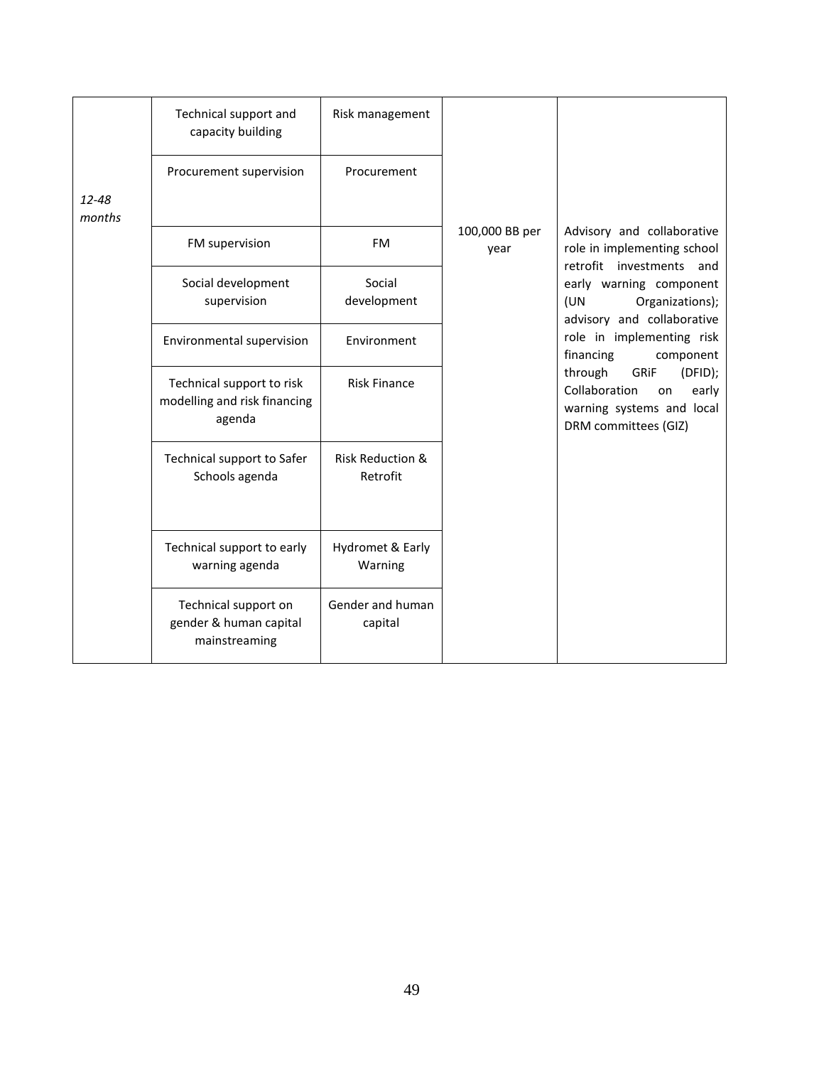| | | | | |
|---|---|---|---|---|
| *12-48 months* | Technical support and capacity building | Risk management | 100,000 BB per year | Advisory and collaborative role in implementing school retrofit investments and early warning component (UN Organizations); advisory and collaborative role in implementing risk financing component through GRiF (DFID); Collaboration on early warning systems and local DRM committees (GIZ) |
| | Procurement supervision | Procurement | | |
| | FM supervision | FM | | |
| | Social development supervision | Social development | | |
| | Environmental supervision | Environment | | |
| | Technical support to risk modelling and risk financing agenda | Risk Finance | | |
| | Technical support to Safer Schools agenda | Risk Reduction & Retrofit | | |
| | Technical support to early warning agenda | Hydromet & Early Warning | | |
| | Technical support on gender & human capital mainstreaming | Gender and human capital | | |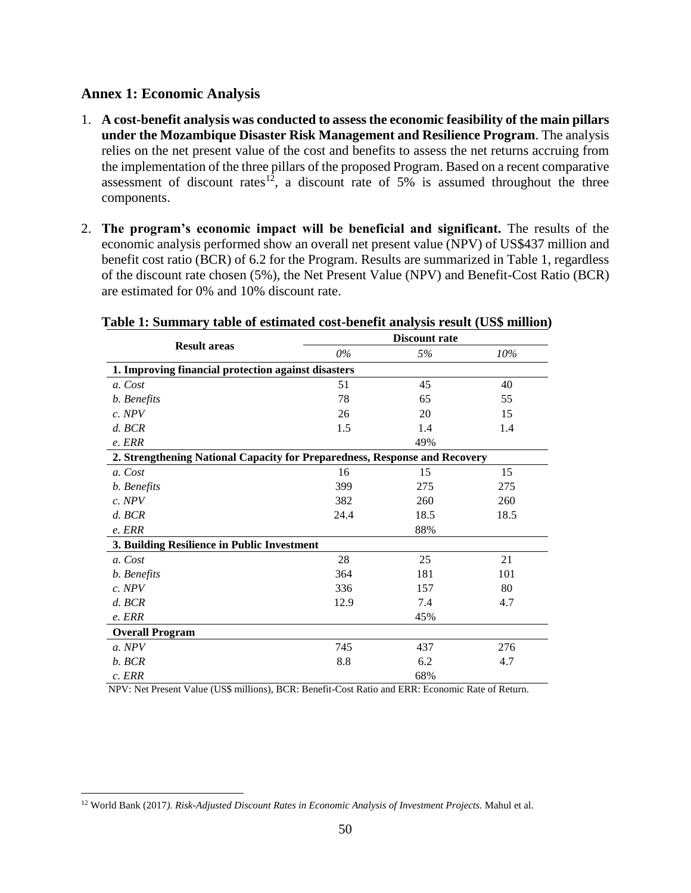## Annex 1: Economic Analysis

1. **A cost-benefit analysis was conducted to assess the economic feasibility of the main pillars under the Mozambique Disaster Risk Management and Resilience Program**. The analysis relies on the net present value of the cost and benefits to assess the net returns accruing from the implementation of the three pillars of the proposed Program. Based on a recent comparative assessment of discount rates[12], a discount rate of 5% is assumed throughout the three components.

2. **The program's economic impact will be beneficial and significant.** The results of the economic analysis performed show an overall net present value (NPV) of US$437 million and benefit cost ratio (BCR) of 6.2 for the Program. Results are summarized in Table 1, regardless of the discount rate chosen (5%), the Net Present Value (NPV) and Benefit-Cost Ratio (BCR) are estimated for 0% and 10% discount rate.

**Table 1: Summary table of estimated cost-benefit analysis result (US$ million)**

| Result areas | Discount rate | | |
|---|---|---|---|
| | *0%* | *5%* | *10%* |
| **1. Improving financial protection against disasters** | | | |
| *a. Cost* | 51 | 45 | 40 |
| *b. Benefits* | 78 | 65 | 55 |
| *c. NPV* | 26 | 20 | 15 |
| *d. BCR* | 1.5 | 1.4 | 1.4 |
| *e. ERR* | | 49% | |
| **2. Strengthening National Capacity for Preparedness, Response and Recovery** | | | |
| *a. Cost* | 16 | 15 | 15 |
| *b. Benefits* | 399 | 275 | 275 |
| *c. NPV* | 382 | 260 | 260 |
| *d. BCR* | 24.4 | 18.5 | 18.5 |
| *e. ERR* | | 88% | |
| **3. Building Resilience in Public Investment** | | | |
| *a. Cost* | 28 | 25 | 21 |
| *b. Benefits* | 364 | 181 | 101 |
| *c. NPV* | 336 | 157 | 80 |
| *d. BCR* | 12.9 | 7.4 | 4.7 |
| *e. ERR* | | 45% | |
| **Overall Program** | | | |
| *a. NPV* | 745 | 437 | 276 |
| *b. BCR* | 8.8 | 6.2 | 4.7 |
| *c. ERR* | | 68% | |

NPV: Net Present Value (US$ millions), BCR: Benefit-Cost Ratio and ERR: Economic Rate of Return.

---

[12] World Bank (2017*). Risk-Adjusted Discount Rates in Economic Analysis of Investment Projects.* Mahul et al.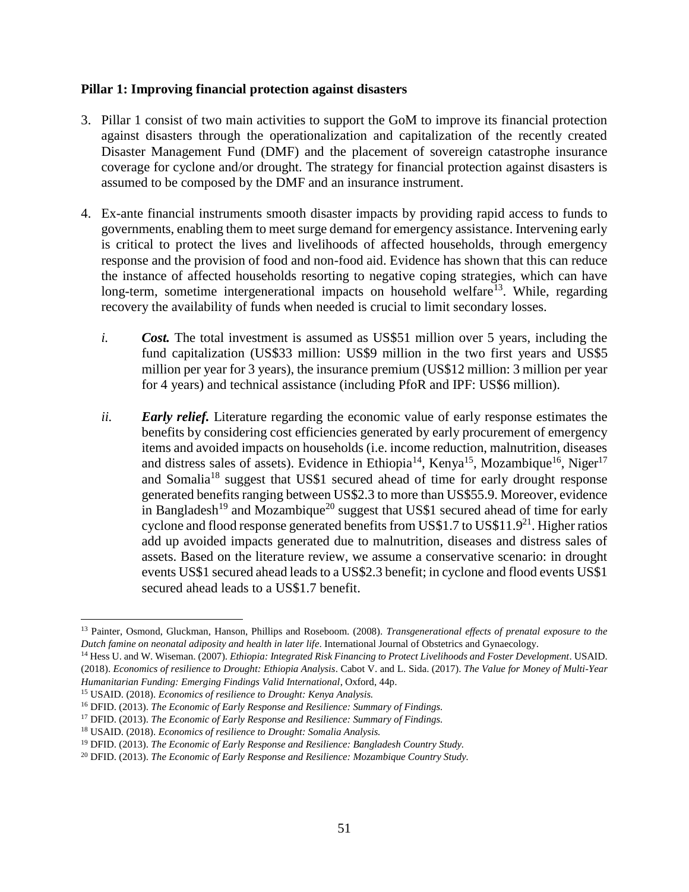**Pillar 1: Improving financial protection against disasters**

3. Pillar 1 consist of two main activities to support the GoM to improve its financial protection against disasters through the operationalization and capitalization of the recently created Disaster Management Fund (DMF) and the placement of sovereign catastrophe insurance coverage for cyclone and/or drought. The strategy for financial protection against disasters is assumed to be composed by the DMF and an insurance instrument.

4. Ex-ante financial instruments smooth disaster impacts by providing rapid access to funds to governments, enabling them to meet surge demand for emergency assistance. Intervening early is critical to protect the lives and livelihoods of affected households, through emergency response and the provision of food and non-food aid. Evidence has shown that this can reduce the instance of affected households resorting to negative coping strategies, which can have long-term, sometime intergenerational impacts on household welfare[13]. While, regarding recovery the availability of funds when needed is crucial to limit secondary losses.

   *i.* ***Cost.*** The total investment is assumed as US$51 million over 5 years, including the fund capitalization (US$33 million: US$9 million in the two first years and US$5 million per year for 3 years), the insurance premium (US$12 million: 3 million per year for 4 years) and technical assistance (including PfoR and IPF: US$6 million).

   *ii.* ***Early relief.*** Literature regarding the economic value of early response estimates the benefits by considering cost efficiencies generated by early procurement of emergency items and avoided impacts on households (i.e. income reduction, malnutrition, diseases and distress sales of assets). Evidence in Ethiopia[14], Kenya[15], Mozambique[16], Niger[17] and Somalia[18] suggest that US$1 secured ahead of time for early drought response generated benefits ranging between US$2.3 to more than US$55.9. Moreover, evidence in Bangladesh[19] and Mozambique[20] suggest that US$1 secured ahead of time for early cyclone and flood response generated benefits from US$1.7 to US$11.9[21]. Higher ratios add up avoided impacts generated due to malnutrition, diseases and distress sales of assets. Based on the literature review, we assume a conservative scenario: in drought events US$1 secured ahead leads to a US$2.3 benefit; in cyclone and flood events US$1 secured ahead leads to a US$1.7 benefit.

---

[13] Painter, Osmond, Gluckman, Hanson, Phillips and Roseboom. (2008). *Transgenerational effects of prenatal exposure to the Dutch famine on neonatal adiposity and health in later life*. International Journal of Obstetrics and Gynaecology.

[14] Hess U. and W. Wiseman. (2007). *Ethiopia: Integrated Risk Financing to Protect Livelihoods and Foster Development*. USAID. (2018). *Economics of resilience to Drought: Ethiopia Analysis*. Cabot V. and L. Sida. (2017). *The Value for Money of Multi-Year Humanitarian Funding: Emerging Findings Valid International*, Oxford, 44p.

[15] USAID. (2018). *Economics of resilience to Drought: Kenya Analysis.*

[16] DFID. (2013). *The Economic of Early Response and Resilience: Summary of Findings.*

[17] DFID. (2013). *The Economic of Early Response and Resilience: Summary of Findings.*

[18] USAID. (2018). *Economics of resilience to Drought: Somalia Analysis.*

[19] DFID. (2013). *The Economic of Early Response and Resilience: Bangladesh Country Study.*

[20] DFID. (2013). *The Economic of Early Response and Resilience: Mozambique Country Study.*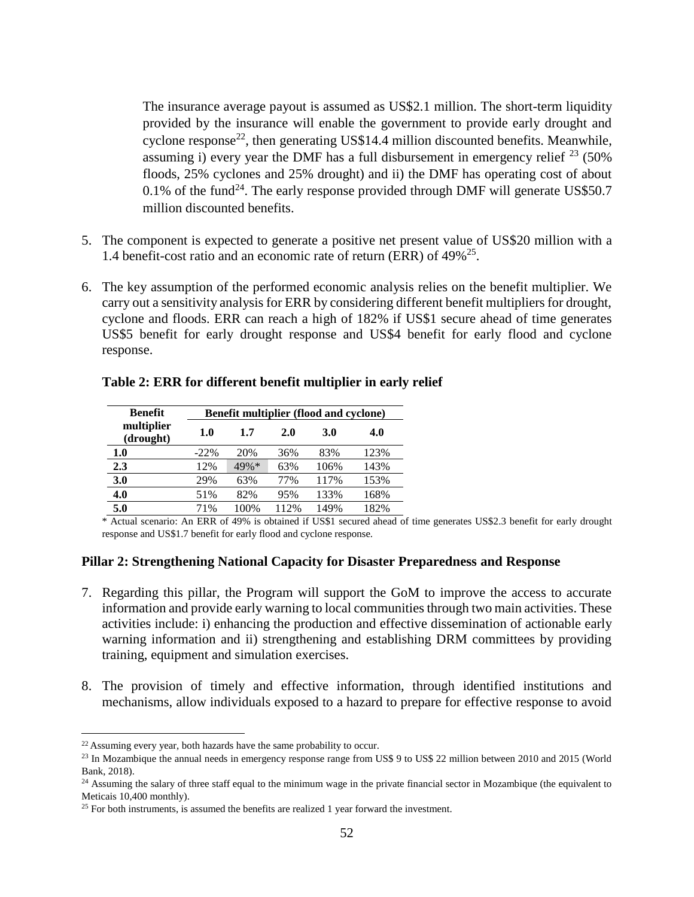The insurance average payout is assumed as US$2.1 million. The short-term liquidity provided by the insurance will enable the government to provide early drought and cyclone response[22], then generating US$14.4 million discounted benefits. Meanwhile, assuming i) every year the DMF has a full disbursement in emergency relief [23] (50% floods, 25% cyclones and 25% drought) and ii) the DMF has operating cost of about 0.1% of the fund[24]. The early response provided through DMF will generate US$50.7 million discounted benefits.

5. The component is expected to generate a positive net present value of US$20 million with a 1.4 benefit-cost ratio and an economic rate of return (ERR) of 49%[25].

6. The key assumption of the performed economic analysis relies on the benefit multiplier. We carry out a sensitivity analysis for ERR by considering different benefit multipliers for drought, cyclone and floods. ERR can reach a high of 182% if US$1 secure ahead of time generates US$5 benefit for early drought response and US$4 benefit for early flood and cyclone response.

**Table 2: ERR for different benefit multiplier in early relief**

| Benefit multiplier (drought) | Benefit multiplier (flood and cyclone) | | | | |
|---|---|---|---|---|---|
| | **1.0** | **1.7** | **2.0** | **3.0** | **4.0** |
| **1.0** | -22% | 20% | 36% | 83% | 123% |
| **2.3** | 12% | 49%* | 63% | 106% | 143% |
| **3.0** | 29% | 63% | 77% | 117% | 153% |
| **4.0** | 51% | 82% | 95% | 133% | 168% |
| **5.0** | 71% | 100% | 112% | 149% | 182% |

\* Actual scenario: An ERR of 49% is obtained if US$1 secured ahead of time generates US$2.3 benefit for early drought response and US$1.7 benefit for early flood and cyclone response.

### Pillar 2: Strengthening National Capacity for Disaster Preparedness and Response

7. Regarding this pillar, the Program will support the GoM to improve the access to accurate information and provide early warning to local communities through two main activities. These activities include: i) enhancing the production and effective dissemination of actionable early warning information and ii) strengthening and establishing DRM committees by providing training, equipment and simulation exercises.

8. The provision of timely and effective information, through identified institutions and mechanisms, allow individuals exposed to a hazard to prepare for effective response to avoid

---

[22] Assuming every year, both hazards have the same probability to occur.

[23] In Mozambique the annual needs in emergency response range from US$ 9 to US$ 22 million between 2010 and 2015 (World Bank, 2018).

[24] Assuming the salary of three staff equal to the minimum wage in the private financial sector in Mozambique (the equivalent to Meticais 10,400 monthly).

[25] For both instruments, is assumed the benefits are realized 1 year forward the investment.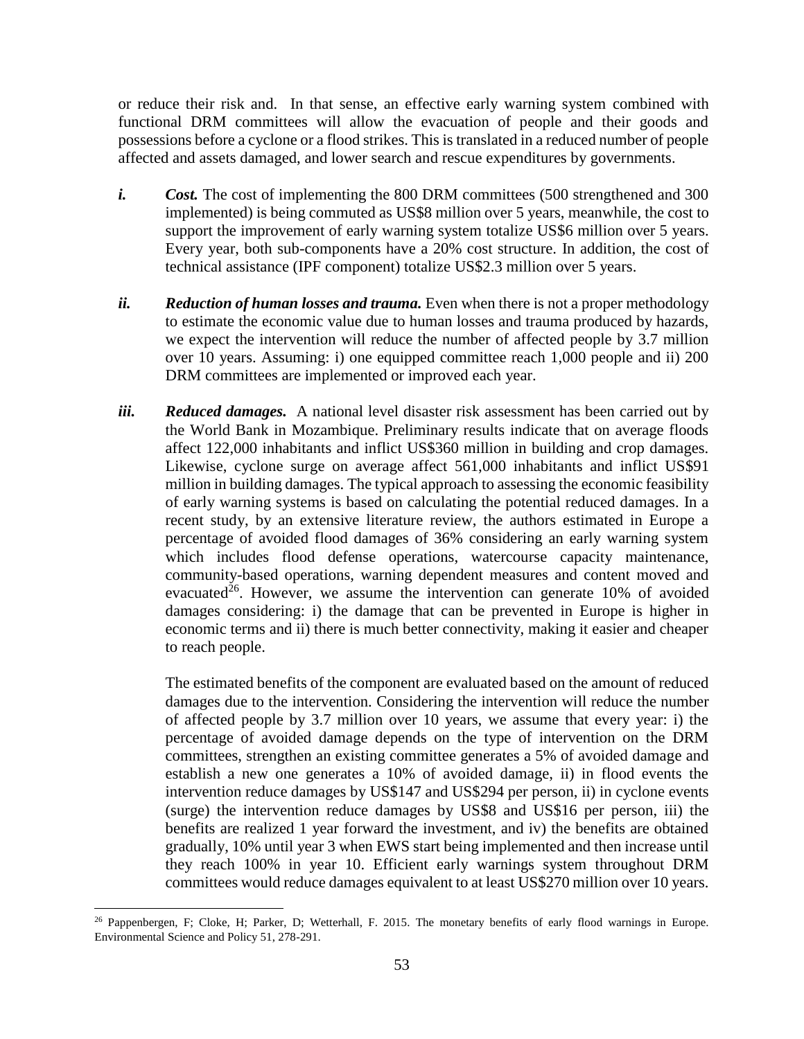or reduce their risk and. In that sense, an effective early warning system combined with functional DRM committees will allow the evacuation of people and their goods and possessions before a cyclone or a flood strikes. This is translated in a reduced number of people affected and assets damaged, and lower search and rescue expenditures by governments.

*i.* ***Cost.*** The cost of implementing the 800 DRM committees (500 strengthened and 300 implemented) is being commuted as US$8 million over 5 years, meanwhile, the cost to support the improvement of early warning system totalize US$6 million over 5 years. Every year, both sub-components have a 20% cost structure. In addition, the cost of technical assistance (IPF component) totalize US$2.3 million over 5 years.

*ii.* ***Reduction of human losses and trauma.*** Even when there is not a proper methodology to estimate the economic value due to human losses and trauma produced by hazards, we expect the intervention will reduce the number of affected people by 3.7 million over 10 years. Assuming: i) one equipped committee reach 1,000 people and ii) 200 DRM committees are implemented or improved each year.

*iii.* ***Reduced damages.*** A national level disaster risk assessment has been carried out by the World Bank in Mozambique. Preliminary results indicate that on average floods affect 122,000 inhabitants and inflict US$360 million in building and crop damages. Likewise, cyclone surge on average affect 561,000 inhabitants and inflict US$91 million in building damages. The typical approach to assessing the economic feasibility of early warning systems is based on calculating the potential reduced damages. In a recent study, by an extensive literature review, the authors estimated in Europe a percentage of avoided flood damages of 36% considering an early warning system which includes flood defense operations, watercourse capacity maintenance, community-based operations, warning dependent measures and content moved and evacuated[26]. However, we assume the intervention can generate 10% of avoided damages considering: i) the damage that can be prevented in Europe is higher in economic terms and ii) there is much better connectivity, making it easier and cheaper to reach people.

The estimated benefits of the component are evaluated based on the amount of reduced damages due to the intervention. Considering the intervention will reduce the number of affected people by 3.7 million over 10 years, we assume that every year: i) the percentage of avoided damage depends on the type of intervention on the DRM committees, strengthen an existing committee generates a 5% of avoided damage and establish a new one generates a 10% of avoided damage, ii) in flood events the intervention reduce damages by US$147 and US$294 per person, ii) in cyclone events (surge) the intervention reduce damages by US$8 and US$16 per person, iii) the benefits are realized 1 year forward the investment, and iv) the benefits are obtained gradually, 10% until year 3 when EWS start being implemented and then increase until they reach 100% in year 10. Efficient early warnings system throughout DRM committees would reduce damages equivalent to at least US$270 million over 10 years.

[26] Pappenbergen, F; Cloke, H; Parker, D; Wetterhall, F. 2015. The monetary benefits of early flood warnings in Europe. Environmental Science and Policy 51, 278-291.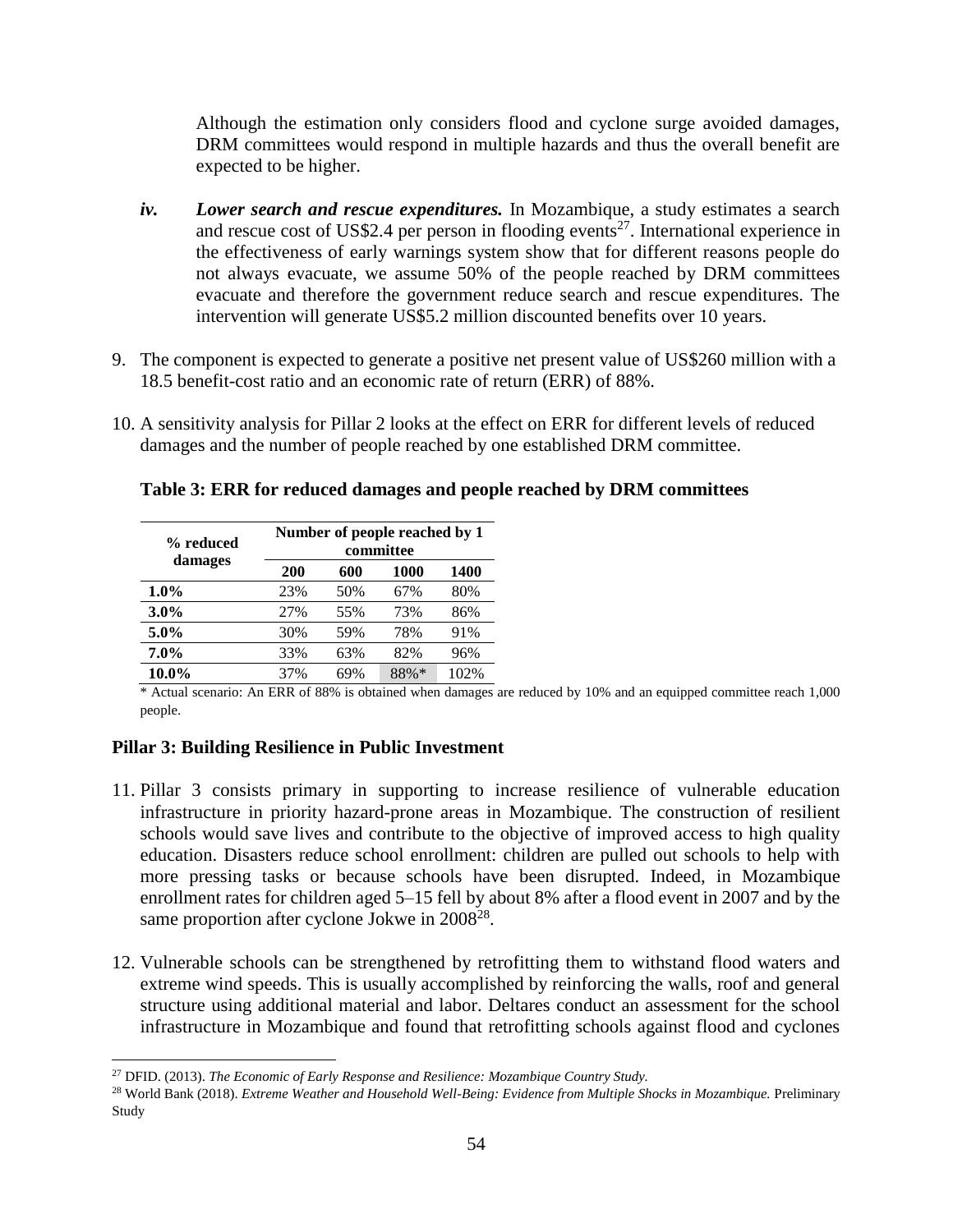Although the estimation only considers flood and cyclone surge avoided damages, DRM committees would respond in multiple hazards and thus the overall benefit are expected to be higher.

*iv.* ***Lower search and rescue expenditures.*** In Mozambique, a study estimates a search and rescue cost of US$2.4 per person in flooding events[27]. International experience in the effectiveness of early warnings system show that for different reasons people do not always evacuate, we assume 50% of the people reached by DRM committees evacuate and therefore the government reduce search and rescue expenditures. The intervention will generate US$5.2 million discounted benefits over 10 years.

9. The component is expected to generate a positive net present value of US$260 million with a 18.5 benefit-cost ratio and an economic rate of return (ERR) of 88%.

10. A sensitivity analysis for Pillar 2 looks at the effect on ERR for different levels of reduced damages and the number of people reached by one established DRM committee.

**Table 3: ERR for reduced damages and people reached by DRM committees**

| % reduced damages | Number of people reached by 1 committee | | | |
|---|---|---|---|---|
| | **200** | **600** | **1000** | **1400** |
| **1.0%** | 23% | 50% | 67% | 80% |
| **3.0%** | 27% | 55% | 73% | 86% |
| **5.0%** | 30% | 59% | 78% | 91% |
| **7.0%** | 33% | 63% | 82% | 96% |
| **10.0%** | 37% | 69% | 88%* | 102% |

\* Actual scenario: An ERR of 88% is obtained when damages are reduced by 10% and an equipped committee reach 1,000 people.

### Pillar 3: Building Resilience in Public Investment

11. Pillar 3 consists primary in supporting to increase resilience of vulnerable education infrastructure in priority hazard-prone areas in Mozambique. The construction of resilient schools would save lives and contribute to the objective of improved access to high quality education. Disasters reduce school enrollment: children are pulled out schools to help with more pressing tasks or because schools have been disrupted. Indeed, in Mozambique enrollment rates for children aged 5–15 fell by about 8% after a flood event in 2007 and by the same proportion after cyclone Jokwe in 2008[28].

12. Vulnerable schools can be strengthened by retrofitting them to withstand flood waters and extreme wind speeds. This is usually accomplished by reinforcing the walls, roof and general structure using additional material and labor. Deltares conduct an assessment for the school infrastructure in Mozambique and found that retrofitting schools against flood and cyclones

---

[27] DFID. (2013). *The Economic of Early Response and Resilience: Mozambique Country Study.*

[28] World Bank (2018). *Extreme Weather and Household Well-Being: Evidence from Multiple Shocks in Mozambique.* Preliminary Study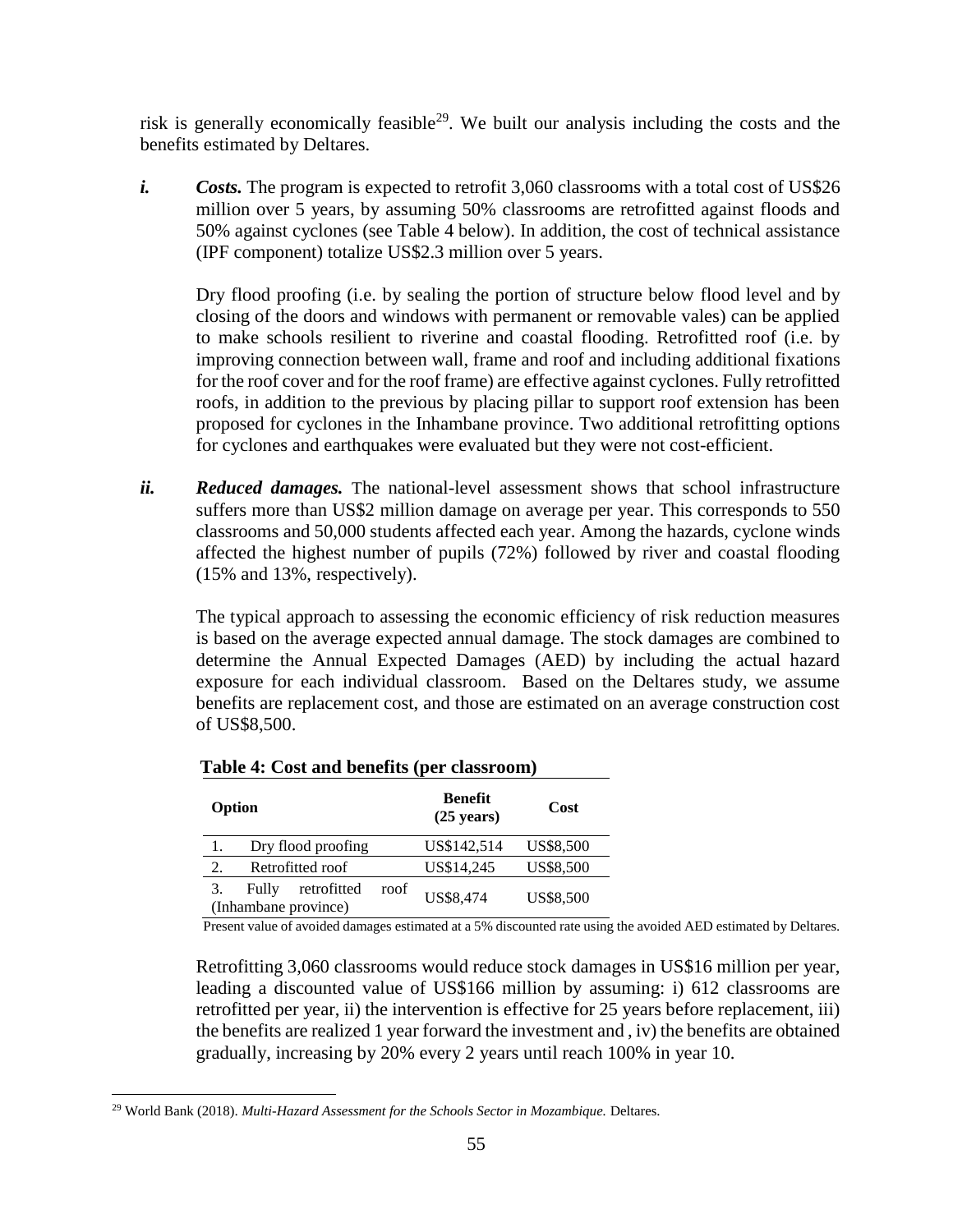risk is generally economically feasible[29]. We built our analysis including the costs and the benefits estimated by Deltares.

***i.*** ***Costs.*** The program is expected to retrofit 3,060 classrooms with a total cost of US$26 million over 5 years, by assuming 50% classrooms are retrofitted against floods and 50% against cyclones (see Table 4 below). In addition, the cost of technical assistance (IPF component) totalize US$2.3 million over 5 years.

Dry flood proofing (i.e. by sealing the portion of structure below flood level and by closing of the doors and windows with permanent or removable vales) can be applied to make schools resilient to riverine and coastal flooding. Retrofitted roof (i.e. by improving connection between wall, frame and roof and including additional fixations for the roof cover and for the roof frame) are effective against cyclones. Fully retrofitted roofs, in addition to the previous by placing pillar to support roof extension has been proposed for cyclones in the Inhambane province. Two additional retrofitting options for cyclones and earthquakes were evaluated but they were not cost-efficient.

***ii.*** ***Reduced damages.*** The national-level assessment shows that school infrastructure suffers more than US$2 million damage on average per year. This corresponds to 550 classrooms and 50,000 students affected each year. Among the hazards, cyclone winds affected the highest number of pupils (72%) followed by river and coastal flooding (15% and 13%, respectively).

The typical approach to assessing the economic efficiency of risk reduction measures is based on the average expected annual damage. The stock damages are combined to determine the Annual Expected Damages (AED) by including the actual hazard exposure for each individual classroom. Based on the Deltares study, we assume benefits are replacement cost, and those are estimated on an average construction cost of US$8,500.

**Table 4: Cost and benefits (per classroom)**

| Option | Benefit (25 years) | Cost |
|---|---|---|
| 1. Dry flood proofing | US$142,514 | US$8,500 |
| 2. Retrofitted roof | US$14,245 | US$8,500 |
| 3. Fully retrofitted roof (Inhambane province) | US$8,474 | US$8,500 |

Present value of avoided damages estimated at a 5% discounted rate using the avoided AED estimated by Deltares.

Retrofitting 3,060 classrooms would reduce stock damages in US$16 million per year, leading a discounted value of US$166 million by assuming: i) 612 classrooms are retrofitted per year, ii) the intervention is effective for 25 years before replacement, iii) the benefits are realized 1 year forward the investment and , iv) the benefits are obtained gradually, increasing by 20% every 2 years until reach 100% in year 10.

[29] World Bank (2018). *Multi-Hazard Assessment for the Schools Sector in Mozambique.* Deltares.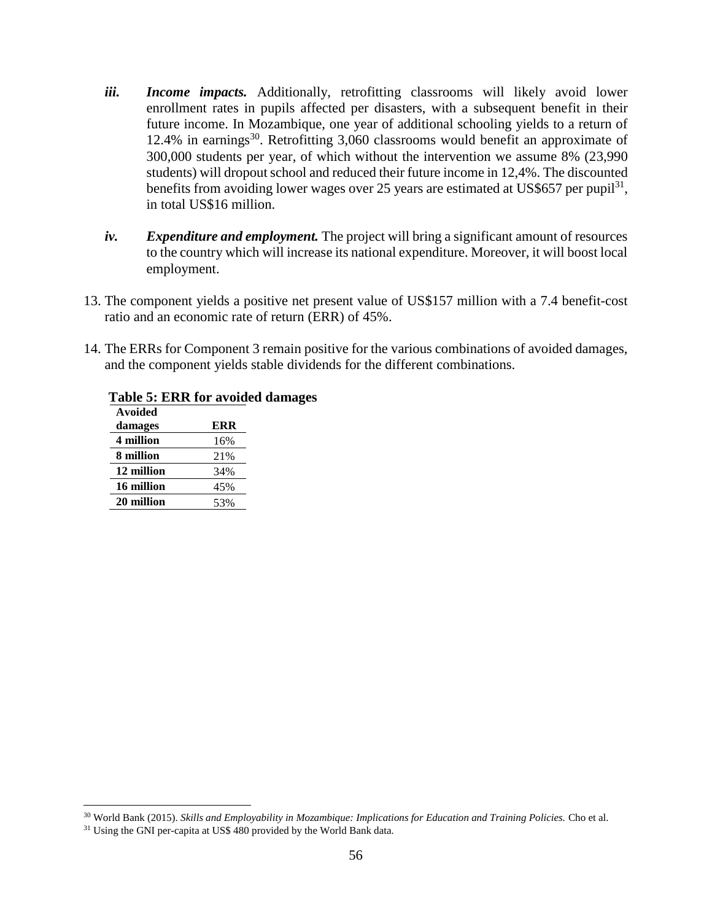*iii.* ***Income impacts.*** Additionally, retrofitting classrooms will likely avoid lower enrollment rates in pupils affected per disasters, with a subsequent benefit in their future income. In Mozambique, one year of additional schooling yields to a return of 12.4% in earnings[30]. Retrofitting 3,060 classrooms would benefit an approximate of 300,000 students per year, of which without the intervention we assume 8% (23,990 students) will dropout school and reduced their future income in 12,4%. The discounted benefits from avoiding lower wages over 25 years are estimated at US$657 per pupil[31], in total US$16 million.

*iv.* ***Expenditure and employment.*** The project will bring a significant amount of resources to the country which will increase its national expenditure. Moreover, it will boost local employment.

13. The component yields a positive net present value of US$157 million with a 7.4 benefit-cost ratio and an economic rate of return (ERR) of 45%.

14. The ERRs for Component 3 remain positive for the various combinations of avoided damages, and the component yields stable dividends for the different combinations.

**Table 5: ERR for avoided damages**

| Avoided damages | ERR |
|---|---|
| **4 million** | 16% |
| **8 million** | 21% |
| **12 million** | 34% |
| **16 million** | 45% |
| **20 million** | 53% |

[30] World Bank (2015). *Skills and Employability in Mozambique: Implications for Education and Training Policies.* Cho et al.

[31] Using the GNI per-capita at US$ 480 provided by the World Bank data.